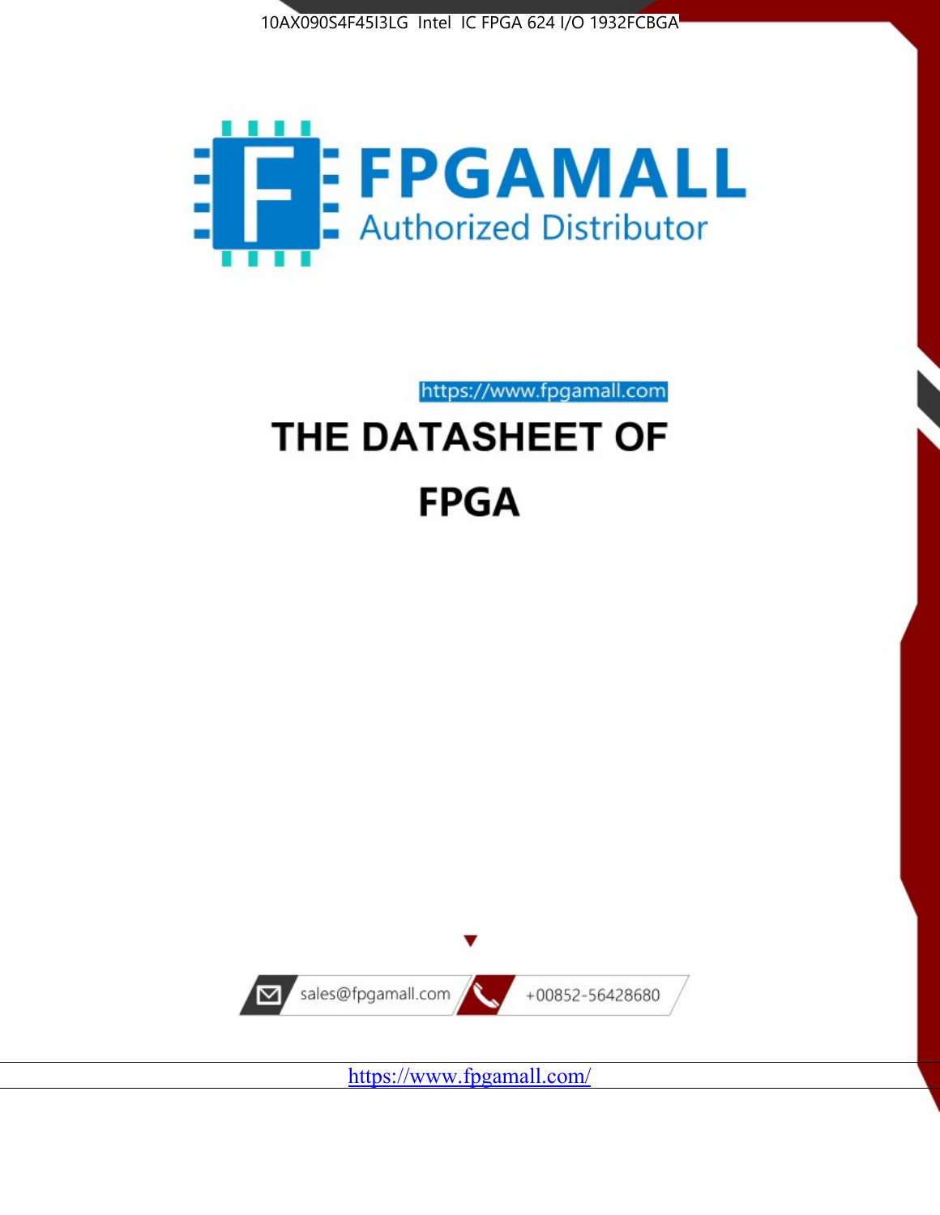10AX090S4F45I3LG Intel IC FPGA 624 I/O 1932FCBGA

FPGAMALL

Authorized Distributor

https://www.fpgamall.com

# THE DATASHEET OF

# FPGA

sales@fpgamall.com

+00852-56428680

https://www.fpgamall.com/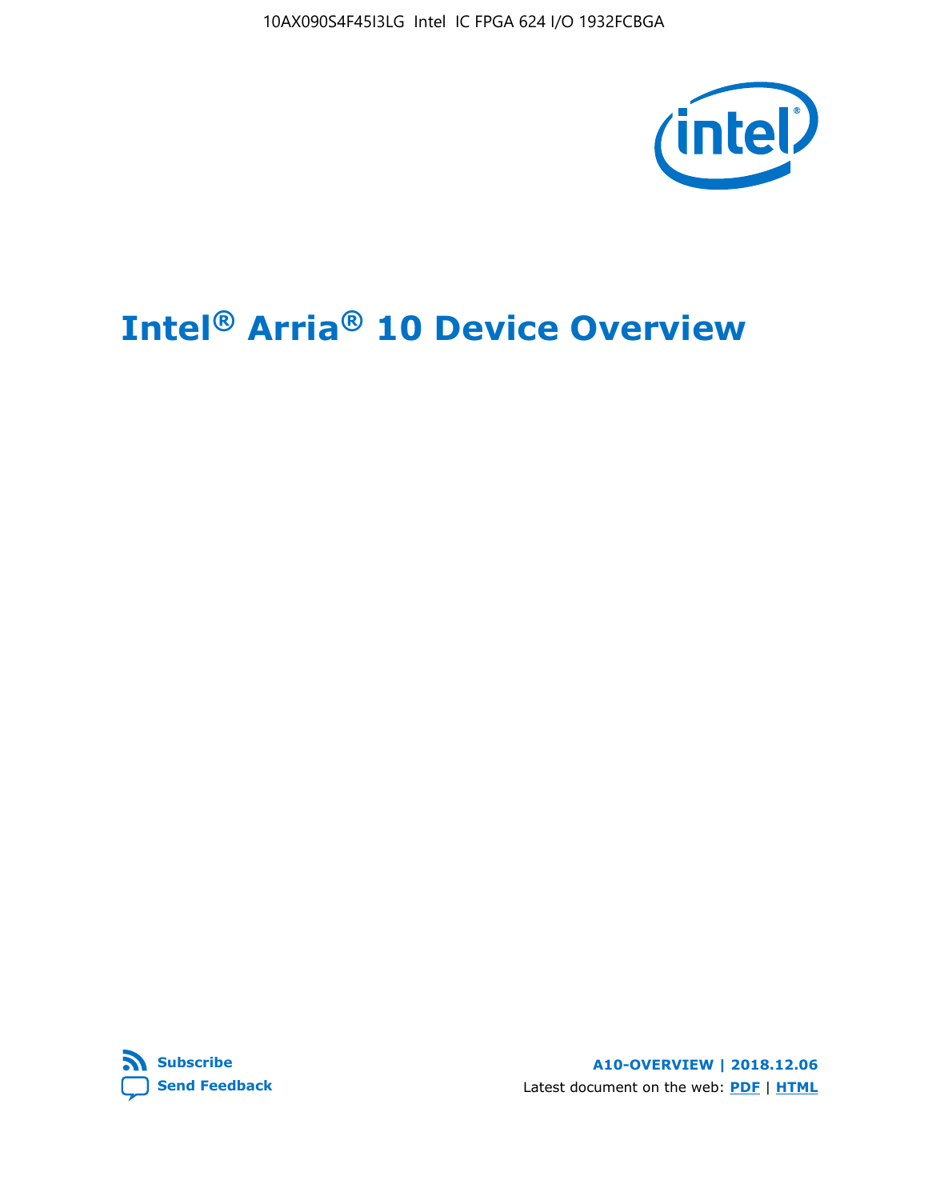# Intel® Arria® 10 Device Overview

**Subscribe**

**Send Feedback**

**A10-OVERVIEW | 2018.12.06**

Latest document on the web: **PDF** | **HTML**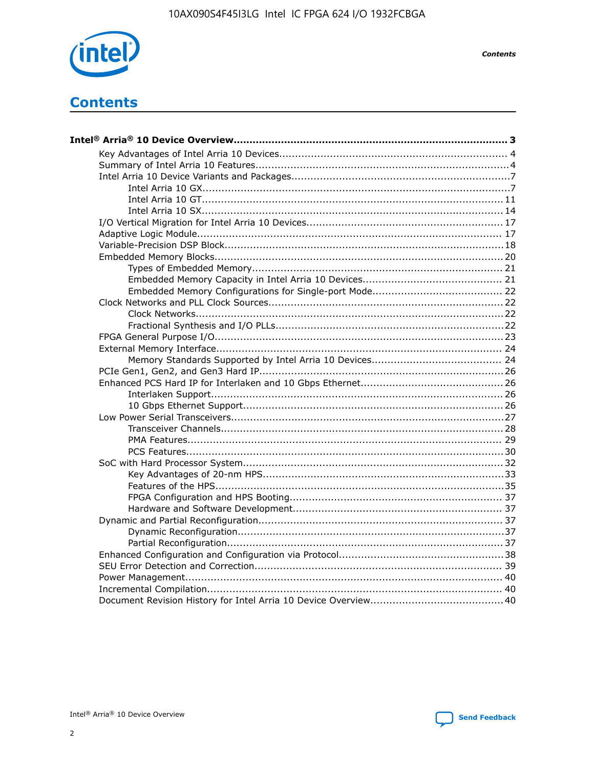# Contents

**Intel® Arria® 10 Device Overview....................................................................................... 3**

- Key Advantages of Intel Arria 10 Devices........................................................................ 4
- Summary of Intel Arria 10 Features................................................................................4
- Intel Arria 10 Device Variants and Packages.....................................................................7
  - Intel Arria 10 GX.................................................................................................7
  - Intel Arria 10 GT............................................................................................... 11
  - Intel Arria 10 SX............................................................................................... 14
- I/O Vertical Migration for Intel Arria 10 Devices.............................................................. 17
- Adaptive Logic Module................................................................................................ 17
- Variable-Precision DSP Block........................................................................................18
- Embedded Memory Blocks...........................................................................................20
  - Types of Embedded Memory............................................................................... 21
  - Embedded Memory Capacity in Intel Arria 10 Devices............................................ 21
  - Embedded Memory Configurations for Single-port Mode......................................... 22
- Clock Networks and PLL Clock Sources.........................................................................22
  - Clock Networks.................................................................................................22
  - Fractional Synthesis and I/O PLLs........................................................................22
- FPGA General Purpose I/O..........................................................................................23
- External Memory Interface.......................................................................................... 24
  - Memory Standards Supported by Intel Arria 10 Devices......................................... 24
- PCIe Gen1, Gen2, and Gen3 Hard IP.............................................................................26
- Enhanced PCS Hard IP for Interlaken and 10 Gbps Ethernet.............................................26
  - Interlaken Support............................................................................................ 26
  - 10 Gbps Ethernet Support.................................................................................. 26
- Low Power Serial Transceivers.....................................................................................27
  - Transceiver Channels.........................................................................................28
  - PMA Features................................................................................................... 29
  - PCS Features....................................................................................................30
- SoC with Hard Processor System.................................................................................32
  - Key Advantages of 20-nm HPS............................................................................33
  - Features of the HPS...........................................................................................35
  - FPGA Configuration and HPS Booting................................................................... 37
  - Hardware and Software Development.................................................................. 37
- Dynamic and Partial Reconfiguration............................................................................ 37
  - Dynamic Reconfiguration....................................................................................37
  - Partial Reconfiguration.......................................................................................37
- Enhanced Configuration and Configuration via Protocol....................................................38
- SEU Error Detection and Correction............................................................................. 39
- Power Management.................................................................................................... 40
- Incremental Compilation............................................................................................. 40
- Document Revision History for Intel Arria 10 Device Overview..........................................40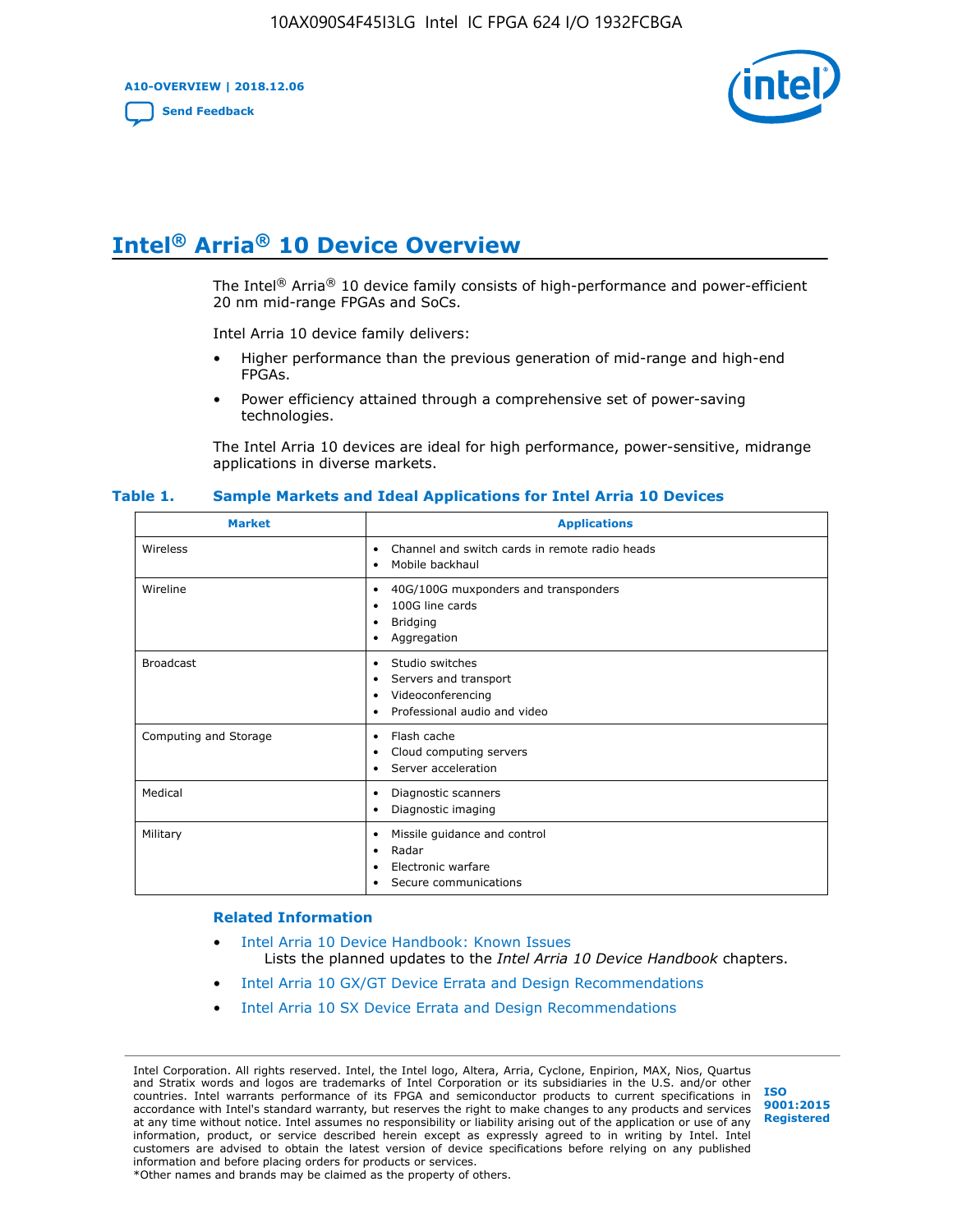# Intel® Arria® 10 Device Overview

The Intel® Arria® 10 device family consists of high-performance and power-efficient 20 nm mid-range FPGAs and SoCs.

Intel Arria 10 device family delivers:

- Higher performance than the previous generation of mid-range and high-end FPGAs.
- Power efficiency attained through a comprehensive set of power-saving technologies.

The Intel Arria 10 devices are ideal for high performance, power-sensitive, midrange applications in diverse markets.

**Table 1. Sample Markets and Ideal Applications for Intel Arria 10 Devices**

| Market | Applications |
|---|---|
| Wireless | • Channel and switch cards in remote radio heads<br>• Mobile backhaul |
| Wireline | • 40G/100G muxponders and transponders<br>• 100G line cards<br>• Bridging<br>• Aggregation |
| Broadcast | • Studio switches<br>• Servers and transport<br>• Videoconferencing<br>• Professional audio and video |
| Computing and Storage | • Flash cache<br>• Cloud computing servers<br>• Server acceleration |
| Medical | • Diagnostic scanners<br>• Diagnostic imaging |
| Military | • Missile guidance and control<br>• Radar<br>• Electronic warfare<br>• Secure communications |

**Related Information**

- Intel Arria 10 Device Handbook: Known Issues
  Lists the planned updates to the *Intel Arria 10 Device Handbook* chapters.
- Intel Arria 10 GX/GT Device Errata and Design Recommendations
- Intel Arria 10 SX Device Errata and Design Recommendations

Intel Corporation. All rights reserved. Intel, the Intel logo, Altera, Arria, Cyclone, Enpirion, MAX, Nios, Quartus and Stratix words and logos are trademarks of Intel Corporation or its subsidiaries in the U.S. and/or other countries. Intel warrants performance of its FPGA and semiconductor products to current specifications in accordance with Intel's standard warranty, but reserves the right to make changes to any products and services at any time without notice. Intel assumes no responsibility or liability arising out of the application or use of any information, product, or service described herein except as expressly agreed to in writing by Intel. Intel customers are advised to obtain the latest version of device specifications before relying on any published information and before placing orders for products or services.
*Other names and brands may be claimed as the property of others.

ISO 9001:2015 Registered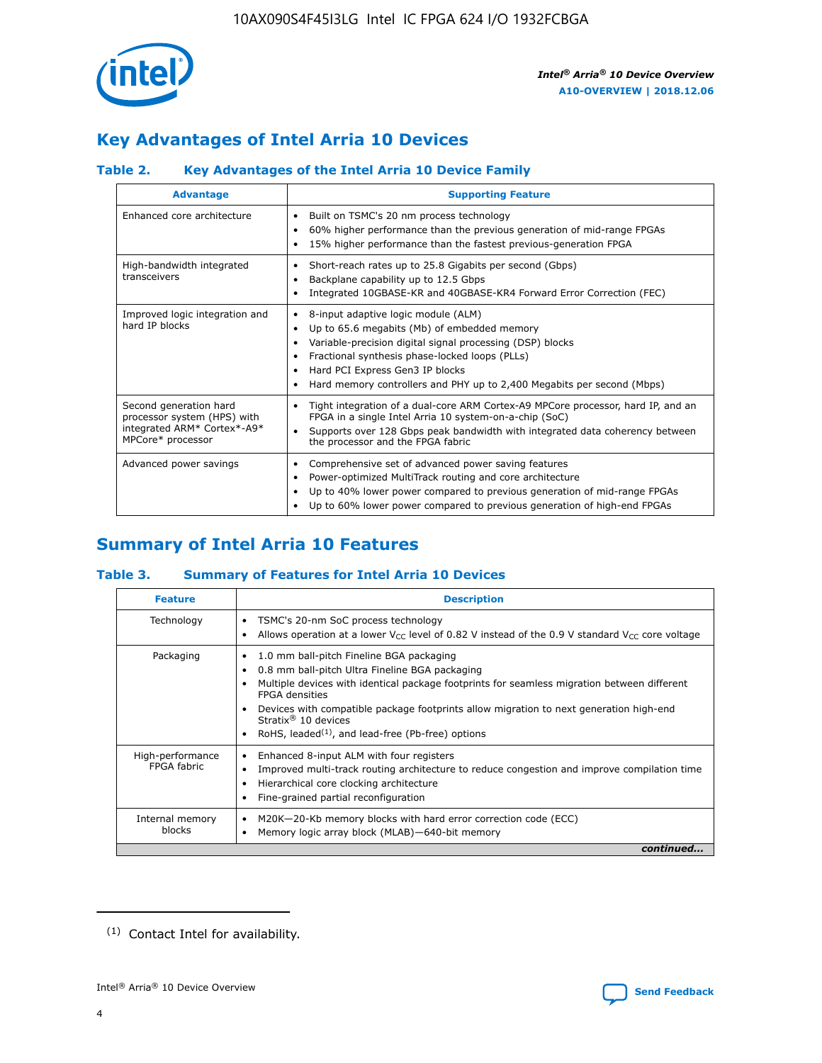## Key Advantages of Intel Arria 10 Devices

### Table 2. Key Advantages of the Intel Arria 10 Device Family

| Advantage | Supporting Feature |
|---|---|
| Enhanced core architecture | • Built on TSMC's 20 nm process technology<br>• 60% higher performance than the previous generation of mid-range FPGAs<br>• 15% higher performance than the fastest previous-generation FPGA |
| High-bandwidth integrated transceivers | • Short-reach rates up to 25.8 Gigabits per second (Gbps)<br>• Backplane capability up to 12.5 Gbps<br>• Integrated 10GBASE-KR and 40GBASE-KR4 Forward Error Correction (FEC) |
| Improved logic integration and hard IP blocks | • 8-input adaptive logic module (ALM)<br>• Up to 65.6 megabits (Mb) of embedded memory<br>• Variable-precision digital signal processing (DSP) blocks<br>• Fractional synthesis phase-locked loops (PLLs)<br>• Hard PCI Express Gen3 IP blocks<br>• Hard memory controllers and PHY up to 2,400 Megabits per second (Mbps) |
| Second generation hard processor system (HPS) with integrated ARM* Cortex*-A9* MPCore* processor | • Tight integration of a dual-core ARM Cortex-A9 MPCore processor, hard IP, and an FPGA in a single Intel Arria 10 system-on-a-chip (SoC)<br>• Supports over 128 Gbps peak bandwidth with integrated data coherency between the processor and the FPGA fabric |
| Advanced power savings | • Comprehensive set of advanced power saving features<br>• Power-optimized MultiTrack routing and core architecture<br>• Up to 40% lower power compared to previous generation of mid-range FPGAs<br>• Up to 60% lower power compared to previous generation of high-end FPGAs |

## Summary of Intel Arria 10 Features

### Table 3. Summary of Features for Intel Arria 10 Devices

| Feature | Description |
|---|---|
| Technology | • TSMC's 20-nm SoC process technology<br>• Allows operation at a lower $V_{CC}$ level of 0.82 V instead of the 0.9 V standard $V_{CC}$ core voltage |
| Packaging | • 1.0 mm ball-pitch Fineline BGA packaging<br>• 0.8 mm ball-pitch Ultra Fineline BGA packaging<br>• Multiple devices with identical package footprints for seamless migration between different FPGA densities<br>• Devices with compatible package footprints allow migration to next generation high-end Stratix® 10 devices<br>• RoHS, leaded[(1)], and lead-free (Pb-free) options |
| High-performance FPGA fabric | • Enhanced 8-input ALM with four registers<br>• Improved multi-track routing architecture to reduce congestion and improve compilation time<br>• Hierarchical core clocking architecture<br>• Fine-grained partial reconfiguration |
| Internal memory blocks | • M20K—20-Kb memory blocks with hard error correction code (ECC)<br>• Memory logic array block (MLAB)—640-bit memory |

*continued...*

(1) Contact Intel for availability.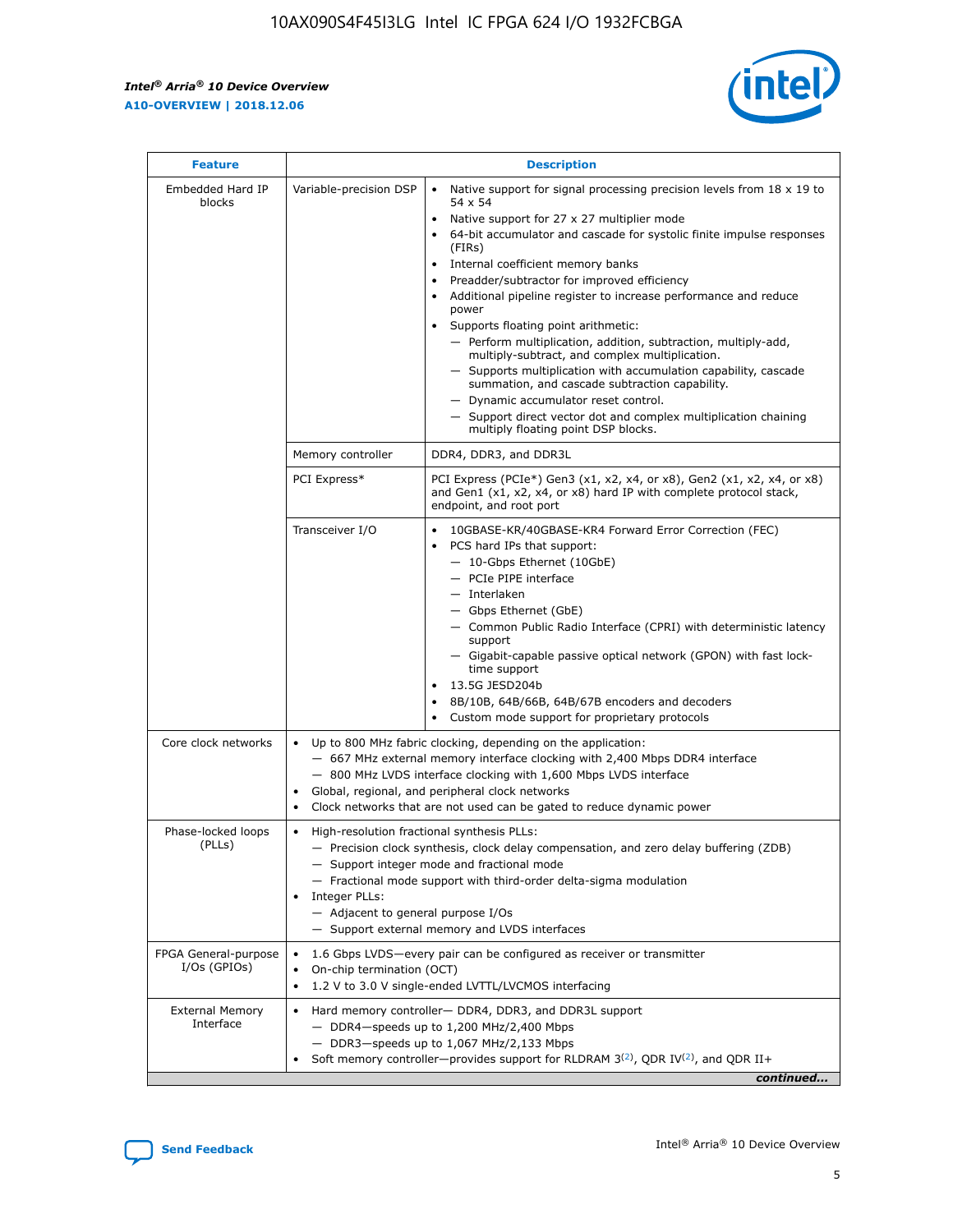| Feature | Description | |
|---|---|---|
| Embedded Hard IP blocks | Variable-precision DSP | • Native support for signal processing precision levels from 18 x 19 to 54 x 54<br>• Native support for 27 x 27 multiplier mode<br>• 64-bit accumulator and cascade for systolic finite impulse responses (FIRs)<br>• Internal coefficient memory banks<br>• Preadder/subtractor for improved efficiency<br>• Additional pipeline register to increase performance and reduce power<br>• Supports floating point arithmetic:<br>— Perform multiplication, addition, subtraction, multiply-add, multiply-subtract, and complex multiplication.<br>— Supports multiplication with accumulation capability, cascade summation, and cascade subtraction capability.<br>— Dynamic accumulator reset control.<br>— Support direct vector dot and complex multiplication chaining multiply floating point DSP blocks. |
| | Memory controller | DDR4, DDR3, and DDR3L |
| | PCI Express* | PCI Express (PCIe*) Gen3 (x1, x2, x4, or x8), Gen2 (x1, x2, x4, or x8) and Gen1 (x1, x2, x4, or x8) hard IP with complete protocol stack, endpoint, and root port |
| | Transceiver I/O | • 10GBASE-KR/40GBASE-KR4 Forward Error Correction (FEC)<br>• PCS hard IPs that support:<br>— 10-Gbps Ethernet (10GbE)<br>— PCIe PIPE interface<br>— Interlaken<br>— Gbps Ethernet (GbE)<br>— Common Public Radio Interface (CPRI) with deterministic latency support<br>— Gigabit-capable passive optical network (GPON) with fast lock-time support<br>• 13.5G JESD204b<br>• 8B/10B, 64B/66B, 64B/67B encoders and decoders<br>• Custom mode support for proprietary protocols |
| Core clock networks | • Up to 800 MHz fabric clocking, depending on the application:<br>— 667 MHz external memory interface clocking with 2,400 Mbps DDR4 interface<br>— 800 MHz LVDS interface clocking with 1,600 Mbps LVDS interface<br>• Global, regional, and peripheral clock networks<br>• Clock networks that are not used can be gated to reduce dynamic power | |
| Phase-locked loops (PLLs) | • High-resolution fractional synthesis PLLs:<br>— Precision clock synthesis, clock delay compensation, and zero delay buffering (ZDB)<br>— Support integer mode and fractional mode<br>— Fractional mode support with third-order delta-sigma modulation<br>• Integer PLLs:<br>— Adjacent to general purpose I/Os<br>— Support external memory and LVDS interfaces | |
| FPGA General-purpose I/Os (GPIOs) | • 1.6 Gbps LVDS—every pair can be configured as receiver or transmitter<br>• On-chip termination (OCT)<br>• 1.2 V to 3.0 V single-ended LVTTL/LVCMOS interfacing | |
| External Memory Interface | • Hard memory controller— DDR4, DDR3, and DDR3L support<br>— DDR4—speeds up to 1,200 MHz/2,400 Mbps<br>— DDR3—speeds up to 1,067 MHz/2,133 Mbps<br>• Soft memory controller—provides support for RLDRAM 3[(2)], QDR IV[(2)], and QDR II+ | |

*continued...*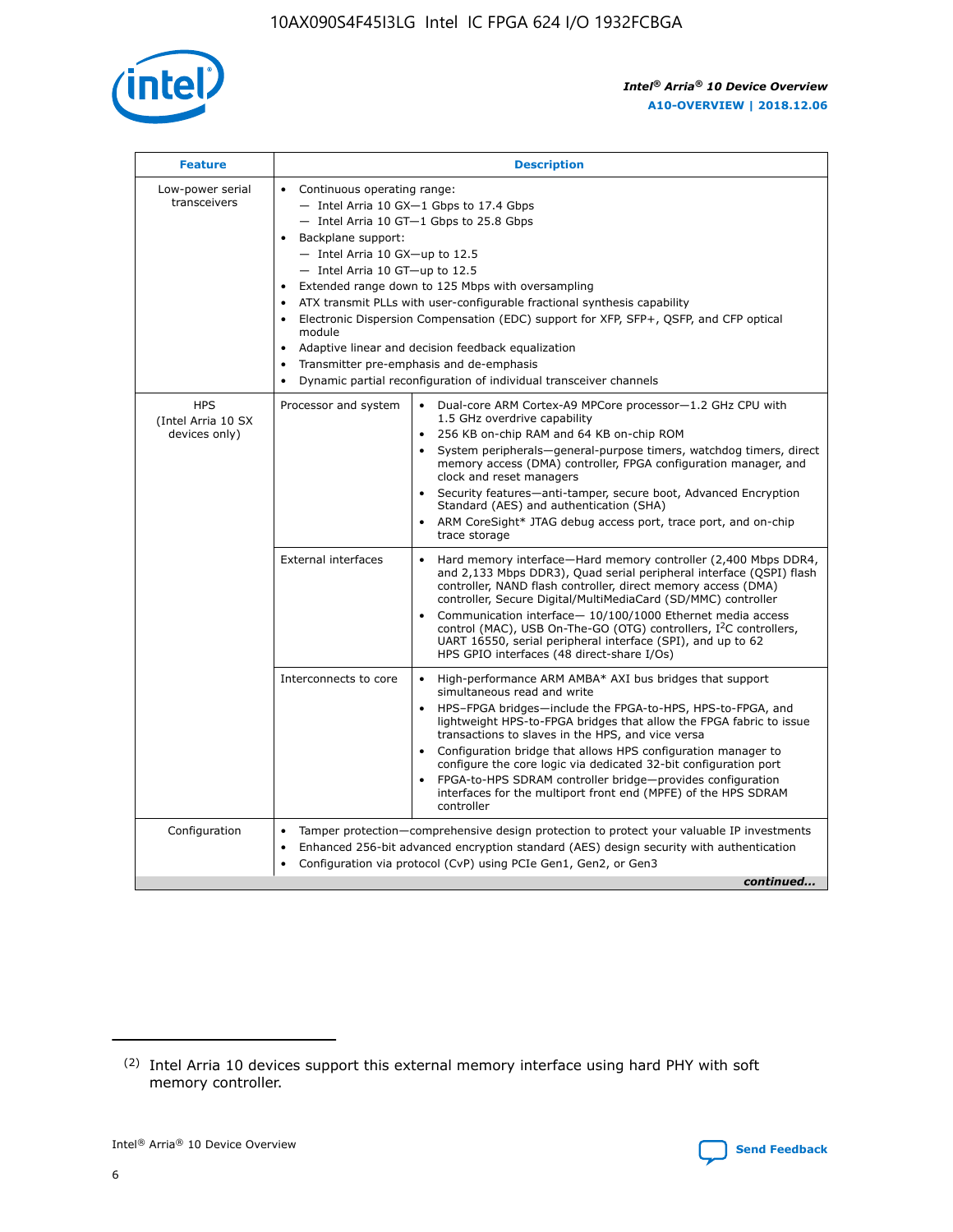| Feature | Description | |
|---|---|---|
| Low-power serial transceivers | • Continuous operating range:<br>— Intel Arria 10 GX—1 Gbps to 17.4 Gbps<br>— Intel Arria 10 GT—1 Gbps to 25.8 Gbps<br>• Backplane support:<br>— Intel Arria 10 GX—up to 12.5<br>— Intel Arria 10 GT—up to 12.5<br>• Extended range down to 125 Mbps with oversampling<br>• ATX transmit PLLs with user-configurable fractional synthesis capability<br>• Electronic Dispersion Compensation (EDC) support for XFP, SFP+, QSFP, and CFP optical module<br>• Adaptive linear and decision feedback equalization<br>• Transmitter pre-emphasis and de-emphasis<br>• Dynamic partial reconfiguration of individual transceiver channels | |
| HPS (Intel Arria 10 SX devices only) | Processor and system | • Dual-core ARM Cortex-A9 MPCore processor—1.2 GHz CPU with 1.5 GHz overdrive capability<br>• 256 KB on-chip RAM and 64 KB on-chip ROM<br>• System peripherals—general-purpose timers, watchdog timers, direct memory access (DMA) controller, FPGA configuration manager, and clock and reset managers<br>• Security features—anti-tamper, secure boot, Advanced Encryption Standard (AES) and authentication (SHA)<br>• ARM CoreSight* JTAG debug access port, trace port, and on-chip trace storage |
| | External interfaces | • Hard memory interface—Hard memory controller (2,400 Mbps DDR4, and 2,133 Mbps DDR3), Quad serial peripheral interface (QSPI) flash controller, NAND flash controller, direct memory access (DMA) controller, Secure Digital/MultiMediaCard (SD/MMC) controller<br>• Communication interface— 10/100/1000 Ethernet media access control (MAC), USB On-The-GO (OTG) controllers, I²C controllers, UART 16550, serial peripheral interface (SPI), and up to 62 HPS GPIO interfaces (48 direct-share I/Os) |
| | Interconnects to core | • High-performance ARM AMBA* AXI bus bridges that support simultaneous read and write<br>• HPS–FPGA bridges—include the FPGA-to-HPS, HPS-to-FPGA, and lightweight HPS-to-FPGA bridges that allow the FPGA fabric to issue transactions to slaves in the HPS, and vice versa<br>• Configuration bridge that allows HPS configuration manager to configure the core logic via dedicated 32-bit configuration port<br>• FPGA-to-HPS SDRAM controller bridge—provides configuration interfaces for the multiport front end (MPFE) of the HPS SDRAM controller |
| Configuration | • Tamper protection—comprehensive design protection to protect your valuable IP investments<br>• Enhanced 256-bit advanced encryption standard (AES) design security with authentication<br>• Configuration via protocol (CvP) using PCIe Gen1, Gen2, or Gen3 | |

*continued...*

(2) Intel Arria 10 devices support this external memory interface using hard PHY with soft memory controller.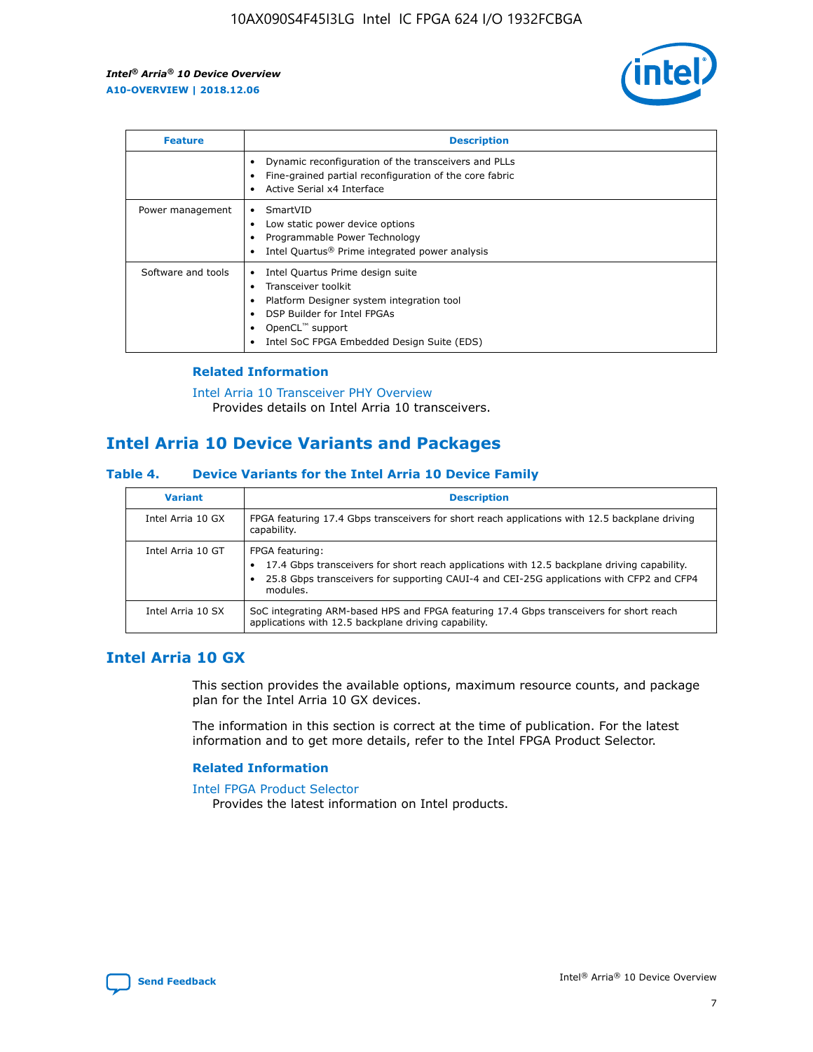| Feature | Description |
| --- | --- |
| | • Dynamic reconfiguration of the transceivers and PLLs<br>• Fine-grained partial reconfiguration of the core fabric<br>• Active Serial x4 Interface |
| Power management | • SmartVID<br>• Low static power device options<br>• Programmable Power Technology<br>• Intel Quartus® Prime integrated power analysis |
| Software and tools | • Intel Quartus Prime design suite<br>• Transceiver toolkit<br>• Platform Designer system integration tool<br>• DSP Builder for Intel FPGAs<br>• OpenCL™ support<br>• Intel SoC FPGA Embedded Design Suite (EDS) |

### Related Information

Intel Arria 10 Transceiver PHY Overview
Provides details on Intel Arria 10 transceivers.

## Intel Arria 10 Device Variants and Packages

#### Table 4. Device Variants for the Intel Arria 10 Device Family

| Variant | Description |
| --- | --- |
| Intel Arria 10 GX | FPGA featuring 17.4 Gbps transceivers for short reach applications with 12.5 backplane driving capability. |
| Intel Arria 10 GT | FPGA featuring:<br>• 17.4 Gbps transceivers for short reach applications with 12.5 backplane driving capability.<br>• 25.8 Gbps transceivers for supporting CAUI-4 and CEI-25G applications with CFP2 and CFP4 modules. |
| Intel Arria 10 SX | SoC integrating ARM-based HPS and FPGA featuring 17.4 Gbps transceivers for short reach applications with 12.5 backplane driving capability. |

## Intel Arria 10 GX

This section provides the available options, maximum resource counts, and package plan for the Intel Arria 10 GX devices.

The information in this section is correct at the time of publication. For the latest information and to get more details, refer to the Intel FPGA Product Selector.

### Related Information

Intel FPGA Product Selector
Provides the latest information on Intel products.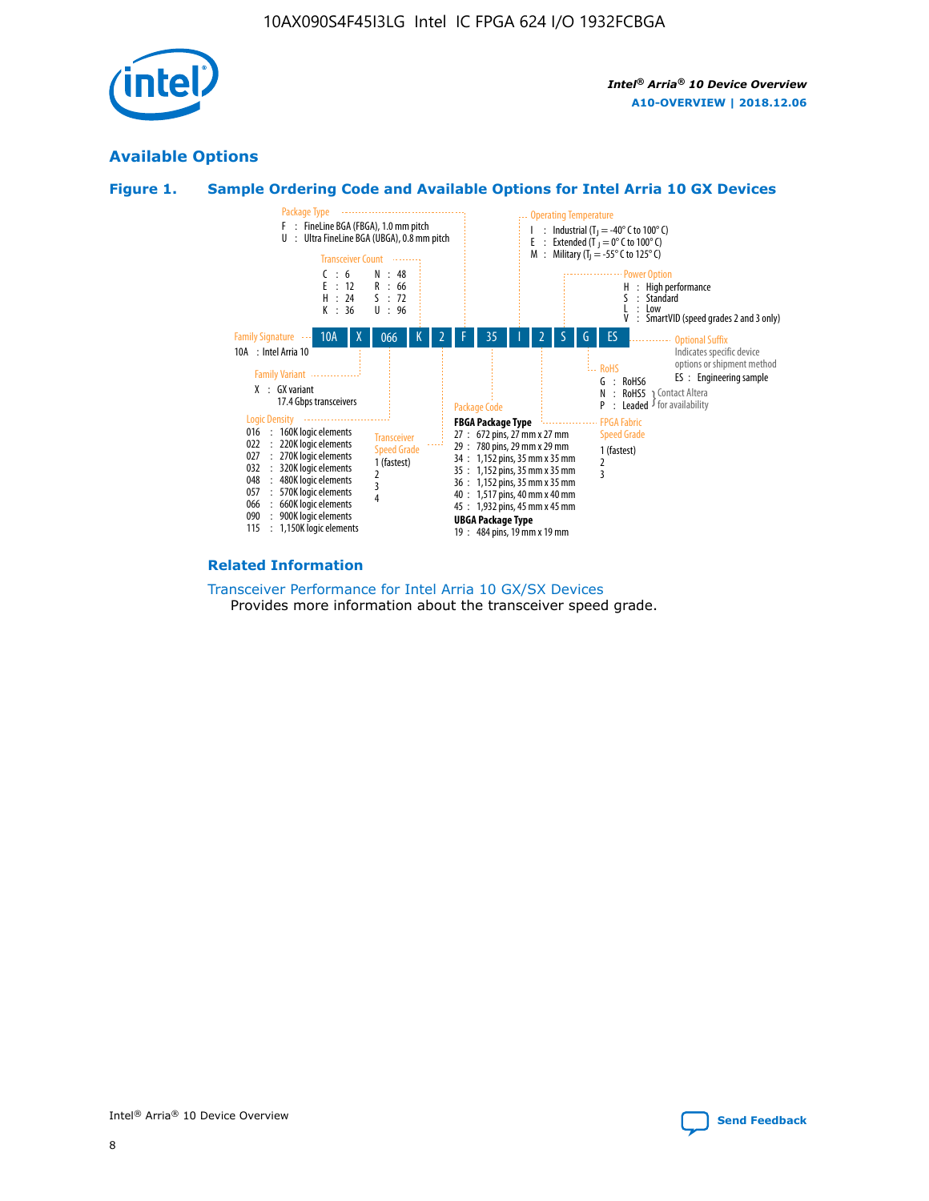## Available Options

### Figure 1. Sample Ordering Code and Available Options for Intel Arria 10 GX Devices

**Sample ordering code:** 10A X 066 K 2 F 35 I 2 S G ES

**Family Signature**
- 10A : Intel Arria 10

**Family Variant**
- X : GX variant, 17.4 Gbps transceivers

**Logic Density**
- 016 : 160K logic elements
- 022 : 220K logic elements
- 027 : 270K logic elements
- 032 : 320K logic elements
- 048 : 480K logic elements
- 057 : 570K logic elements
- 066 : 660K logic elements
- 090 : 900K logic elements
- 115 : 1,150K logic elements

**Transceiver Count**
- C : 6
- E : 12
- H : 24
- K : 36
- N : 48
- R : 66
- S : 72
- U : 96

**Transceiver Speed Grade**
- 1 (fastest)
- 2
- 3
- 4

**Package Type**
- F : FineLine BGA (FBGA), 1.0 mm pitch
- U : Ultra FineLine BGA (UBGA), 0.8 mm pitch

**Package Code**

FBGA Package Type
- 27 : 672 pins, 27 mm x 27 mm
- 29 : 780 pins, 29 mm x 29 mm
- 34 : 1,152 pins, 35 mm x 35 mm
- 35 : 1,152 pins, 35 mm x 35 mm
- 36 : 1,152 pins, 35 mm x 35 mm
- 40 : 1,517 pins, 40 mm x 40 mm
- 45 : 1,932 pins, 45 mm x 45 mm

UBGA Package Type
- 19 : 484 pins, 19 mm x 19 mm

**Operating Temperature**
- I : Industrial ($T_J$ = -40° C to 100° C)
- E : Extended ($T_J$ = 0° C to 100° C)
- M : Military ($T_J$ = -55° C to 125° C)

**FPGA Fabric Speed Grade**
- 1 (fastest)
- 2
- 3

**Power Option**
- H : High performance
- S : Standard
- L : Low
- V : SmartVID (speed grades 2 and 3 only)

**RoHS**
- G : RoHS6
- N : RoHS5 (Contact Altera for availability)
- P : Leaded (Contact Altera for availability)

**Optional Suffix**

Indicates specific device options or shipment method
- ES : Engineering sample

### Related Information

Transceiver Performance for Intel Arria 10 GX/SX Devices
Provides more information about the transceiver speed grade.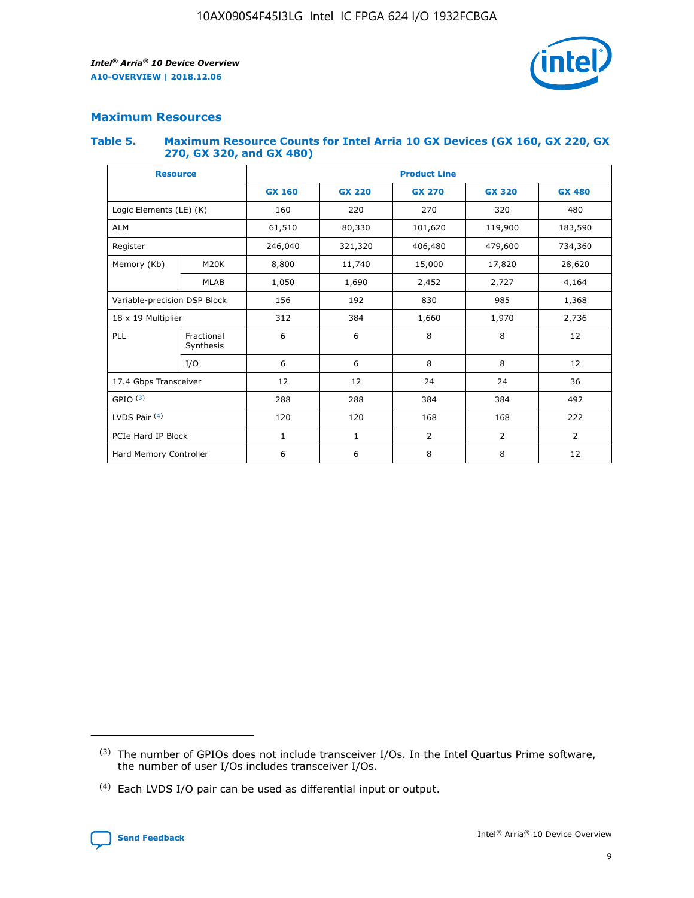## Maximum Resources

### Table 5. Maximum Resource Counts for Intel Arria 10 GX Devices (GX 160, GX 220, GX 270, GX 320, and GX 480)

| Resource | | Product Line | | | | |
|---|---|---|---|---|---|---|
| | | GX 160 | GX 220 | GX 270 | GX 320 | GX 480 |
| Logic Elements (LE) (K) | | 160 | 220 | 270 | 320 | 480 |
| ALM | | 61,510 | 80,330 | 101,620 | 119,900 | 183,590 |
| Register | | 246,040 | 321,320 | 406,480 | 479,600 | 734,360 |
| Memory (Kb) | M20K | 8,800 | 11,740 | 15,000 | 17,820 | 28,620 |
| | MLAB | 1,050 | 1,690 | 2,452 | 2,727 | 4,164 |
| Variable-precision DSP Block | | 156 | 192 | 830 | 985 | 1,368 |
| 18 x 19 Multiplier | | 312 | 384 | 1,660 | 1,970 | 2,736 |
| PLL | Fractional Synthesis | 6 | 6 | 8 | 8 | 12 |
| | I/O | 6 | 6 | 8 | 8 | 12 |
| 17.4 Gbps Transceiver | | 12 | 12 | 24 | 24 | 36 |
| GPIO [3] | | 288 | 288 | 384 | 384 | 492 |
| LVDS Pair [4] | | 120 | 120 | 168 | 168 | 222 |
| PCIe Hard IP Block | | 1 | 1 | 2 | 2 | 2 |
| Hard Memory Controller | | 6 | 6 | 8 | 8 | 12 |

[3] The number of GPIOs does not include transceiver I/Os. In the Intel Quartus Prime software, the number of user I/Os includes transceiver I/Os.

[4] Each LVDS I/O pair can be used as differential input or output.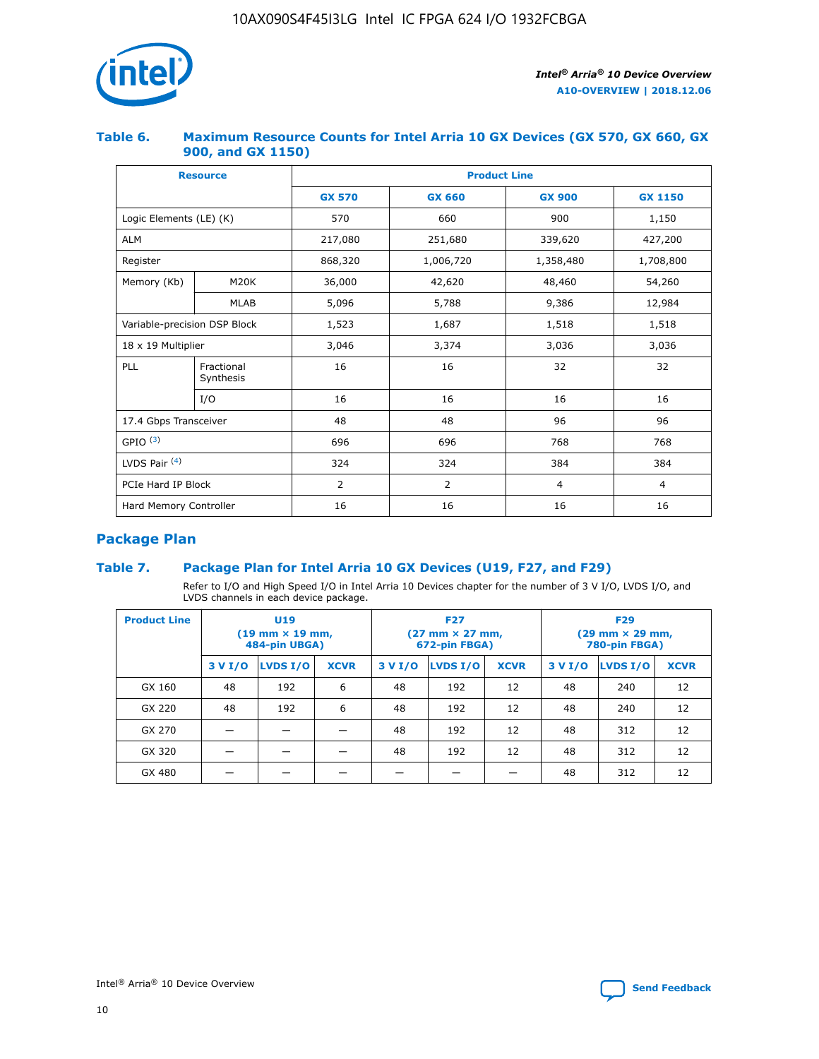## Table 6. Maximum Resource Counts for Intel Arria 10 GX Devices (GX 570, GX 660, GX 900, and GX 1150)

| Resource | | Product Line | | | |
|---|---|---|---|---|---|
| | | GX 570 | GX 660 | GX 900 | GX 1150 |
| Logic Elements (LE) (K) | | 570 | 660 | 900 | 1,150 |
| ALM | | 217,080 | 251,680 | 339,620 | 427,200 |
| Register | | 868,320 | 1,006,720 | 1,358,480 | 1,708,800 |
| Memory (Kb) | M20K | 36,000 | 42,620 | 48,460 | 54,260 |
| | MLAB | 5,096 | 5,788 | 9,386 | 12,984 |
| Variable-precision DSP Block | | 1,523 | 1,687 | 1,518 | 1,518 |
| 18 x 19 Multiplier | | 3,046 | 3,374 | 3,036 | 3,036 |
| PLL | Fractional Synthesis | 16 | 16 | 32 | 32 |
| | I/O | 16 | 16 | 16 | 16 |
| 17.4 Gbps Transceiver | | 48 | 48 | 96 | 96 |
| GPIO (3) | | 696 | 696 | 768 | 768 |
| LVDS Pair (4) | | 324 | 324 | 384 | 384 |
| PCIe Hard IP Block | | 2 | 2 | 4 | 4 |
| Hard Memory Controller | | 16 | 16 | 16 | 16 |

## Package Plan

## Table 7. Package Plan for Intel Arria 10 GX Devices (U19, F27, and F29)

Refer to I/O and High Speed I/O in Intel Arria 10 Devices chapter for the number of 3 V I/O, LVDS I/O, and LVDS channels in each device package.

| Product Line | U19 (19 mm × 19 mm, 484-pin UBGA) | | | F27 (27 mm × 27 mm, 672-pin FBGA) | | | F29 (29 mm × 29 mm, 780-pin FBGA) | | |
|---|---|---|---|---|---|---|---|---|---|
| | 3 V I/O | LVDS I/O | XCVR | 3 V I/O | LVDS I/O | XCVR | 3 V I/O | LVDS I/O | XCVR |
| GX 160 | 48 | 192 | 6 | 48 | 192 | 12 | 48 | 240 | 12 |
| GX 220 | 48 | 192 | 6 | 48 | 192 | 12 | 48 | 240 | 12 |
| GX 270 | — | — | — | 48 | 192 | 12 | 48 | 312 | 12 |
| GX 320 | — | — | — | 48 | 192 | 12 | 48 | 312 | 12 |
| GX 480 | — | — | — | — | — | — | 48 | 312 | 12 |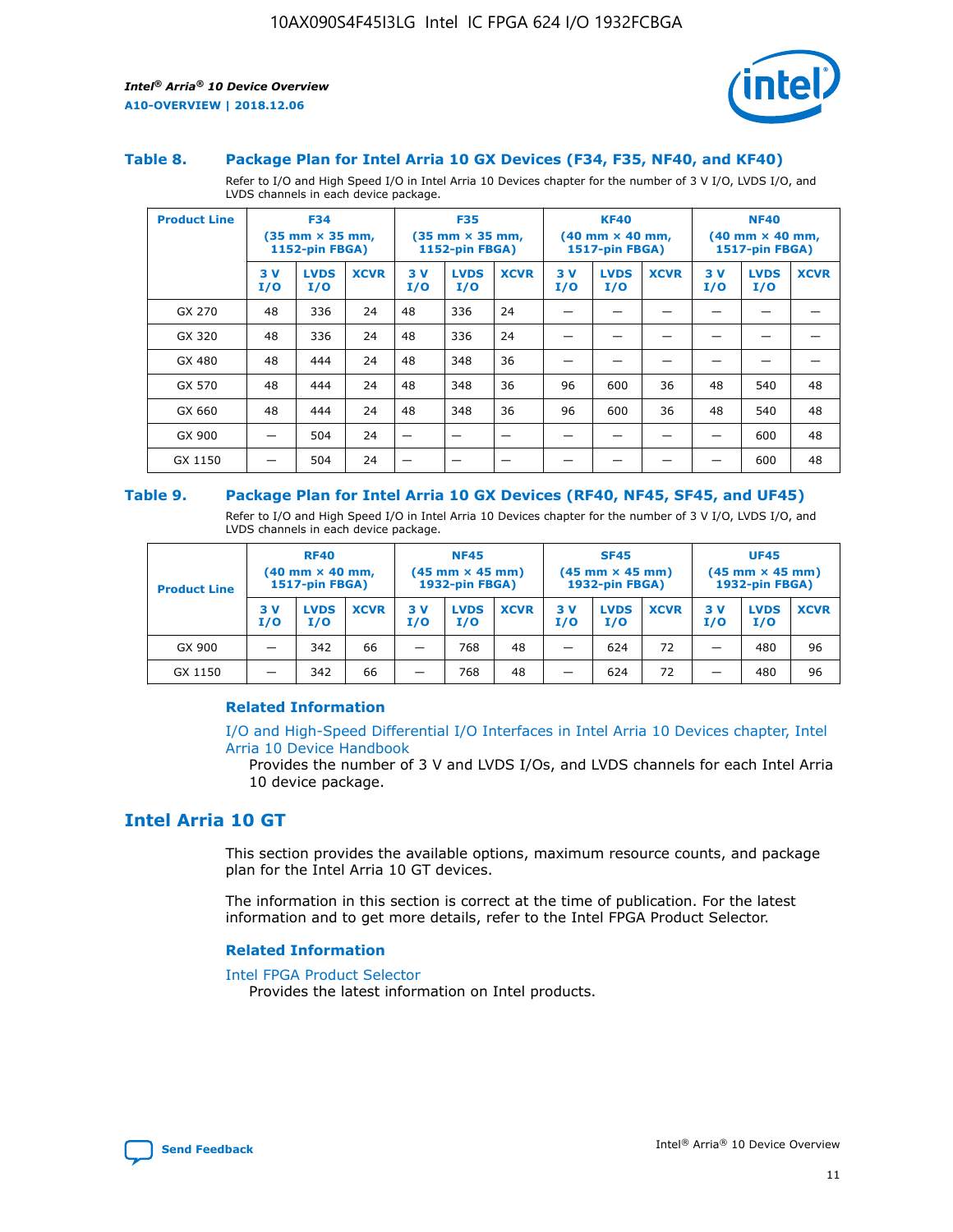### Table 8. Package Plan for Intel Arria 10 GX Devices (F34, F35, NF40, and KF40)

Refer to I/O and High Speed I/O in Intel Arria 10 Devices chapter for the number of 3 V I/O, LVDS I/O, and LVDS channels in each device package.

| Product Line | F34 (35 mm × 35 mm, 1152-pin FBGA) | | | F35 (35 mm × 35 mm, 1152-pin FBGA) | | | KF40 (40 mm × 40 mm, 1517-pin FBGA) | | | NF40 (40 mm × 40 mm, 1517-pin FBGA) | | |
|---|---|---|---|---|---|---|---|---|---|---|---|---|
| | 3 V I/O | LVDS I/O | XCVR | 3 V I/O | LVDS I/O | XCVR | 3 V I/O | LVDS I/O | XCVR | 3 V I/O | LVDS I/O | XCVR |
| GX 270 | 48 | 336 | 24 | 48 | 336 | 24 | — | — | — | — | — | — |
| GX 320 | 48 | 336 | 24 | 48 | 336 | 24 | — | — | — | — | — | — |
| GX 480 | 48 | 444 | 24 | 48 | 348 | 36 | — | — | — | — | — | — |
| GX 570 | 48 | 444 | 24 | 48 | 348 | 36 | 96 | 600 | 36 | 48 | 540 | 48 |
| GX 660 | 48 | 444 | 24 | 48 | 348 | 36 | 96 | 600 | 36 | 48 | 540 | 48 |
| GX 900 | — | 504 | 24 | — | — | — | — | — | — | — | 600 | 48 |
| GX 1150 | — | 504 | 24 | — | — | — | — | — | — | — | 600 | 48 |

### Table 9. Package Plan for Intel Arria 10 GX Devices (RF40, NF45, SF45, and UF45)

Refer to I/O and High Speed I/O in Intel Arria 10 Devices chapter for the number of 3 V I/O, LVDS I/O, and LVDS channels in each device package.

| Product Line | RF40 (40 mm × 40 mm, 1517-pin FBGA) | | | NF45 (45 mm × 45 mm) 1932-pin FBGA) | | | SF45 (45 mm × 45 mm) 1932-pin FBGA) | | | UF45 (45 mm × 45 mm) 1932-pin FBGA) | | |
|---|---|---|---|---|---|---|---|---|---|---|---|---|
| | 3 V I/O | LVDS I/O | XCVR | 3 V I/O | LVDS I/O | XCVR | 3 V I/O | LVDS I/O | XCVR | 3 V I/O | LVDS I/O | XCVR |
| GX 900 | — | 342 | 66 | — | 768 | 48 | — | 624 | 72 | — | 480 | 96 |
| GX 1150 | — | 342 | 66 | — | 768 | 48 | — | 624 | 72 | — | 480 | 96 |

#### Related Information

I/O and High-Speed Differential I/O Interfaces in Intel Arria 10 Devices chapter, Intel Arria 10 Device Handbook

Provides the number of 3 V and LVDS I/Os, and LVDS channels for each Intel Arria 10 device package.

## Intel Arria 10 GT

This section provides the available options, maximum resource counts, and package plan for the Intel Arria 10 GT devices.

The information in this section is correct at the time of publication. For the latest information and to get more details, refer to the Intel FPGA Product Selector.

#### Related Information

Intel FPGA Product Selector

Provides the latest information on Intel products.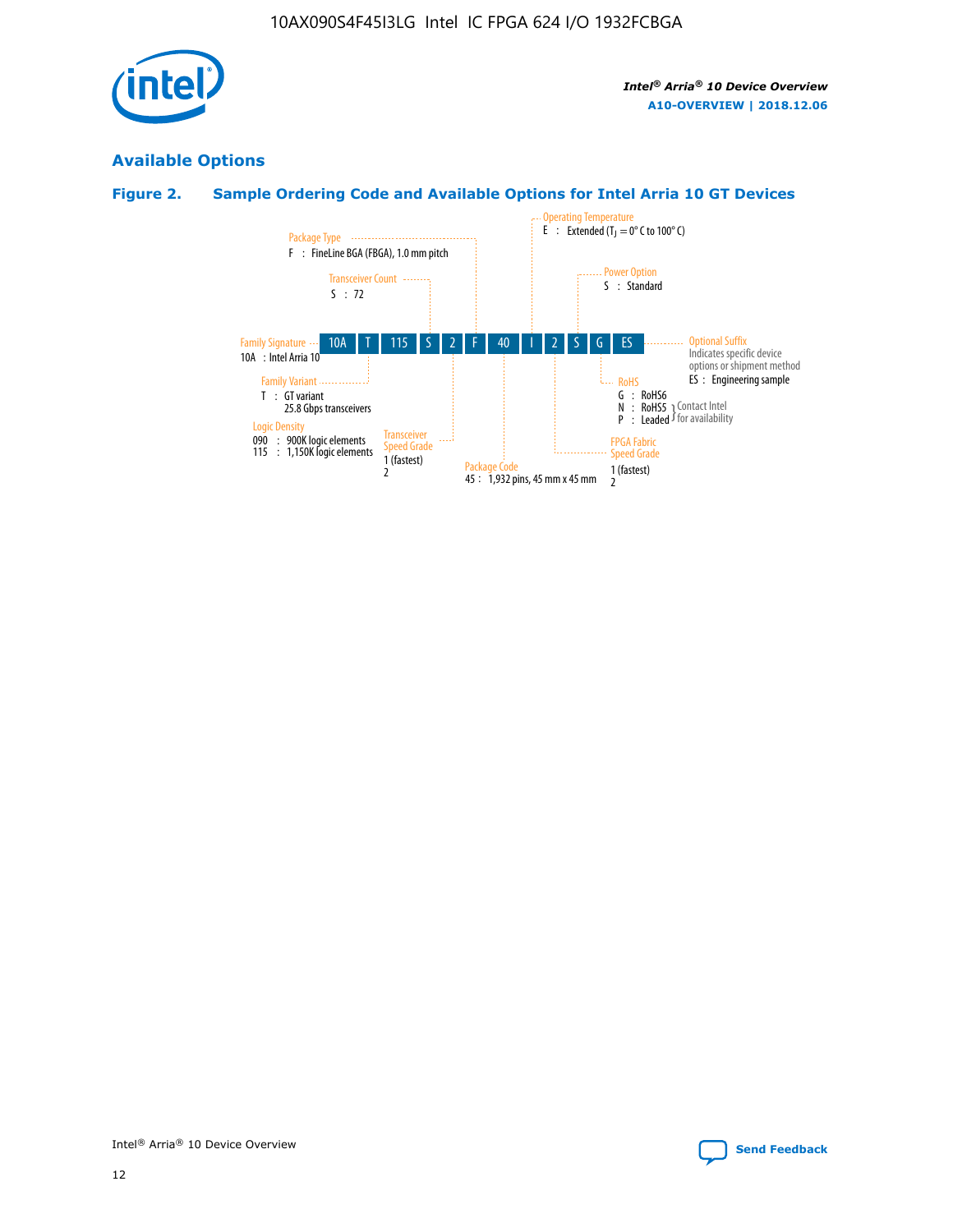## Available Options

### Figure 2. Sample Ordering Code and Available Options for Intel Arria 10 GT Devices

| 10A | T | 115 | S | 2 | F | 40 | I | 2 | S | G | ES |
|---|---|---|---|---|---|---|---|---|---|---|---|

**Family Signature**
10A : Intel Arria 10

**Family Variant**
T : GT variant
25.8 Gbps transceivers

**Logic Density**
090 : 900K logic elements
115 : 1,150K logic elements

**Transceiver Count**
S : 72

**Transceiver Speed Grade**
1 (fastest)
2

**Package Type**
F : FineLine BGA (FBGA), 1.0 mm pitch

**Package Code**
45 : 1,932 pins, 45 mm x 45 mm

**Operating Temperature**
E : Extended ($T_J$ = 0° C to 100° C)

**FPGA Fabric Speed Grade**
1 (fastest)
2

**Power Option**
S : Standard

**RoHS**
G : RoHS6
N : RoHS5 } Contact Intel for availability
P : Leaded } Contact Intel for availability

**Optional Suffix**
Indicates specific device options or shipment method
ES : Engineering sample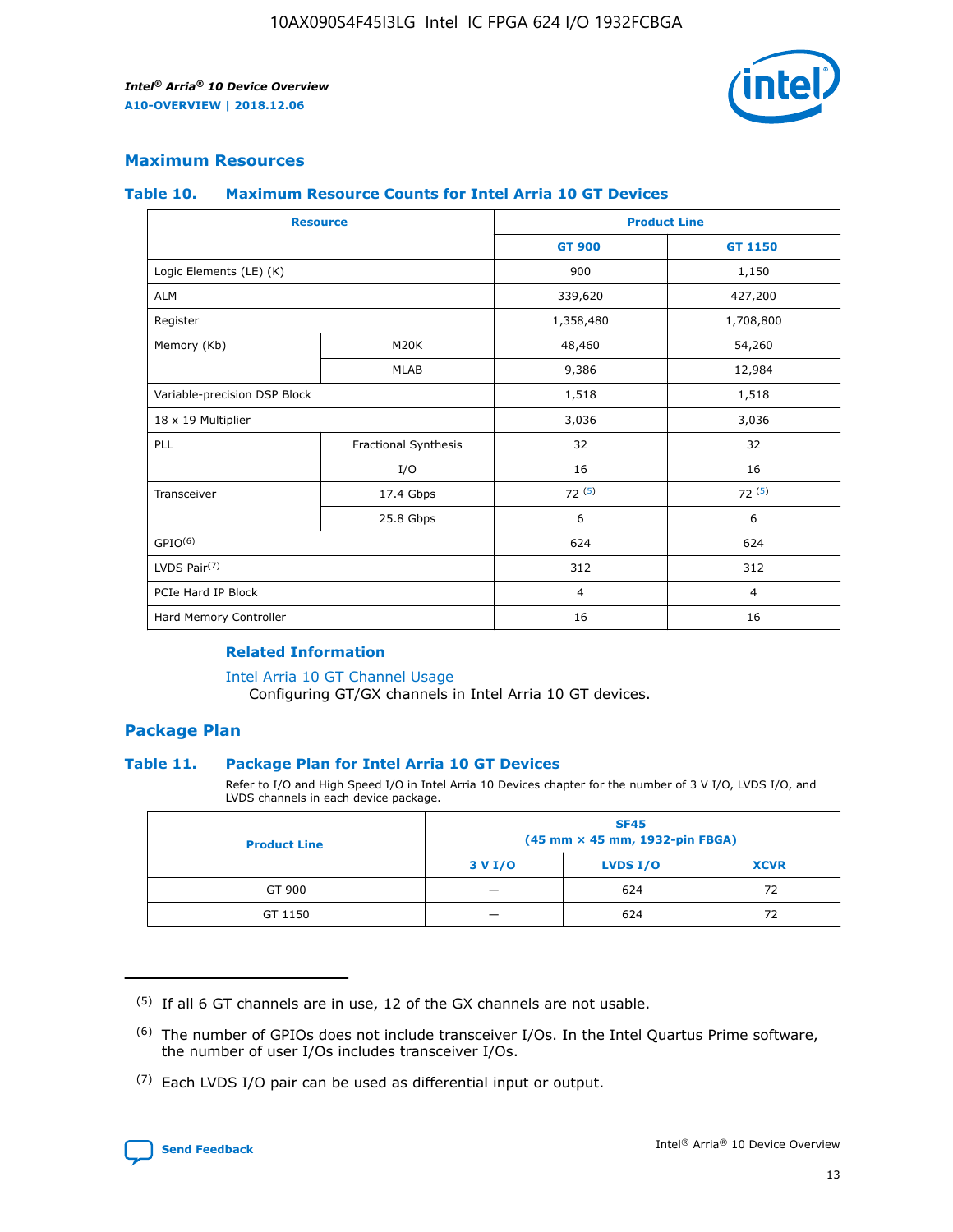## Maximum Resources

### Table 10. Maximum Resource Counts for Intel Arria 10 GT Devices

| Resource | | Product Line | |
|---|---|---|---|
| | | GT 900 | GT 1150 |
| Logic Elements (LE) (K) | | 900 | 1,150 |
| ALM | | 339,620 | 427,200 |
| Register | | 1,358,480 | 1,708,800 |
| Memory (Kb) | M20K | 48,460 | 54,260 |
| | MLAB | 9,386 | 12,984 |
| Variable-precision DSP Block | | 1,518 | 1,518 |
| 18 x 19 Multiplier | | 3,036 | 3,036 |
| PLL | Fractional Synthesis | 32 | 32 |
| | I/O | 16 | 16 |
| Transceiver | 17.4 Gbps | 72 (5) | 72 (5) |
| | 25.8 Gbps | 6 | 6 |
| GPIO(6) | | 624 | 624 |
| LVDS Pair(7) | | 312 | 312 |
| PCIe Hard IP Block | | 4 | 4 |
| Hard Memory Controller | | 16 | 16 |

#### Related Information

Intel Arria 10 GT Channel Usage
Configuring GT/GX channels in Intel Arria 10 GT devices.

## Package Plan

### Table 11. Package Plan for Intel Arria 10 GT Devices

Refer to I/O and High Speed I/O in Intel Arria 10 Devices chapter for the number of 3 V I/O, LVDS I/O, and LVDS channels in each device package.

| Product Line | SF45 (45 mm × 45 mm, 1932-pin FBGA) | | |
|---|---|---|---|
| | 3 V I/O | LVDS I/O | XCVR |
| GT 900 | — | 624 | 72 |
| GT 1150 | — | 624 | 72 |

(5) If all 6 GT channels are in use, 12 of the GX channels are not usable.

(6) The number of GPIOs does not include transceiver I/Os. In the Intel Quartus Prime software, the number of user I/Os includes transceiver I/Os.

(7) Each LVDS I/O pair can be used as differential input or output.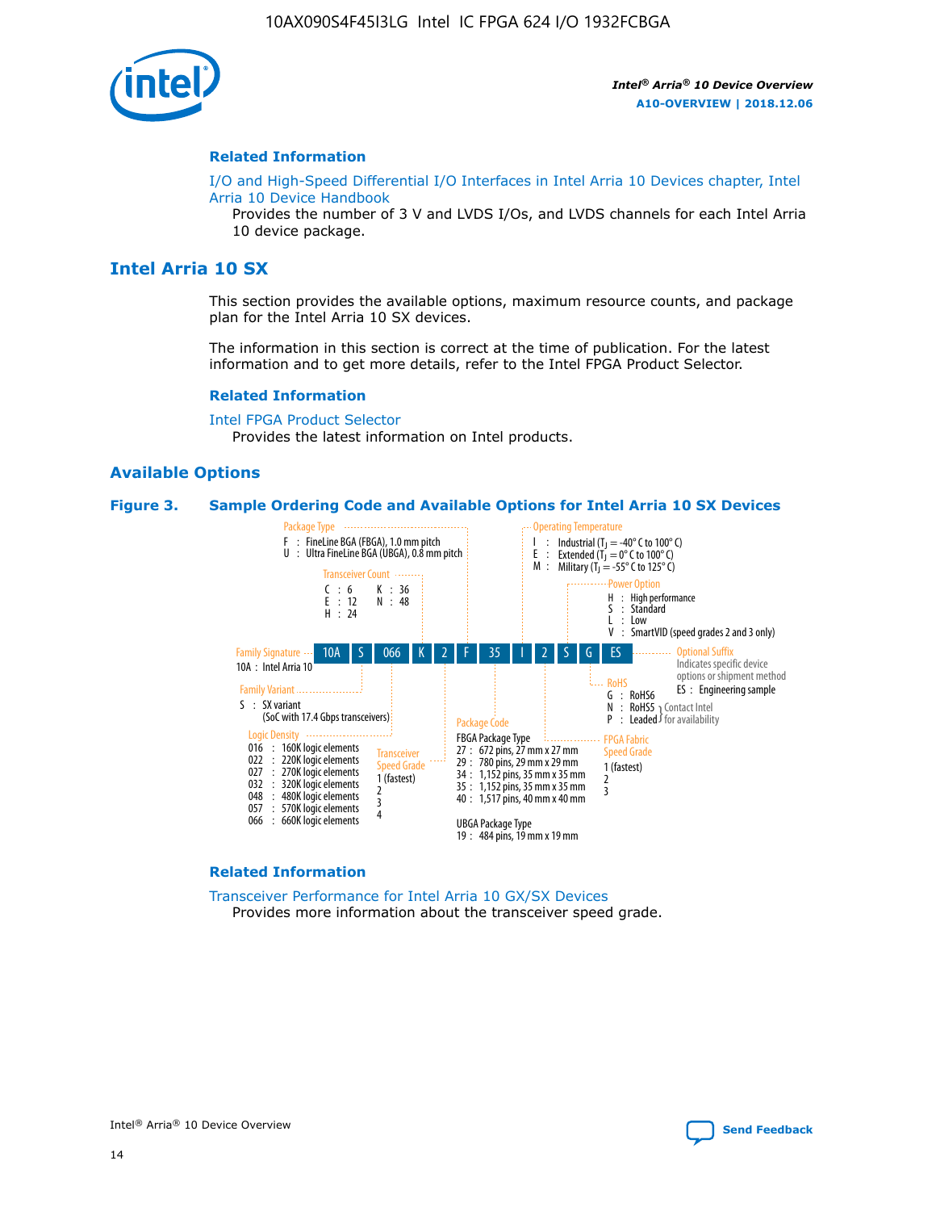### Related Information

I/O and High-Speed Differential I/O Interfaces in Intel Arria 10 Devices chapter, Intel Arria 10 Device Handbook

Provides the number of 3 V and LVDS I/Os, and LVDS channels for each Intel Arria 10 device package.

## Intel Arria 10 SX

This section provides the available options, maximum resource counts, and package plan for the Intel Arria 10 SX devices.

The information in this section is correct at the time of publication. For the latest information and to get more details, refer to the Intel FPGA Product Selector.

### Related Information

Intel FPGA Product Selector

Provides the latest information on Intel products.

### Available Options

**Figure 3. Sample Ordering Code and Available Options for Intel Arria 10 SX Devices**

Ordering code: 10A S 066 K 2 F 35 I 2 S G ES

- **Family Signature**
  - 10A : Intel Arria 10
- **Family Variant**
  - S : SX variant (SoC with 17.4 Gbps transceivers)
- **Logic Density**
  - 016 : 160K logic elements
  - 022 : 220K logic elements
  - 027 : 270K logic elements
  - 032 : 320K logic elements
  - 048 : 480K logic elements
  - 057 : 570K logic elements
  - 066 : 660K logic elements
- **Transceiver Count**
  - C : 6
  - E : 12
  - H : 24
  - K : 36
  - N : 48
- **Transceiver Speed Grade**
  - 1 (fastest)
  - 2
  - 3
  - 4
- **Package Type**
  - F : FineLine BGA (FBGA), 1.0 mm pitch
  - U : Ultra FineLine BGA (UBGA), 0.8 mm pitch
- **Package Code**
  - FBGA Package Type
    - 27 : 672 pins, 27 mm x 27 mm
    - 29 : 780 pins, 29 mm x 29 mm
    - 34 : 1,152 pins, 35 mm x 35 mm
    - 35 : 1,152 pins, 35 mm x 35 mm
    - 40 : 1,517 pins, 40 mm x 40 mm
  - UBGA Package Type
    - 19 : 484 pins, 19 mm x 19 mm
- **Operating Temperature**
  - I : Industrial ($T_J$ = -40° C to 100° C)
  - E : Extended ($T_J$ = 0° C to 100° C)
  - M : Military ($T_J$ = -55° C to 125° C)
- **FPGA Fabric Speed Grade**
  - 1 (fastest)
  - 2
  - 3
- **Power Option**
  - H : High performance
  - S : Standard
  - L : Low
  - V : SmartVID (speed grades 2 and 3 only)
- **RoHS**
  - G : RoHS6
  - N : RoHS5 (Contact Intel for availability)
  - P : Leaded (Contact Intel for availability)
- **Optional Suffix**
  - Indicates specific device options or shipment method
  - ES : Engineering sample

### Related Information

Transceiver Performance for Intel Arria 10 GX/SX Devices

Provides more information about the transceiver speed grade.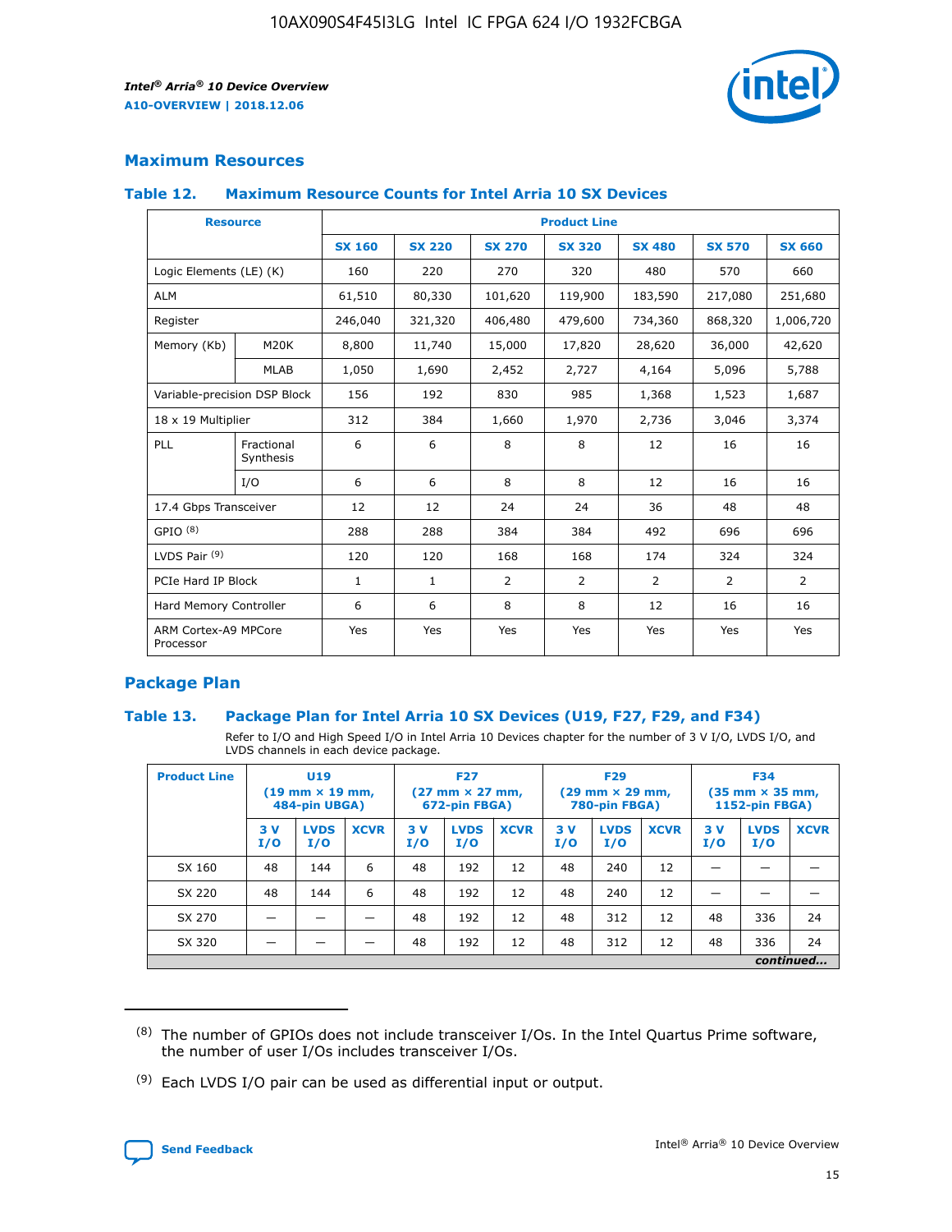## Maximum Resources

### Table 12. Maximum Resource Counts for Intel Arria 10 SX Devices

| Resource | | Product Line | | | | | | |
|---|---|---|---|---|---|---|---|---|
| | | SX 160 | SX 220 | SX 270 | SX 320 | SX 480 | SX 570 | SX 660 |
| Logic Elements (LE) (K) | | 160 | 220 | 270 | 320 | 480 | 570 | 660 |
| ALM | | 61,510 | 80,330 | 101,620 | 119,900 | 183,590 | 217,080 | 251,680 |
| Register | | 246,040 | 321,320 | 406,480 | 479,600 | 734,360 | 868,320 | 1,006,720 |
| Memory (Kb) | M20K | 8,800 | 11,740 | 15,000 | 17,820 | 28,620 | 36,000 | 42,620 |
| | MLAB | 1,050 | 1,690 | 2,452 | 2,727 | 4,164 | 5,096 | 5,788 |
| Variable-precision DSP Block | | 156 | 192 | 830 | 985 | 1,368 | 1,523 | 1,687 |
| 18 x 19 Multiplier | | 312 | 384 | 1,660 | 1,970 | 2,736 | 3,046 | 3,374 |
| PLL | Fractional Synthesis | 6 | 6 | 8 | 8 | 12 | 16 | 16 |
| | I/O | 6 | 6 | 8 | 8 | 12 | 16 | 16 |
| 17.4 Gbps Transceiver | | 12 | 12 | 24 | 24 | 36 | 48 | 48 |
| GPIO (8) | | 288 | 288 | 384 | 384 | 492 | 696 | 696 |
| LVDS Pair (9) | | 120 | 120 | 168 | 168 | 174 | 324 | 324 |
| PCIe Hard IP Block | | 1 | 1 | 2 | 2 | 2 | 2 | 2 |
| Hard Memory Controller | | 6 | 6 | 8 | 8 | 12 | 16 | 16 |
| ARM Cortex-A9 MPCore Processor | | Yes | Yes | Yes | Yes | Yes | Yes | Yes |

## Package Plan

### Table 13. Package Plan for Intel Arria 10 SX Devices (U19, F27, F29, and F34)

Refer to I/O and High Speed I/O in Intel Arria 10 Devices chapter for the number of 3 V I/O, LVDS I/O, and LVDS channels in each device package.

| Product Line | U19 (19 mm × 19 mm, 484-pin UBGA) | | | F27 (27 mm × 27 mm, 672-pin FBGA) | | | F29 (29 mm × 29 mm, 780-pin FBGA) | | | F34 (35 mm × 35 mm, 1152-pin FBGA) | | |
|---|---|---|---|---|---|---|---|---|---|---|---|---|
| | 3 V I/O | LVDS I/O | XCVR | 3 V I/O | LVDS I/O | XCVR | 3 V I/O | LVDS I/O | XCVR | 3 V I/O | LVDS I/O | XCVR |
| SX 160 | 48 | 144 | 6 | 48 | 192 | 12 | 48 | 240 | 12 | — | — | — |
| SX 220 | 48 | 144 | 6 | 48 | 192 | 12 | 48 | 240 | 12 | — | — | — |
| SX 270 | — | — | — | 48 | 192 | 12 | 48 | 312 | 12 | 48 | 336 | 24 |
| SX 320 | — | — | — | 48 | 192 | 12 | 48 | 312 | 12 | 48 | 336 | 24 |

*continued...*

(8) The number of GPIOs does not include transceiver I/Os. In the Intel Quartus Prime software, the number of user I/Os includes transceiver I/Os.

(9) Each LVDS I/O pair can be used as differential input or output.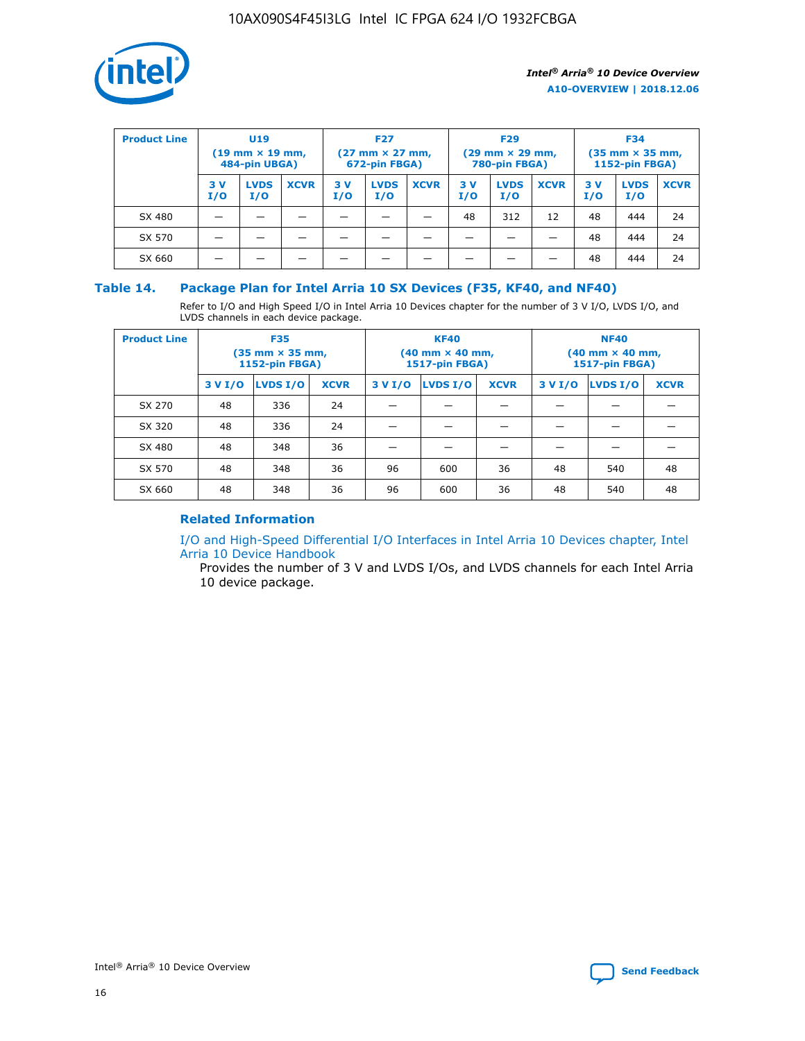| Product Line | U19 (19 mm × 19 mm, 484-pin UBGA) | | | F27 (27 mm × 27 mm, 672-pin FBGA) | | | F29 (29 mm × 29 mm, 780-pin FBGA) | | | F34 (35 mm × 35 mm, 1152-pin FBGA) | | |
|---|---|---|---|---|---|---|---|---|---|---|---|---|
| | 3 V I/O | LVDS I/O | XCVR | 3 V I/O | LVDS I/O | XCVR | 3 V I/O | LVDS I/O | XCVR | 3 V I/O | LVDS I/O | XCVR |
| SX 480 | — | — | — | — | — | — | 48 | 312 | 12 | 48 | 444 | 24 |
| SX 570 | — | — | — | — | — | — | — | — | — | 48 | 444 | 24 |
| SX 660 | — | — | — | — | — | — | — | — | — | 48 | 444 | 24 |

## Table 14. Package Plan for Intel Arria 10 SX Devices (F35, KF40, and NF40)

Refer to I/O and High Speed I/O in Intel Arria 10 Devices chapter for the number of 3 V I/O, LVDS I/O, and LVDS channels in each device package.

| Product Line | F35 (35 mm × 35 mm, 1152-pin FBGA) | | | KF40 (40 mm × 40 mm, 1517-pin FBGA) | | | NF40 (40 mm × 40 mm, 1517-pin FBGA) | | |
|---|---|---|---|---|---|---|---|---|---|
| | 3 V I/O | LVDS I/O | XCVR | 3 V I/O | LVDS I/O | XCVR | 3 V I/O | LVDS I/O | XCVR |
| SX 270 | 48 | 336 | 24 | — | — | — | — | — | — |
| SX 320 | 48 | 336 | 24 | — | — | — | — | — | — |
| SX 480 | 48 | 348 | 36 | — | — | — | — | — | — |
| SX 570 | 48 | 348 | 36 | 96 | 600 | 36 | 48 | 540 | 48 |
| SX 660 | 48 | 348 | 36 | 96 | 600 | 36 | 48 | 540 | 48 |

### Related Information

I/O and High-Speed Differential I/O Interfaces in Intel Arria 10 Devices chapter, Intel Arria 10 Device Handbook

Provides the number of 3 V and LVDS I/Os, and LVDS channels for each Intel Arria 10 device package.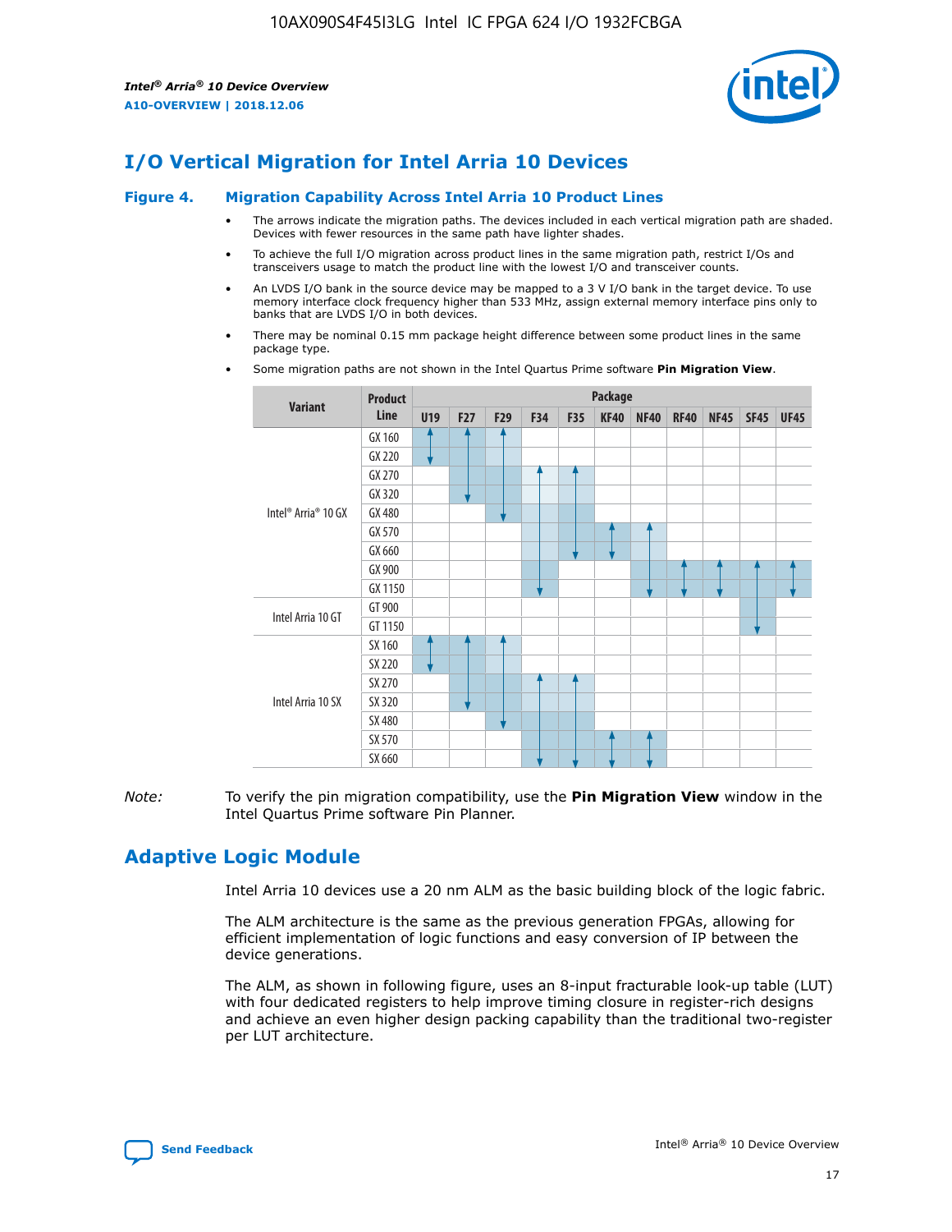## I/O Vertical Migration for Intel Arria 10 Devices

### Figure 4. Migration Capability Across Intel Arria 10 Product Lines

- The arrows indicate the migration paths. The devices included in each vertical migration path are shaded. Devices with fewer resources in the same path have lighter shades.
- To achieve the full I/O migration across product lines in the same migration path, restrict I/Os and transceivers usage to match the product line with the lowest I/O and transceiver counts.
- An LVDS I/O bank in the source device may be mapped to a 3 V I/O bank in the target device. To use memory interface clock frequency higher than 533 MHz, assign external memory interface pins only to banks that are LVDS I/O in both devices.
- There may be nominal 0.15 mm package height difference between some product lines in the same package type.
- Some migration paths are not shown in the Intel Quartus Prime software **Pin Migration View**.

| Variant | Product Line | Package | | | | | | | | | | |
|---|---|---|---|---|---|---|---|---|---|---|---|---|
| | | U19 | F27 | F29 | F34 | F35 | KF40 | NF40 | RF40 | NF45 | SF45 | UF45 |
| Intel® Arria® 10 GX | GX 160 | | | | | | | | | | | |
| | GX 220 | | | | | | | | | | | |
| | GX 270 | | | | | | | | | | | |
| | GX 320 | | | | | | | | | | | |
| | GX 480 | | | | | | | | | | | |
| | GX 570 | | | | | | | | | | | |
| | GX 660 | | | | | | | | | | | |
| | GX 900 | | | | | | | | | | | |
| | GX 1150 | | | | | | | | | | | |
| Intel Arria 10 GT | GT 900 | | | | | | | | | | | |
| | GT 1150 | | | | | | | | | | | |
| Intel Arria 10 SX | SX 160 | | | | | | | | | | | |
| | SX 220 | | | | | | | | | | | |
| | SX 270 | | | | | | | | | | | |
| | SX 320 | | | | | | | | | | | |
| | SX 480 | | | | | | | | | | | |
| | SX 570 | | | | | | | | | | | |
| | SX 660 | | | | | | | | | | | |

*Note:* To verify the pin migration compatibility, use the **Pin Migration View** window in the Intel Quartus Prime software Pin Planner.

## Adaptive Logic Module

Intel Arria 10 devices use a 20 nm ALM as the basic building block of the logic fabric.

The ALM architecture is the same as the previous generation FPGAs, allowing for efficient implementation of logic functions and easy conversion of IP between the device generations.

The ALM, as shown in following figure, uses an 8-input fracturable look-up table (LUT) with four dedicated registers to help improve timing closure in register-rich designs and achieve an even higher design packing capability than the traditional two-register per LUT architecture.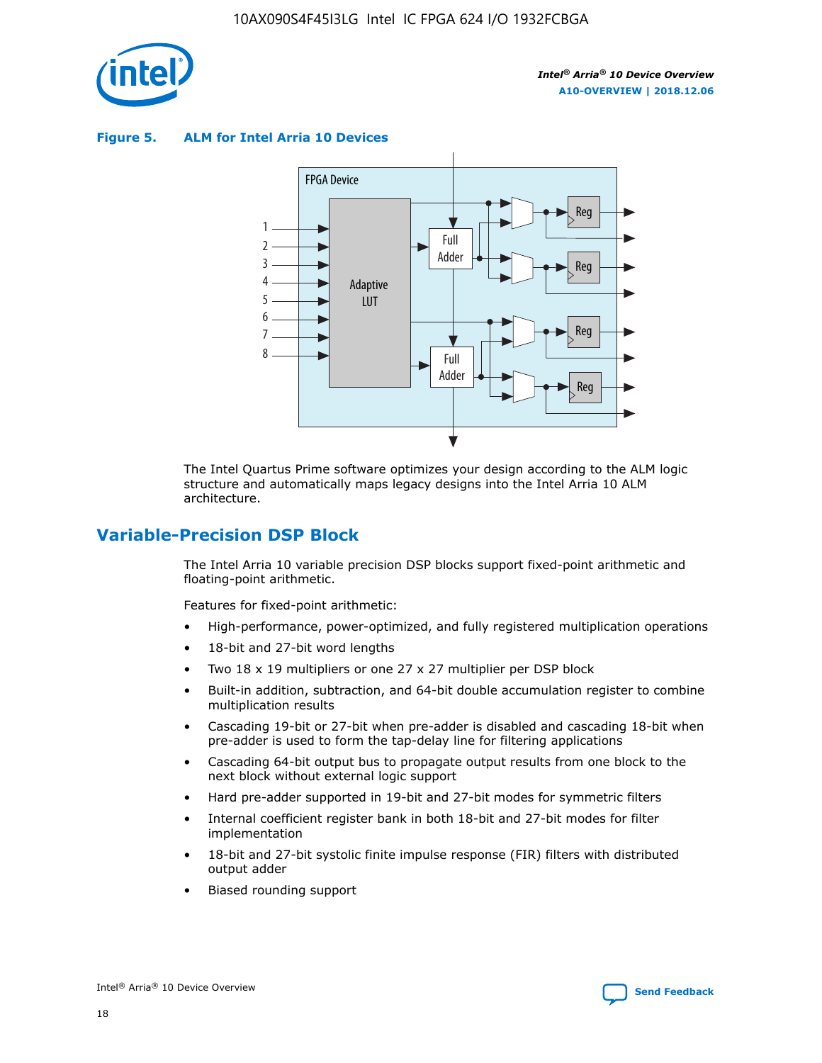**Figure 5. ALM for Intel Arria 10 Devices**

The Intel Quartus Prime software optimizes your design according to the ALM logic structure and automatically maps legacy designs into the Intel Arria 10 ALM architecture.

## Variable-Precision DSP Block

The Intel Arria 10 variable precision DSP blocks support fixed-point arithmetic and floating-point arithmetic.

Features for fixed-point arithmetic:

- High-performance, power-optimized, and fully registered multiplication operations
- 18-bit and 27-bit word lengths
- Two 18 x 19 multipliers or one 27 x 27 multiplier per DSP block
- Built-in addition, subtraction, and 64-bit double accumulation register to combine multiplication results
- Cascading 19-bit or 27-bit when pre-adder is disabled and cascading 18-bit when pre-adder is used to form the tap-delay line for filtering applications
- Cascading 64-bit output bus to propagate output results from one block to the next block without external logic support
- Hard pre-adder supported in 19-bit and 27-bit modes for symmetric filters
- Internal coefficient register bank in both 18-bit and 27-bit modes for filter implementation
- 18-bit and 27-bit systolic finite impulse response (FIR) filters with distributed output adder
- Biased rounding support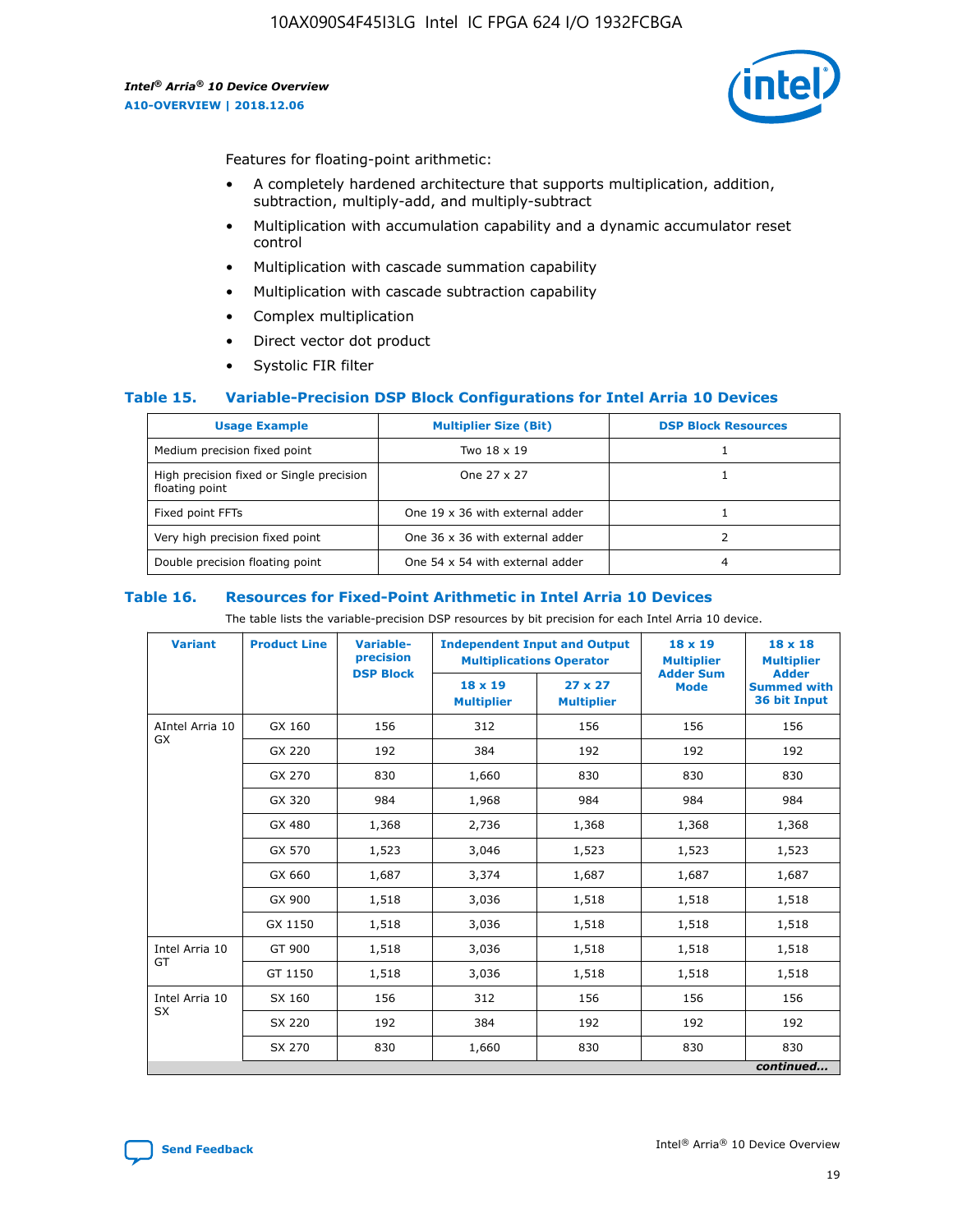Features for floating-point arithmetic:

- A completely hardened architecture that supports multiplication, addition, subtraction, multiply-add, and multiply-subtract
- Multiplication with accumulation capability and a dynamic accumulator reset control
- Multiplication with cascade summation capability
- Multiplication with cascade subtraction capability
- Complex multiplication
- Direct vector dot product
- Systolic FIR filter

### Table 15. Variable-Precision DSP Block Configurations for Intel Arria 10 Devices

| Usage Example | Multiplier Size (Bit) | DSP Block Resources |
| --- | --- | --- |
| Medium precision fixed point | Two 18 x 19 | 1 |
| High precision fixed or Single precision floating point | One 27 x 27 | 1 |
| Fixed point FFTs | One 19 x 36 with external adder | 1 |
| Very high precision fixed point | One 36 x 36 with external adder | 2 |
| Double precision floating point | One 54 x 54 with external adder | 4 |

### Table 16. Resources for Fixed-Point Arithmetic in Intel Arria 10 Devices

The table lists the variable-precision DSP resources by bit precision for each Intel Arria 10 device.

| Variant | Product Line | Variable-precision DSP Block | Independent Input and Output Multiplications Operator | | 18 x 19 Multiplier Adder Sum Mode | 18 x 18 Multiplier Adder Summed with 36 bit Input |
| --- | --- | --- | --- | --- | --- | --- |
| | | | 18 x 19 Multiplier | 27 x 27 Multiplier | | |
| AIntel Arria 10 GX | GX 160 | 156 | 312 | 156 | 156 | 156 |
| | GX 220 | 192 | 384 | 192 | 192 | 192 |
| | GX 270 | 830 | 1,660 | 830 | 830 | 830 |
| | GX 320 | 984 | 1,968 | 984 | 984 | 984 |
| | GX 480 | 1,368 | 2,736 | 1,368 | 1,368 | 1,368 |
| | GX 570 | 1,523 | 3,046 | 1,523 | 1,523 | 1,523 |
| | GX 660 | 1,687 | 3,374 | 1,687 | 1,687 | 1,687 |
| | GX 900 | 1,518 | 3,036 | 1,518 | 1,518 | 1,518 |
| | GX 1150 | 1,518 | 3,036 | 1,518 | 1,518 | 1,518 |
| Intel Arria 10 GT | GT 900 | 1,518 | 3,036 | 1,518 | 1,518 | 1,518 |
| | GT 1150 | 1,518 | 3,036 | 1,518 | 1,518 | 1,518 |
| Intel Arria 10 SX | SX 160 | 156 | 312 | 156 | 156 | 156 |
| | SX 220 | 192 | 384 | 192 | 192 | 192 |
| | SX 270 | 830 | 1,660 | 830 | 830 | 830 |

*continued...*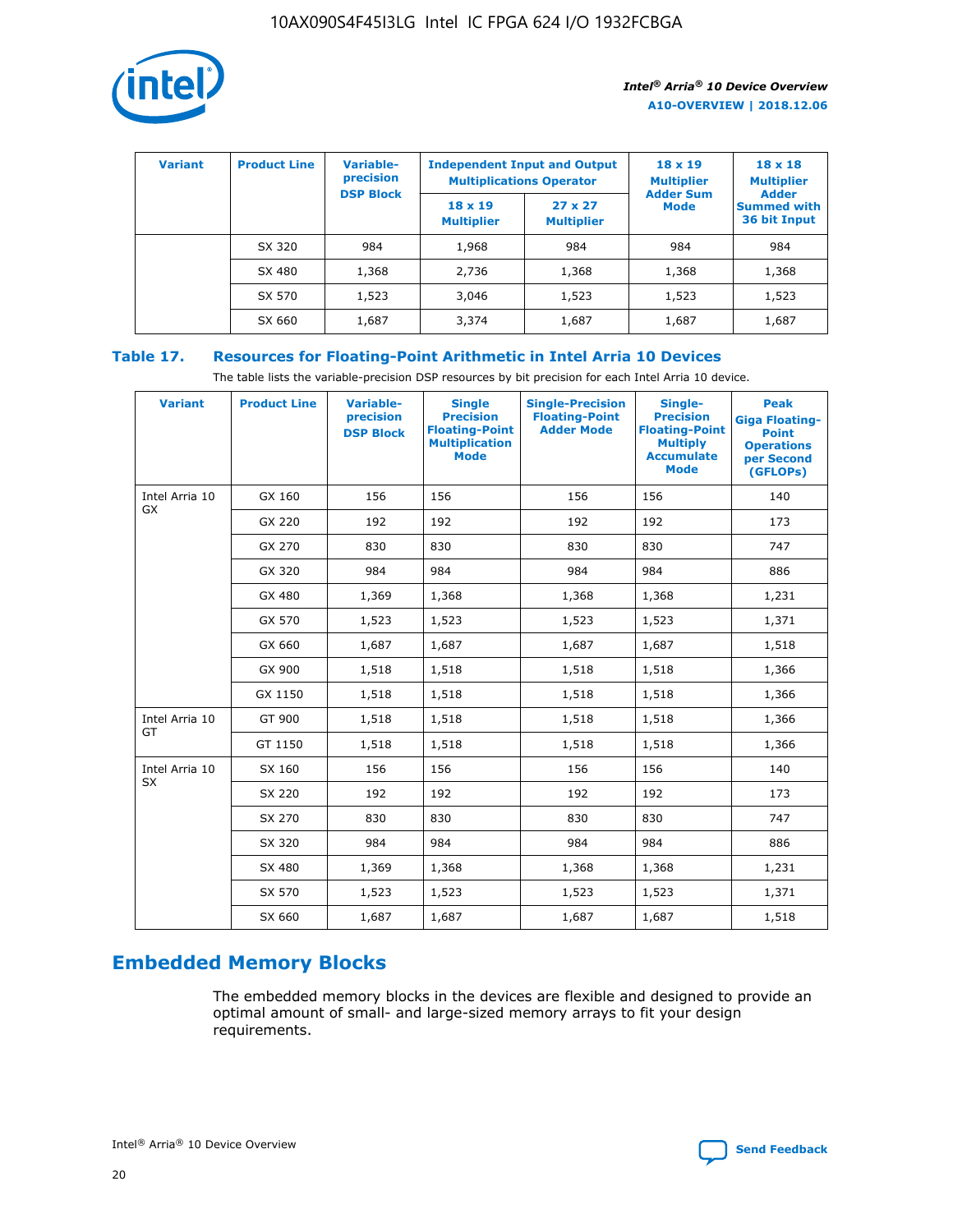| Variant | Product Line | Variable-precision DSP Block | Independent Input and Output Multiplications Operator | | 18 x 19 Multiplier Adder Sum Mode | 18 x 18 Multiplier Adder Summed with 36 bit Input |
|---|---|---|---|---|---|---|
| | | | 18 x 19 Multiplier | 27 x 27 Multiplier | | |
| | SX 320 | 984 | 1,968 | 984 | 984 | 984 |
| | SX 480 | 1,368 | 2,736 | 1,368 | 1,368 | 1,368 |
| | SX 570 | 1,523 | 3,046 | 1,523 | 1,523 | 1,523 |
| | SX 660 | 1,687 | 3,374 | 1,687 | 1,687 | 1,687 |

## Table 17. Resources for Floating-Point Arithmetic in Intel Arria 10 Devices

The table lists the variable-precision DSP resources by bit precision for each Intel Arria 10 device.

| Variant | Product Line | Variable-precision DSP Block | Single Precision Floating-Point Multiplication Mode | Single-Precision Floating-Point Adder Mode | Single-Precision Floating-Point Multiply Accumulate Mode | Peak Giga Floating-Point Operations per Second (GFLOPs) |
|---|---|---|---|---|---|---|
| Intel Arria 10 GX | GX 160 | 156 | 156 | 156 | 156 | 140 |
| | GX 220 | 192 | 192 | 192 | 192 | 173 |
| | GX 270 | 830 | 830 | 830 | 830 | 747 |
| | GX 320 | 984 | 984 | 984 | 984 | 886 |
| | GX 480 | 1,369 | 1,368 | 1,368 | 1,368 | 1,231 |
| | GX 570 | 1,523 | 1,523 | 1,523 | 1,523 | 1,371 |
| | GX 660 | 1,687 | 1,687 | 1,687 | 1,687 | 1,518 |
| | GX 900 | 1,518 | 1,518 | 1,518 | 1,518 | 1,366 |
| | GX 1150 | 1,518 | 1,518 | 1,518 | 1,518 | 1,366 |
| Intel Arria 10 GT | GT 900 | 1,518 | 1,518 | 1,518 | 1,518 | 1,366 |
| | GT 1150 | 1,518 | 1,518 | 1,518 | 1,518 | 1,366 |
| Intel Arria 10 SX | SX 160 | 156 | 156 | 156 | 156 | 140 |
| | SX 220 | 192 | 192 | 192 | 192 | 173 |
| | SX 270 | 830 | 830 | 830 | 830 | 747 |
| | SX 320 | 984 | 984 | 984 | 984 | 886 |
| | SX 480 | 1,369 | 1,368 | 1,368 | 1,368 | 1,231 |
| | SX 570 | 1,523 | 1,523 | 1,523 | 1,523 | 1,371 |
| | SX 660 | 1,687 | 1,687 | 1,687 | 1,687 | 1,518 |

## Embedded Memory Blocks

The embedded memory blocks in the devices are flexible and designed to provide an optimal amount of small- and large-sized memory arrays to fit your design requirements.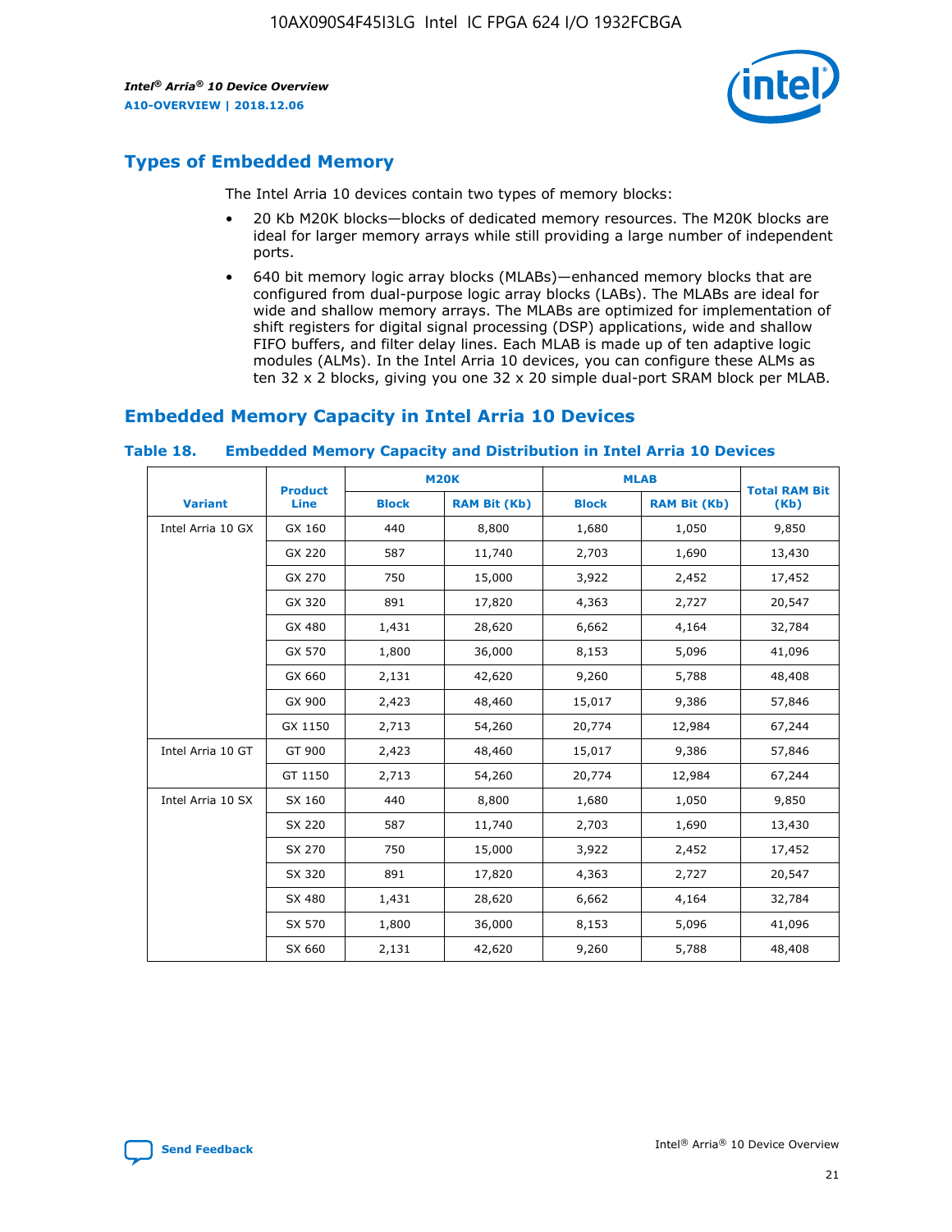## Types of Embedded Memory

The Intel Arria 10 devices contain two types of memory blocks:

- 20 Kb M20K blocks—blocks of dedicated memory resources. The M20K blocks are ideal for larger memory arrays while still providing a large number of independent ports.
- 640 bit memory logic array blocks (MLABs)—enhanced memory blocks that are configured from dual-purpose logic array blocks (LABs). The MLABs are ideal for wide and shallow memory arrays. The MLABs are optimized for implementation of shift registers for digital signal processing (DSP) applications, wide and shallow FIFO buffers, and filter delay lines. Each MLAB is made up of ten adaptive logic modules (ALMs). In the Intel Arria 10 devices, you can configure these ALMs as ten 32 x 2 blocks, giving you one 32 x 20 simple dual-port SRAM block per MLAB.

## Embedded Memory Capacity in Intel Arria 10 Devices

**Table 18. Embedded Memory Capacity and Distribution in Intel Arria 10 Devices**

| Variant | Product Line | M20K | | MLAB | | Total RAM Bit (Kb) |
|---|---|---|---|---|---|---|
| | | Block | RAM Bit (Kb) | Block | RAM Bit (Kb) | |
| Intel Arria 10 GX | GX 160 | 440 | 8,800 | 1,680 | 1,050 | 9,850 |
| | GX 220 | 587 | 11,740 | 2,703 | 1,690 | 13,430 |
| | GX 270 | 750 | 15,000 | 3,922 | 2,452 | 17,452 |
| | GX 320 | 891 | 17,820 | 4,363 | 2,727 | 20,547 |
| | GX 480 | 1,431 | 28,620 | 6,662 | 4,164 | 32,784 |
| | GX 570 | 1,800 | 36,000 | 8,153 | 5,096 | 41,096 |
| | GX 660 | 2,131 | 42,620 | 9,260 | 5,788 | 48,408 |
| | GX 900 | 2,423 | 48,460 | 15,017 | 9,386 | 57,846 |
| | GX 1150 | 2,713 | 54,260 | 20,774 | 12,984 | 67,244 |
| Intel Arria 10 GT | GT 900 | 2,423 | 48,460 | 15,017 | 9,386 | 57,846 |
| | GT 1150 | 2,713 | 54,260 | 20,774 | 12,984 | 67,244 |
| Intel Arria 10 SX | SX 160 | 440 | 8,800 | 1,680 | 1,050 | 9,850 |
| | SX 220 | 587 | 11,740 | 2,703 | 1,690 | 13,430 |
| | SX 270 | 750 | 15,000 | 3,922 | 2,452 | 17,452 |
| | SX 320 | 891 | 17,820 | 4,363 | 2,727 | 20,547 |
| | SX 480 | 1,431 | 28,620 | 6,662 | 4,164 | 32,784 |
| | SX 570 | 1,800 | 36,000 | 8,153 | 5,096 | 41,096 |
| | SX 660 | 2,131 | 42,620 | 9,260 | 5,788 | 48,408 |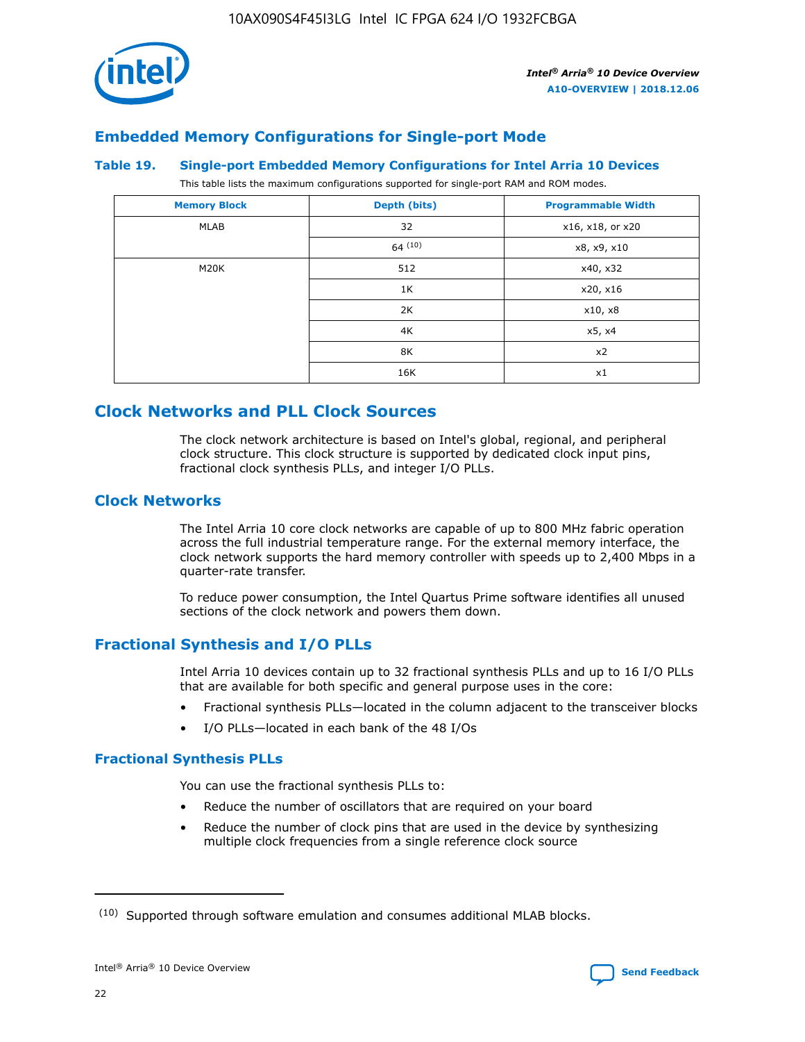## Embedded Memory Configurations for Single-port Mode

### Table 19. Single-port Embedded Memory Configurations for Intel Arria 10 Devices

This table lists the maximum configurations supported for single-port RAM and ROM modes.

| Memory Block | Depth (bits) | Programmable Width |
| --- | --- | --- |
| MLAB | 32 | x16, x18, or x20 |
| | 64 [10] | x8, x9, x10 |
| M20K | 512 | x40, x32 |
| | 1K | x20, x16 |
| | 2K | x10, x8 |
| | 4K | x5, x4 |
| | 8K | x2 |
| | 16K | x1 |

## Clock Networks and PLL Clock Sources

The clock network architecture is based on Intel's global, regional, and peripheral clock structure. This clock structure is supported by dedicated clock input pins, fractional clock synthesis PLLs, and integer I/O PLLs.

## Clock Networks

The Intel Arria 10 core clock networks are capable of up to 800 MHz fabric operation across the full industrial temperature range. For the external memory interface, the clock network supports the hard memory controller with speeds up to 2,400 Mbps in a quarter-rate transfer.

To reduce power consumption, the Intel Quartus Prime software identifies all unused sections of the clock network and powers them down.

## Fractional Synthesis and I/O PLLs

Intel Arria 10 devices contain up to 32 fractional synthesis PLLs and up to 16 I/O PLLs that are available for both specific and general purpose uses in the core:

- Fractional synthesis PLLs—located in the column adjacent to the transceiver blocks
- I/O PLLs—located in each bank of the 48 I/Os

### Fractional Synthesis PLLs

You can use the fractional synthesis PLLs to:

- Reduce the number of oscillators that are required on your board
- Reduce the number of clock pins that are used in the device by synthesizing multiple clock frequencies from a single reference clock source

[10] Supported through software emulation and consumes additional MLAB blocks.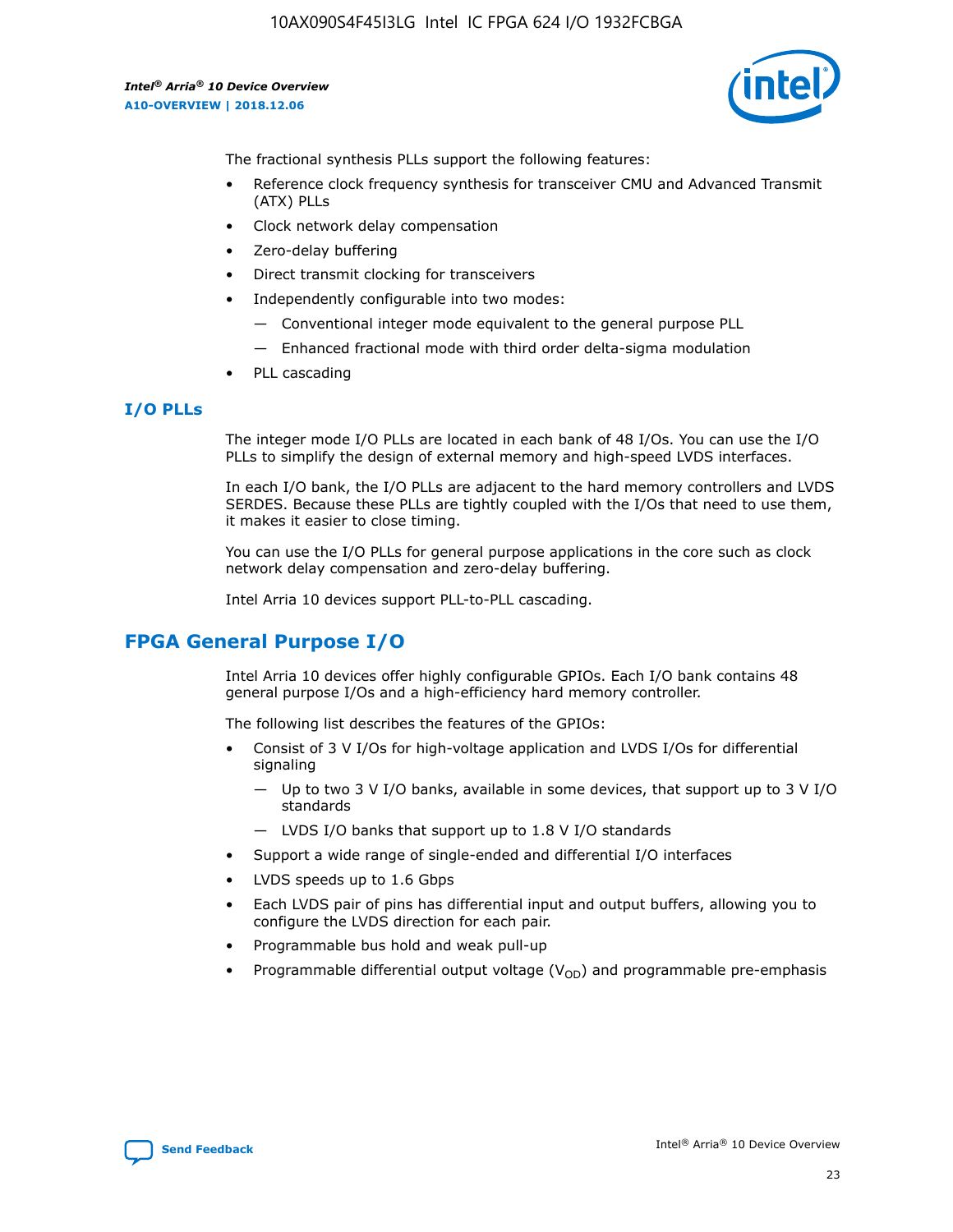The fractional synthesis PLLs support the following features:

- Reference clock frequency synthesis for transceiver CMU and Advanced Transmit (ATX) PLLs
- Clock network delay compensation
- Zero-delay buffering
- Direct transmit clocking for transceivers
- Independently configurable into two modes:
  - — Conventional integer mode equivalent to the general purpose PLL
  - — Enhanced fractional mode with third order delta-sigma modulation
- PLL cascading

### I/O PLLs

The integer mode I/O PLLs are located in each bank of 48 I/Os. You can use the I/O PLLs to simplify the design of external memory and high-speed LVDS interfaces.

In each I/O bank, the I/O PLLs are adjacent to the hard memory controllers and LVDS SERDES. Because these PLLs are tightly coupled with the I/Os that need to use them, it makes it easier to close timing.

You can use the I/O PLLs for general purpose applications in the core such as clock network delay compensation and zero-delay buffering.

Intel Arria 10 devices support PLL-to-PLL cascading.

## FPGA General Purpose I/O

Intel Arria 10 devices offer highly configurable GPIOs. Each I/O bank contains 48 general purpose I/Os and a high-efficiency hard memory controller.

The following list describes the features of the GPIOs:

- Consist of 3 V I/Os for high-voltage application and LVDS I/Os for differential signaling
  - — Up to two 3 V I/O banks, available in some devices, that support up to 3 V I/O standards
  - — LVDS I/O banks that support up to 1.8 V I/O standards
- Support a wide range of single-ended and differential I/O interfaces
- LVDS speeds up to 1.6 Gbps
- Each LVDS pair of pins has differential input and output buffers, allowing you to configure the LVDS direction for each pair.
- Programmable bus hold and weak pull-up
- Programmable differential output voltage ($V_{OD}$) and programmable pre-emphasis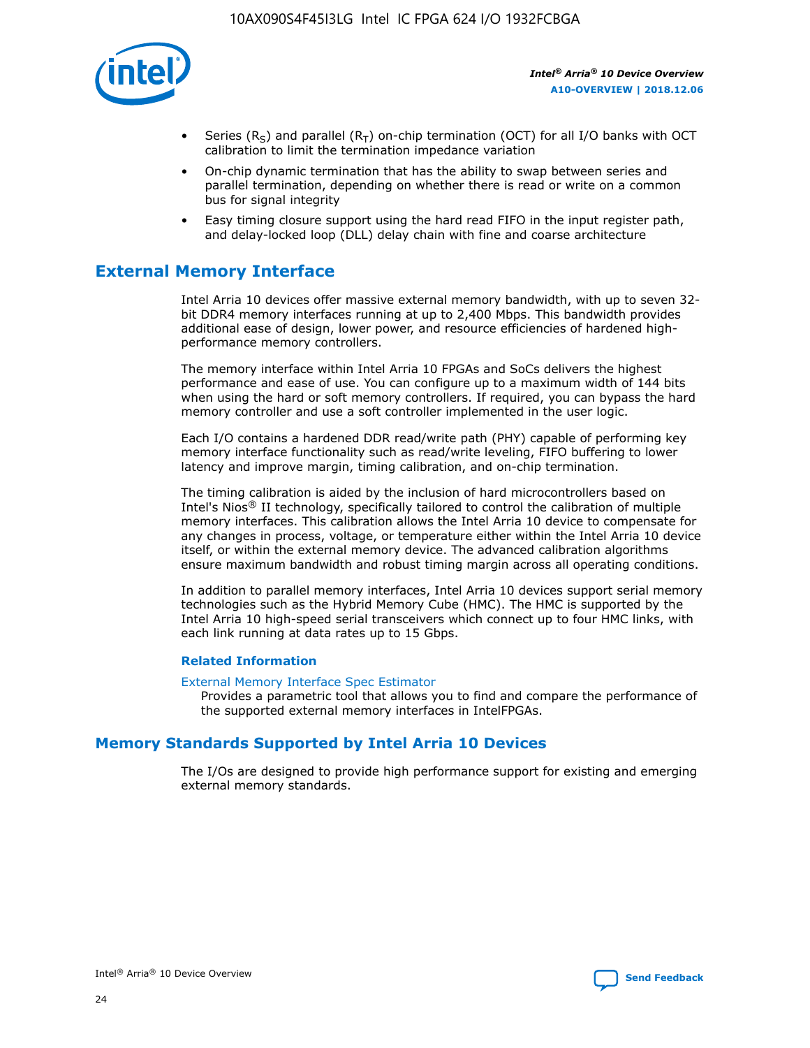- Series ($R_S$) and parallel ($R_T$) on-chip termination (OCT) for all I/O banks with OCT calibration to limit the termination impedance variation
- On-chip dynamic termination that has the ability to swap between series and parallel termination, depending on whether there is read or write on a common bus for signal integrity
- Easy timing closure support using the hard read FIFO in the input register path, and delay-locked loop (DLL) delay chain with fine and coarse architecture

## External Memory Interface

Intel Arria 10 devices offer massive external memory bandwidth, with up to seven 32-bit DDR4 memory interfaces running at up to 2,400 Mbps. This bandwidth provides additional ease of design, lower power, and resource efficiencies of hardened high-performance memory controllers.

The memory interface within Intel Arria 10 FPGAs and SoCs delivers the highest performance and ease of use. You can configure up to a maximum width of 144 bits when using the hard or soft memory controllers. If required, you can bypass the hard memory controller and use a soft controller implemented in the user logic.

Each I/O contains a hardened DDR read/write path (PHY) capable of performing key memory interface functionality such as read/write leveling, FIFO buffering to lower latency and improve margin, timing calibration, and on-chip termination.

The timing calibration is aided by the inclusion of hard microcontrollers based on Intel's Nios® II technology, specifically tailored to control the calibration of multiple memory interfaces. This calibration allows the Intel Arria 10 device to compensate for any changes in process, voltage, or temperature either within the Intel Arria 10 device itself, or within the external memory device. The advanced calibration algorithms ensure maximum bandwidth and robust timing margin across all operating conditions.

In addition to parallel memory interfaces, Intel Arria 10 devices support serial memory technologies such as the Hybrid Memory Cube (HMC). The HMC is supported by the Intel Arria 10 high-speed serial transceivers which connect up to four HMC links, with each link running at data rates up to 15 Gbps.

### Related Information

External Memory Interface Spec Estimator
Provides a parametric tool that allows you to find and compare the performance of the supported external memory interfaces in IntelFPGAs.

## Memory Standards Supported by Intel Arria 10 Devices

The I/Os are designed to provide high performance support for existing and emerging external memory standards.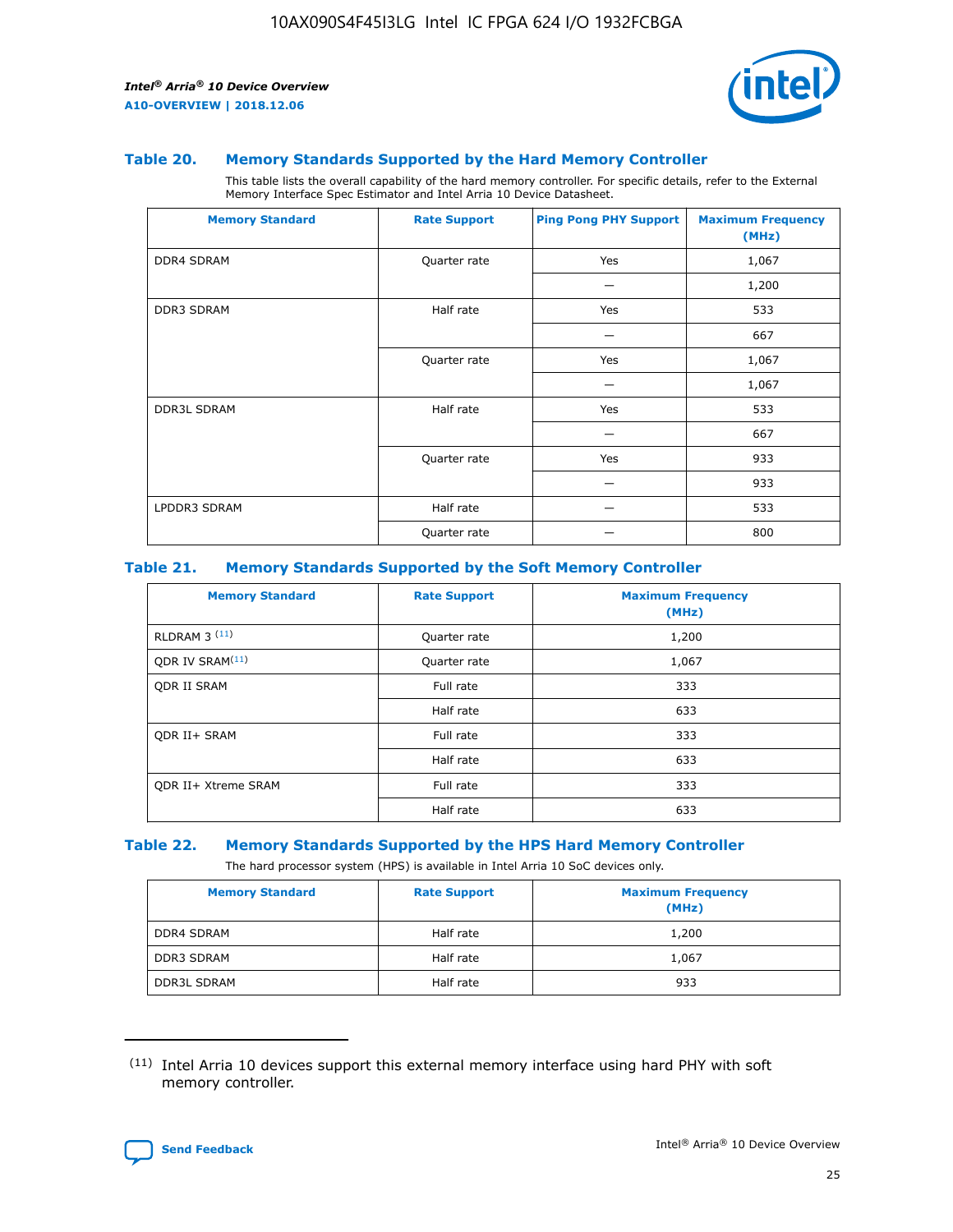### Table 20. Memory Standards Supported by the Hard Memory Controller

This table lists the overall capability of the hard memory controller. For specific details, refer to the External Memory Interface Spec Estimator and Intel Arria 10 Device Datasheet.

| Memory Standard | Rate Support | Ping Pong PHY Support | Maximum Frequency (MHz) |
|---|---|---|---|
| DDR4 SDRAM | Quarter rate | Yes | 1,067 |
| | | — | 1,200 |
| DDR3 SDRAM | Half rate | Yes | 533 |
| | | — | 667 |
| | Quarter rate | Yes | 1,067 |
| | | — | 1,067 |
| DDR3L SDRAM | Half rate | Yes | 533 |
| | | — | 667 |
| | Quarter rate | Yes | 933 |
| | | — | 933 |
| LPDDR3 SDRAM | Half rate | — | 533 |
| | Quarter rate | — | 800 |

### Table 21. Memory Standards Supported by the Soft Memory Controller

| Memory Standard | Rate Support | Maximum Frequency (MHz) |
|---|---|---|
| RLDRAM 3 [(11)] | Quarter rate | 1,200 |
| QDR IV SRAM[(11)] | Quarter rate | 1,067 |
| QDR II SRAM | Full rate | 333 |
| | Half rate | 633 |
| QDR II+ SRAM | Full rate | 333 |
| | Half rate | 633 |
| QDR II+ Xtreme SRAM | Full rate | 333 |
| | Half rate | 633 |

### Table 22. Memory Standards Supported by the HPS Hard Memory Controller

The hard processor system (HPS) is available in Intel Arria 10 SoC devices only.

| Memory Standard | Rate Support | Maximum Frequency (MHz) |
|---|---|---|
| DDR4 SDRAM | Half rate | 1,200 |
| DDR3 SDRAM | Half rate | 1,067 |
| DDR3L SDRAM | Half rate | 933 |

(11) Intel Arria 10 devices support this external memory interface using hard PHY with soft memory controller.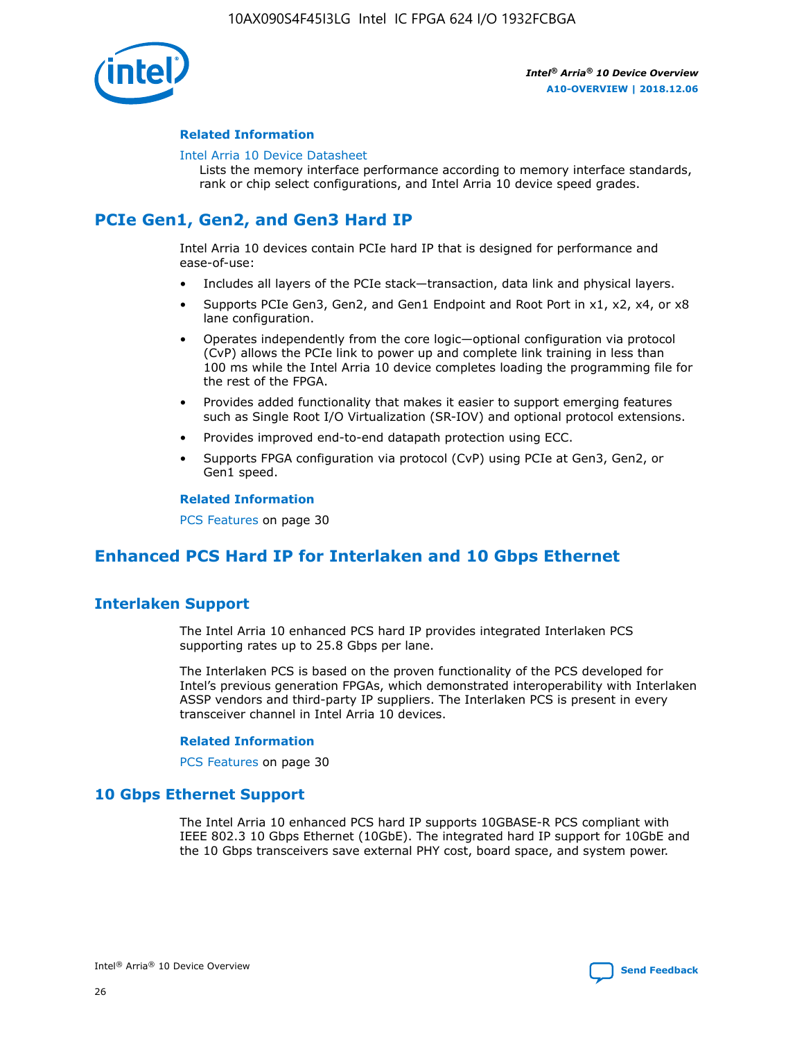#### Related Information

Intel Arria 10 Device Datasheet
Lists the memory interface performance according to memory interface standards, rank or chip select configurations, and Intel Arria 10 device speed grades.

## PCIe Gen1, Gen2, and Gen3 Hard IP

Intel Arria 10 devices contain PCIe hard IP that is designed for performance and ease-of-use:

- Includes all layers of the PCIe stack—transaction, data link and physical layers.
- Supports PCIe Gen3, Gen2, and Gen1 Endpoint and Root Port in x1, x2, x4, or x8 lane configuration.
- Operates independently from the core logic—optional configuration via protocol (CvP) allows the PCIe link to power up and complete link training in less than 100 ms while the Intel Arria 10 device completes loading the programming file for the rest of the FPGA.
- Provides added functionality that makes it easier to support emerging features such as Single Root I/O Virtualization (SR-IOV) and optional protocol extensions.
- Provides improved end-to-end datapath protection using ECC.
- Supports FPGA configuration via protocol (CvP) using PCIe at Gen3, Gen2, or Gen1 speed.

#### Related Information

PCS Features on page 30

## Enhanced PCS Hard IP for Interlaken and 10 Gbps Ethernet

### Interlaken Support

The Intel Arria 10 enhanced PCS hard IP provides integrated Interlaken PCS supporting rates up to 25.8 Gbps per lane.

The Interlaken PCS is based on the proven functionality of the PCS developed for Intel's previous generation FPGAs, which demonstrated interoperability with Interlaken ASSP vendors and third-party IP suppliers. The Interlaken PCS is present in every transceiver channel in Intel Arria 10 devices.

#### Related Information

PCS Features on page 30

### 10 Gbps Ethernet Support

The Intel Arria 10 enhanced PCS hard IP supports 10GBASE-R PCS compliant with IEEE 802.3 10 Gbps Ethernet (10GbE). The integrated hard IP support for 10GbE and the 10 Gbps transceivers save external PHY cost, board space, and system power.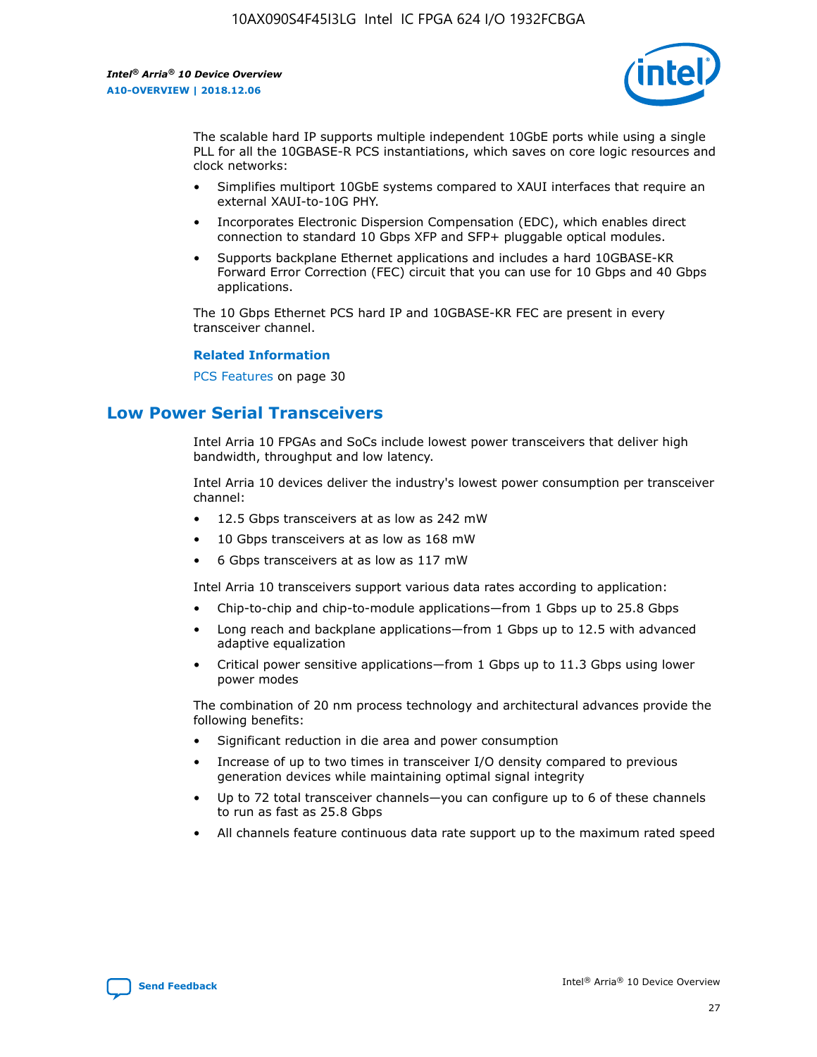The scalable hard IP supports multiple independent 10GbE ports while using a single PLL for all the 10GBASE-R PCS instantiations, which saves on core logic resources and clock networks:

- Simplifies multiport 10GbE systems compared to XAUI interfaces that require an external XAUI-to-10G PHY.
- Incorporates Electronic Dispersion Compensation (EDC), which enables direct connection to standard 10 Gbps XFP and SFP+ pluggable optical modules.
- Supports backplane Ethernet applications and includes a hard 10GBASE-KR Forward Error Correction (FEC) circuit that you can use for 10 Gbps and 40 Gbps applications.

The 10 Gbps Ethernet PCS hard IP and 10GBASE-KR FEC are present in every transceiver channel.

**Related Information**

PCS Features on page 30

## Low Power Serial Transceivers

Intel Arria 10 FPGAs and SoCs include lowest power transceivers that deliver high bandwidth, throughput and low latency.

Intel Arria 10 devices deliver the industry's lowest power consumption per transceiver channel:

- 12.5 Gbps transceivers at as low as 242 mW
- 10 Gbps transceivers at as low as 168 mW
- 6 Gbps transceivers at as low as 117 mW

Intel Arria 10 transceivers support various data rates according to application:

- Chip-to-chip and chip-to-module applications—from 1 Gbps up to 25.8 Gbps
- Long reach and backplane applications—from 1 Gbps up to 12.5 with advanced adaptive equalization
- Critical power sensitive applications—from 1 Gbps up to 11.3 Gbps using lower power modes

The combination of 20 nm process technology and architectural advances provide the following benefits:

- Significant reduction in die area and power consumption
- Increase of up to two times in transceiver I/O density compared to previous generation devices while maintaining optimal signal integrity
- Up to 72 total transceiver channels—you can configure up to 6 of these channels to run as fast as 25.8 Gbps
- All channels feature continuous data rate support up to the maximum rated speed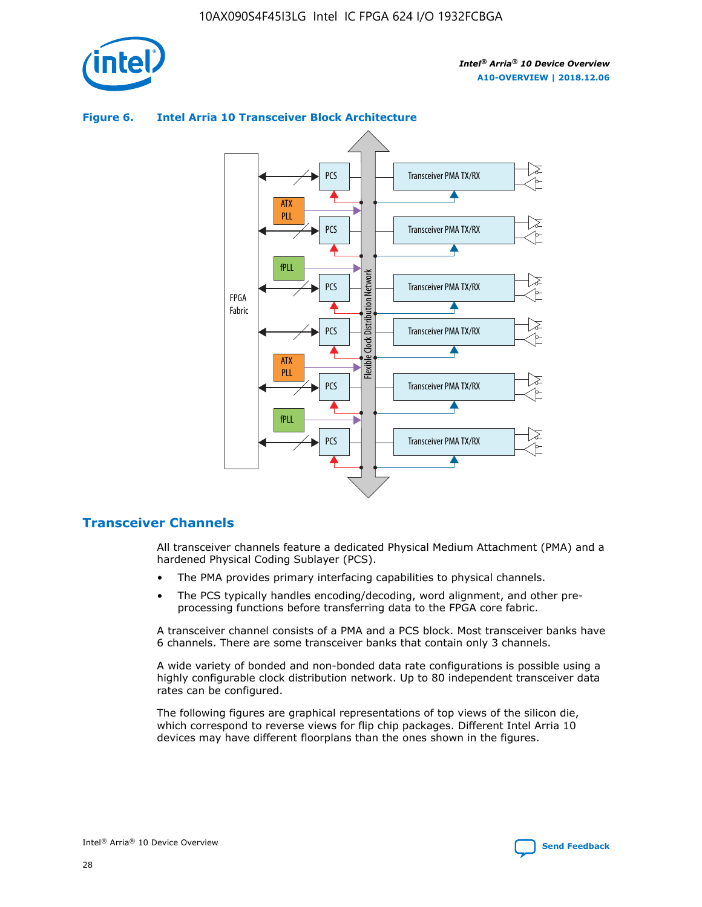**Figure 6. Intel Arria 10 Transceiver Block Architecture**

## Transceiver Channels

All transceiver channels feature a dedicated Physical Medium Attachment (PMA) and a hardened Physical Coding Sublayer (PCS).

- The PMA provides primary interfacing capabilities to physical channels.
- The PCS typically handles encoding/decoding, word alignment, and other pre-processing functions before transferring data to the FPGA core fabric.

A transceiver channel consists of a PMA and a PCS block. Most transceiver banks have 6 channels. There are some transceiver banks that contain only 3 channels.

A wide variety of bonded and non-bonded data rate configurations is possible using a highly configurable clock distribution network. Up to 80 independent transceiver data rates can be configured.

The following figures are graphical representations of top views of the silicon die, which correspond to reverse views for flip chip packages. Different Intel Arria 10 devices may have different floorplans than the ones shown in the figures.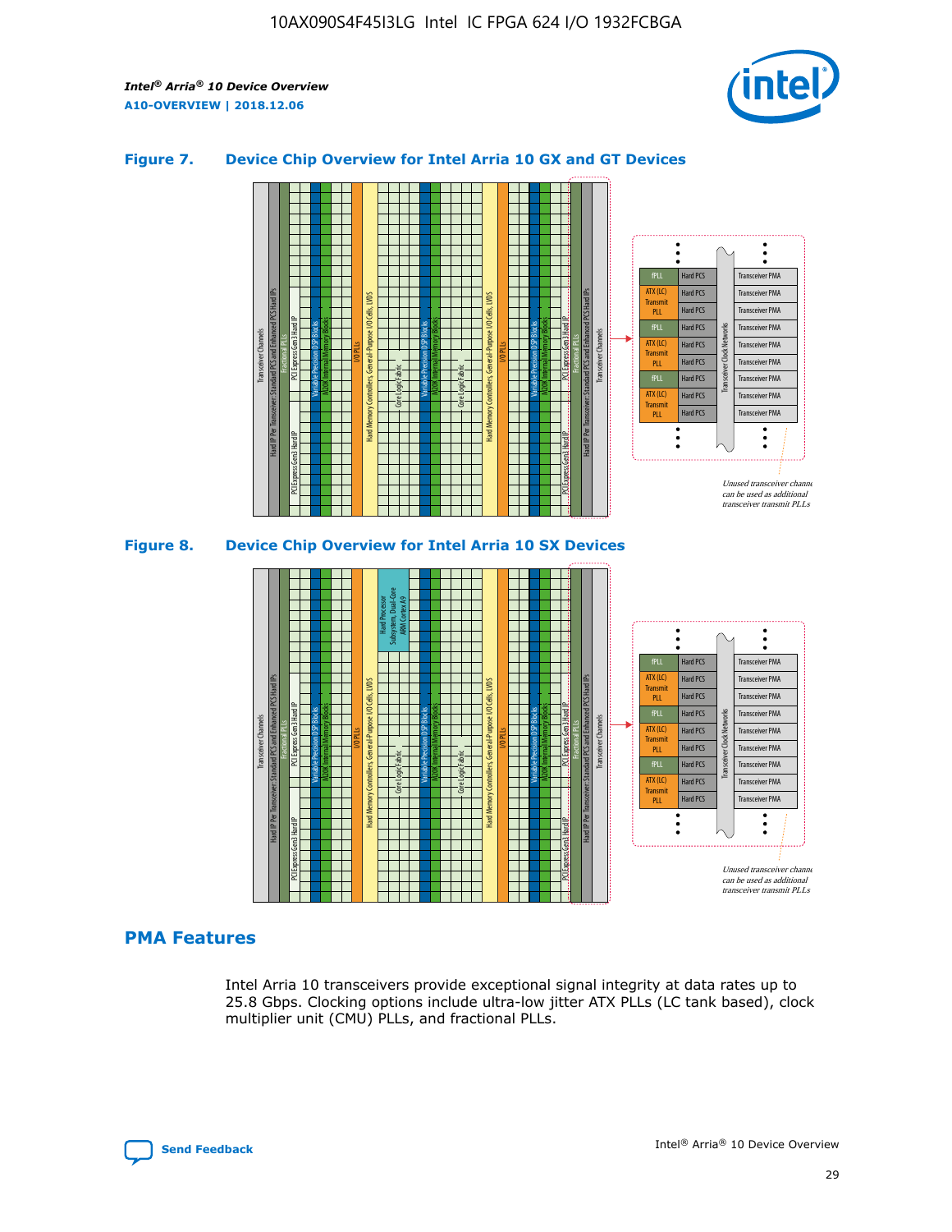## Figure 7. Device Chip Overview for Intel Arria 10 GX and GT Devices

## Figure 8. Device Chip Overview for Intel Arria 10 SX Devices

## PMA Features

Intel Arria 10 transceivers provide exceptional signal integrity at data rates up to 25.8 Gbps. Clocking options include ultra-low jitter ATX PLLs (LC tank based), clock multiplier unit (CMU) PLLs, and fractional PLLs.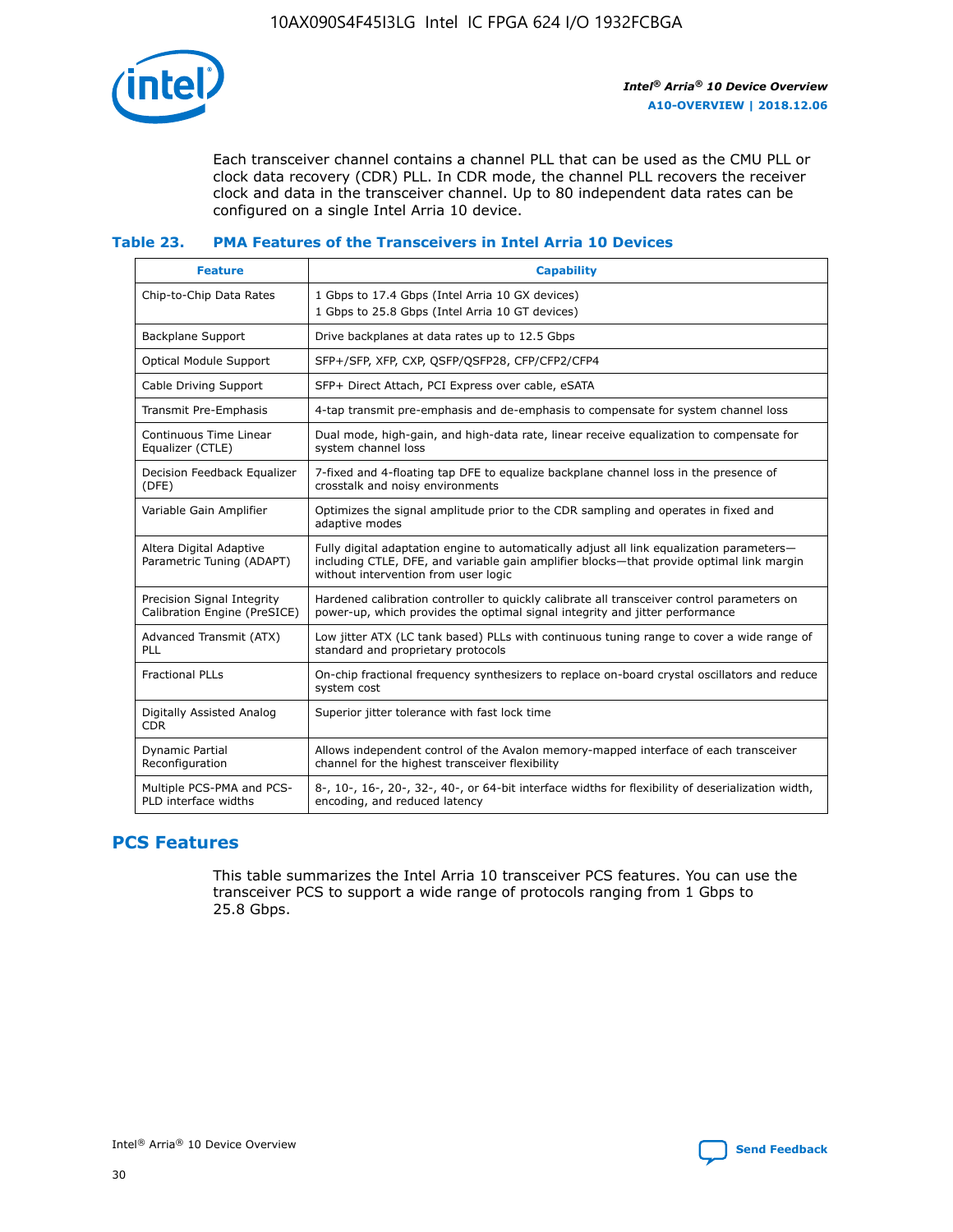Each transceiver channel contains a channel PLL that can be used as the CMU PLL or clock data recovery (CDR) PLL. In CDR mode, the channel PLL recovers the receiver clock and data in the transceiver channel. Up to 80 independent data rates can be configured on a single Intel Arria 10 device.

### Table 23. PMA Features of the Transceivers in Intel Arria 10 Devices

| Feature | Capability |
| --- | --- |
| Chip-to-Chip Data Rates | 1 Gbps to 17.4 Gbps (Intel Arria 10 GX devices)<br>1 Gbps to 25.8 Gbps (Intel Arria 10 GT devices) |
| Backplane Support | Drive backplanes at data rates up to 12.5 Gbps |
| Optical Module Support | SFP+/SFP, XFP, CXP, QSFP/QSFP28, CFP/CFP2/CFP4 |
| Cable Driving Support | SFP+ Direct Attach, PCI Express over cable, eSATA |
| Transmit Pre-Emphasis | 4-tap transmit pre-emphasis and de-emphasis to compensate for system channel loss |
| Continuous Time Linear Equalizer (CTLE) | Dual mode, high-gain, and high-data rate, linear receive equalization to compensate for system channel loss |
| Decision Feedback Equalizer (DFE) | 7-fixed and 4-floating tap DFE to equalize backplane channel loss in the presence of crosstalk and noisy environments |
| Variable Gain Amplifier | Optimizes the signal amplitude prior to the CDR sampling and operates in fixed and adaptive modes |
| Altera Digital Adaptive Parametric Tuning (ADAPT) | Fully digital adaptation engine to automatically adjust all link equalization parameters—including CTLE, DFE, and variable gain amplifier blocks—that provide optimal link margin without intervention from user logic |
| Precision Signal Integrity Calibration Engine (PreSICE) | Hardened calibration controller to quickly calibrate all transceiver control parameters on power-up, which provides the optimal signal integrity and jitter performance |
| Advanced Transmit (ATX) PLL | Low jitter ATX (LC tank based) PLLs with continuous tuning range to cover a wide range of standard and proprietary protocols |
| Fractional PLLs | On-chip fractional frequency synthesizers to replace on-board crystal oscillators and reduce system cost |
| Digitally Assisted Analog CDR | Superior jitter tolerance with fast lock time |
| Dynamic Partial Reconfiguration | Allows independent control of the Avalon memory-mapped interface of each transceiver channel for the highest transceiver flexibility |
| Multiple PCS-PMA and PCS-PLD interface widths | 8-, 10-, 16-, 20-, 32-, 40-, or 64-bit interface widths for flexibility of deserialization width, encoding, and reduced latency |

## PCS Features

This table summarizes the Intel Arria 10 transceiver PCS features. You can use the transceiver PCS to support a wide range of protocols ranging from 1 Gbps to 25.8 Gbps.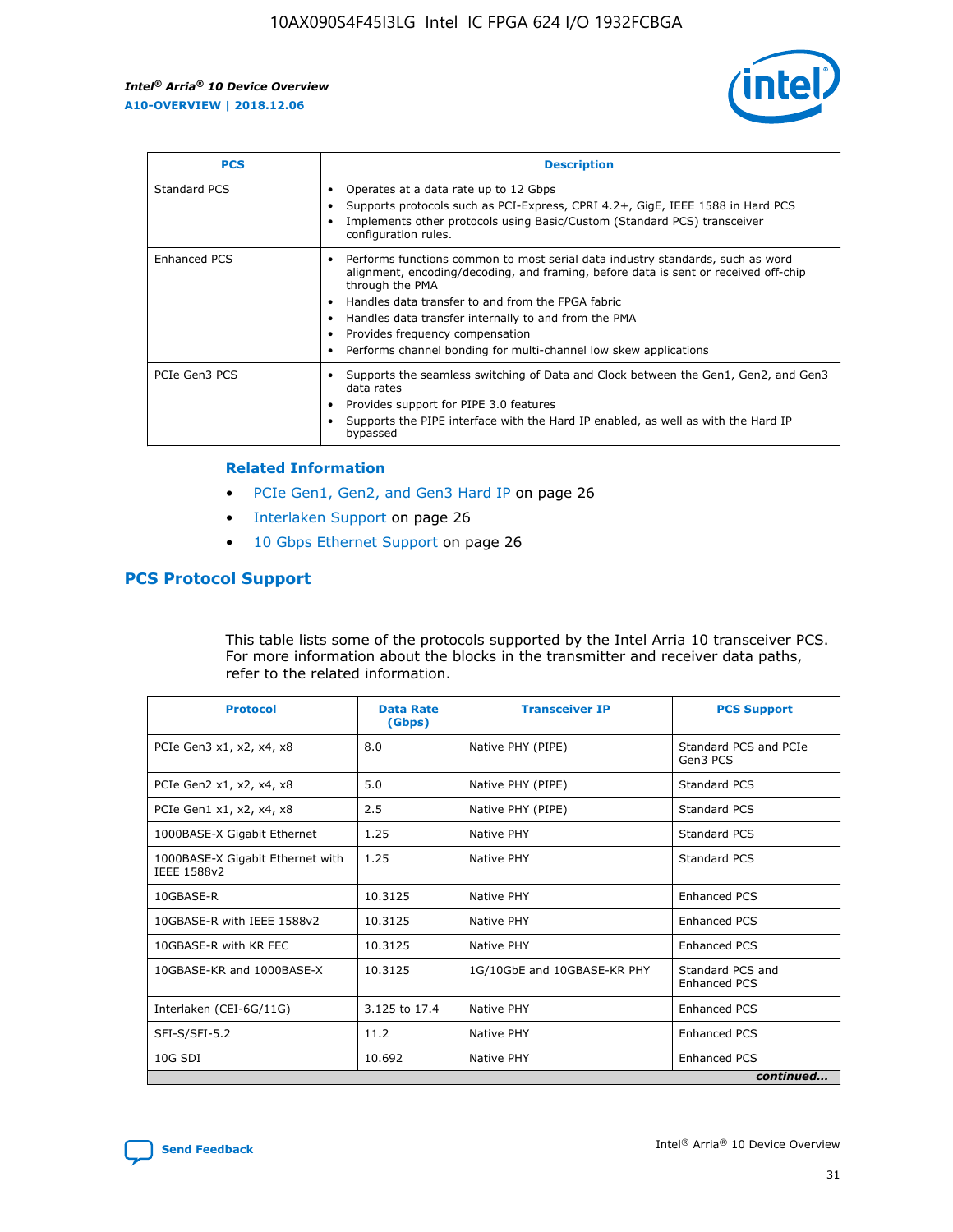| PCS | Description |
| --- | --- |
| Standard PCS | • Operates at a data rate up to 12 Gbps<br>• Supports protocols such as PCI-Express, CPRI 4.2+, GigE, IEEE 1588 in Hard PCS<br>• Implements other protocols using Basic/Custom (Standard PCS) transceiver configuration rules. |
| Enhanced PCS | • Performs functions common to most serial data industry standards, such as word alignment, encoding/decoding, and framing, before data is sent or received off-chip through the PMA<br>• Handles data transfer to and from the FPGA fabric<br>• Handles data transfer internally to and from the PMA<br>• Provides frequency compensation<br>• Performs channel bonding for multi-channel low skew applications |
| PCIe Gen3 PCS | • Supports the seamless switching of Data and Clock between the Gen1, Gen2, and Gen3 data rates<br>• Provides support for PIPE 3.0 features<br>• Supports the PIPE interface with the Hard IP enabled, as well as with the Hard IP bypassed |

**Related Information**

- PCIe Gen1, Gen2, and Gen3 Hard IP on page 26
- Interlaken Support on page 26
- 10 Gbps Ethernet Support on page 26

## PCS Protocol Support

This table lists some of the protocols supported by the Intel Arria 10 transceiver PCS. For more information about the blocks in the transmitter and receiver data paths, refer to the related information.

| Protocol | Data Rate (Gbps) | Transceiver IP | PCS Support |
| --- | --- | --- | --- |
| PCIe Gen3 x1, x2, x4, x8 | 8.0 | Native PHY (PIPE) | Standard PCS and PCIe Gen3 PCS |
| PCIe Gen2 x1, x2, x4, x8 | 5.0 | Native PHY (PIPE) | Standard PCS |
| PCIe Gen1 x1, x2, x4, x8 | 2.5 | Native PHY (PIPE) | Standard PCS |
| 1000BASE-X Gigabit Ethernet | 1.25 | Native PHY | Standard PCS |
| 1000BASE-X Gigabit Ethernet with IEEE 1588v2 | 1.25 | Native PHY | Standard PCS |
| 10GBASE-R | 10.3125 | Native PHY | Enhanced PCS |
| 10GBASE-R with IEEE 1588v2 | 10.3125 | Native PHY | Enhanced PCS |
| 10GBASE-R with KR FEC | 10.3125 | Native PHY | Enhanced PCS |
| 10GBASE-KR and 1000BASE-X | 10.3125 | 1G/10GbE and 10GBASE-KR PHY | Standard PCS and Enhanced PCS |
| Interlaken (CEI-6G/11G) | 3.125 to 17.4 | Native PHY | Enhanced PCS |
| SFI-S/SFI-5.2 | 11.2 | Native PHY | Enhanced PCS |
| 10G SDI | 10.692 | Native PHY | Enhanced PCS |

*continued...*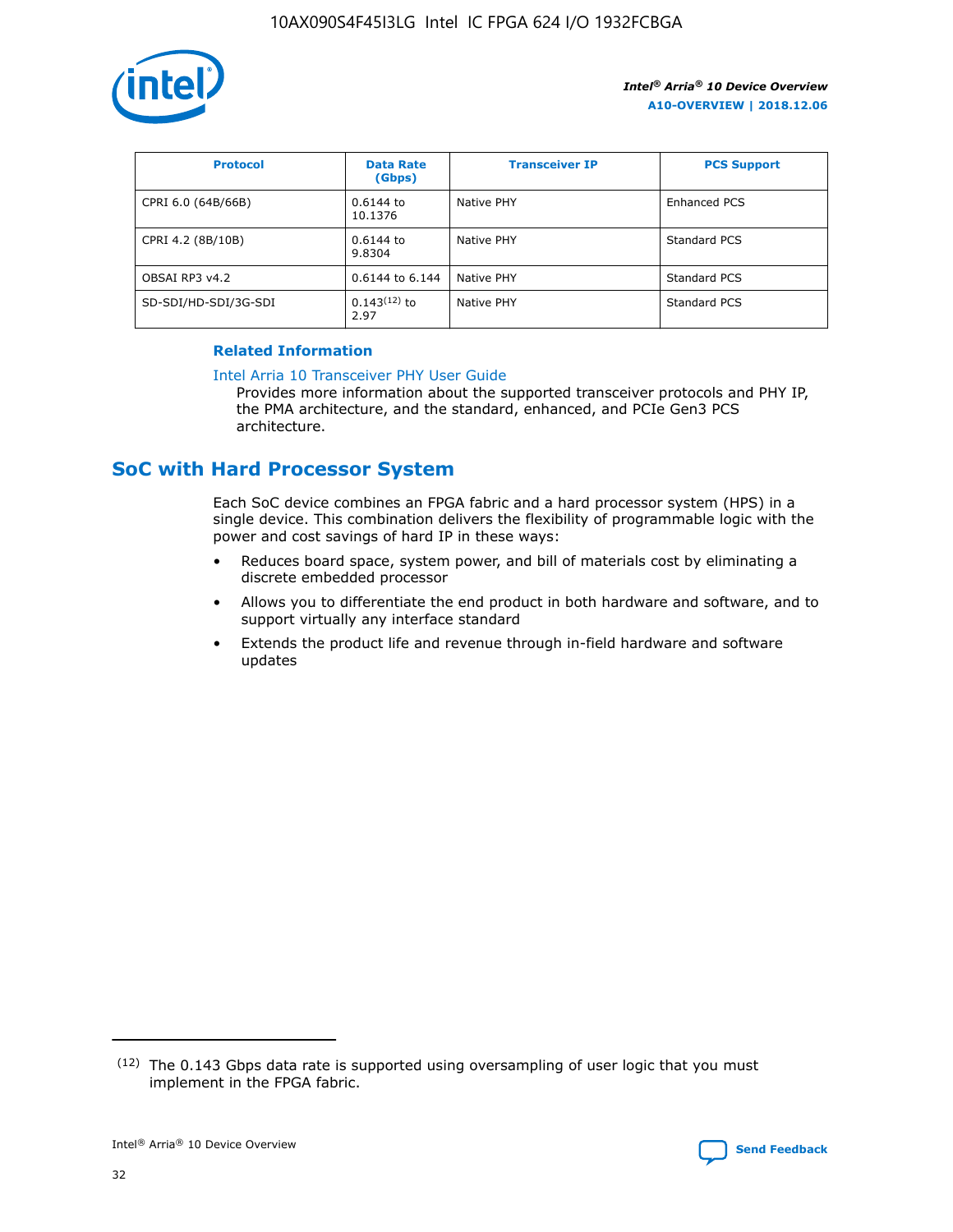| Protocol | Data Rate (Gbps) | Transceiver IP | PCS Support |
|---|---|---|---|
| CPRI 6.0 (64B/66B) | 0.6144 to 10.1376 | Native PHY | Enhanced PCS |
| CPRI 4.2 (8B/10B) | 0.6144 to 9.8304 | Native PHY | Standard PCS |
| OBSAI RP3 v4.2 | 0.6144 to 6.144 | Native PHY | Standard PCS |
| SD-SDI/HD-SDI/3G-SDI | 0.143[12] to 2.97 | Native PHY | Standard PCS |

**Related Information**

Intel Arria 10 Transceiver PHY User Guide

Provides more information about the supported transceiver protocols and PHY IP, the PMA architecture, and the standard, enhanced, and PCIe Gen3 PCS architecture.

## SoC with Hard Processor System

Each SoC device combines an FPGA fabric and a hard processor system (HPS) in a single device. This combination delivers the flexibility of programmable logic with the power and cost savings of hard IP in these ways:

- Reduces board space, system power, and bill of materials cost by eliminating a discrete embedded processor
- Allows you to differentiate the end product in both hardware and software, and to support virtually any interface standard
- Extends the product life and revenue through in-field hardware and software updates

---

[12] The 0.143 Gbps data rate is supported using oversampling of user logic that you must implement in the FPGA fabric.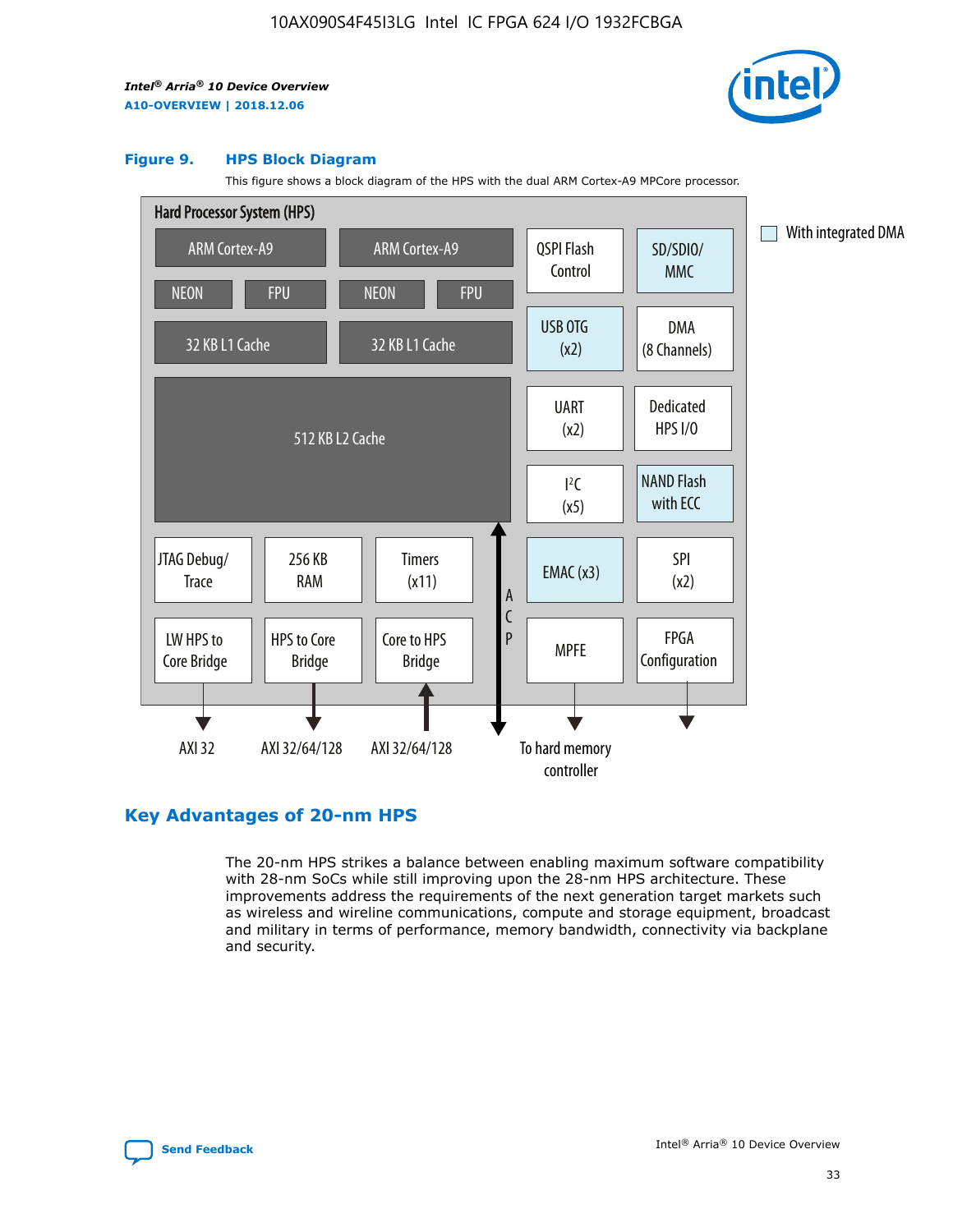**Figure 9. HPS Block Diagram**

This figure shows a block diagram of the HPS with the dual ARM Cortex-A9 MPCore processor.

Hard Processor System (HPS)

- ARM Cortex-A9 (NEON, FPU, 32 KB L1 Cache)
- ARM Cortex-A9 (NEON, FPU, 32 KB L1 Cache)
- 512 KB L2 Cache
- QSPI Flash Control
- SD/SDIO/MMC
- USB OTG (x2)
- DMA (8 Channels)
- UART (x2)
- Dedicated HPS I/O
- $I^2C$ (x5)
- NAND Flash with ECC
- JTAG Debug/Trace
- 256 KB RAM
- Timers (x11)
- EMAC (x3)
- SPI (x2)
- LW HPS to Core Bridge — AXI 32
- HPS to Core Bridge — AXI 32/64/128
- Core to HPS Bridge — AXI 32/64/128
- ACP
- MPFE — To hard memory controller
- FPGA Configuration

With integrated DMA

## Key Advantages of 20-nm HPS

The 20-nm HPS strikes a balance between enabling maximum software compatibility with 28-nm SoCs while still improving upon the 28-nm HPS architecture. These improvements address the requirements of the next generation target markets such as wireless and wireline communications, compute and storage equipment, broadcast and military in terms of performance, memory bandwidth, connectivity via backplane and security.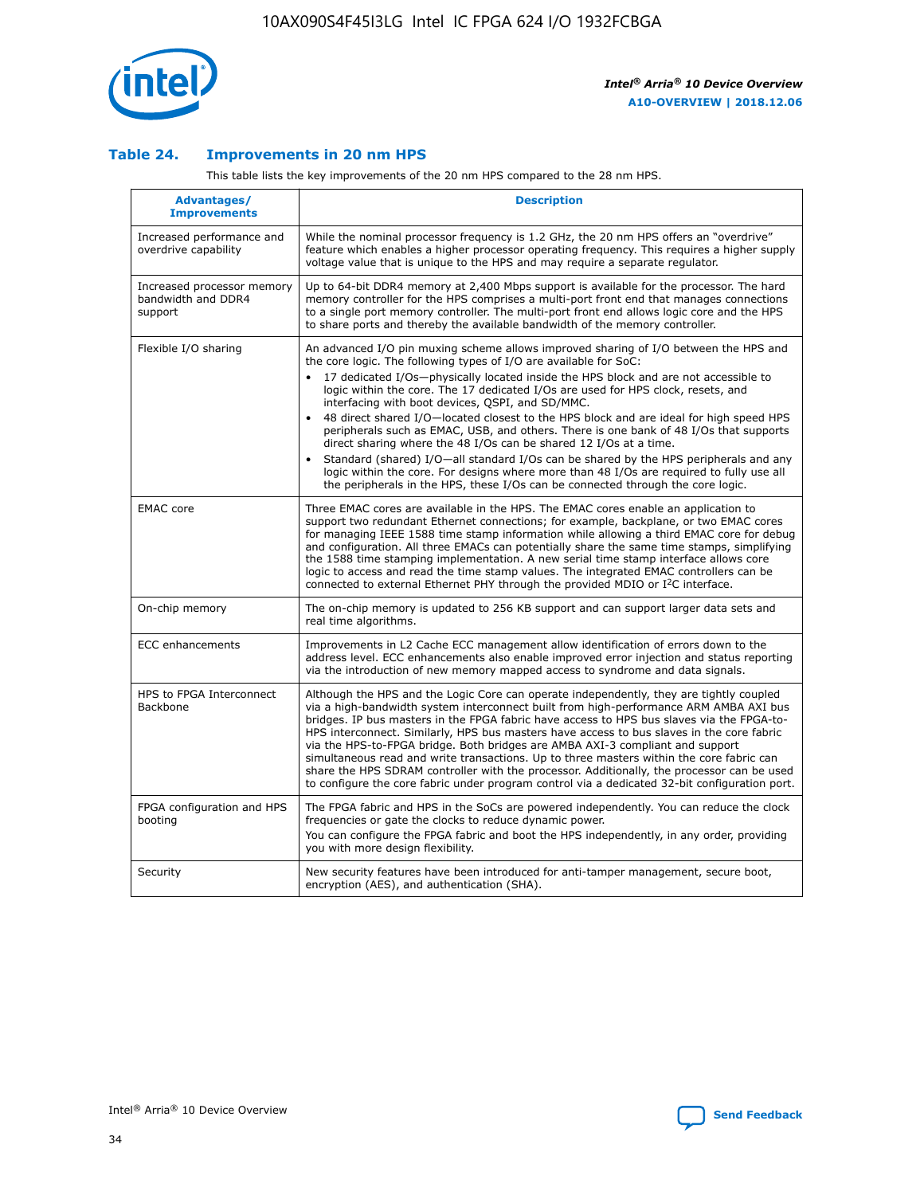### Table 24. Improvements in 20 nm HPS

This table lists the key improvements of the 20 nm HPS compared to the 28 nm HPS.

| Advantages/ Improvements | Description |
| --- | --- |
| Increased performance and overdrive capability | While the nominal processor frequency is 1.2 GHz, the 20 nm HPS offers an "overdrive" feature which enables a higher processor operating frequency. This requires a higher supply voltage value that is unique to the HPS and may require a separate regulator. |
| Increased processor memory bandwidth and DDR4 support | Up to 64-bit DDR4 memory at 2,400 Mbps support is available for the processor. The hard memory controller for the HPS comprises a multi-port front end that manages connections to a single port memory controller. The multi-port front end allows logic core and the HPS to share ports and thereby the available bandwidth of the memory controller. |
| Flexible I/O sharing | An advanced I/O pin muxing scheme allows improved sharing of I/O between the HPS and the core logic. The following types of I/O are available for SoC:<br>• 17 dedicated I/Os—physically located inside the HPS block and are not accessible to logic within the core. The 17 dedicated I/Os are used for HPS clock, resets, and interfacing with boot devices, QSPI, and SD/MMC.<br>• 48 direct shared I/O—located closest to the HPS block and are ideal for high speed HPS peripherals such as EMAC, USB, and others. There is one bank of 48 I/Os that supports direct sharing where the 48 I/Os can be shared 12 I/Os at a time.<br>• Standard (shared) I/O—all standard I/Os can be shared by the HPS peripherals and any logic within the core. For designs where more than 48 I/Os are required to fully use all the peripherals in the HPS, these I/Os can be connected through the core logic. |
| EMAC core | Three EMAC cores are available in the HPS. The EMAC cores enable an application to support two redundant Ethernet connections; for example, backplane, or two EMAC cores for managing IEEE 1588 time stamp information while allowing a third EMAC core for debug and configuration. All three EMACs can potentially share the same time stamps, simplifying the 1588 time stamping implementation. A new serial time stamp interface allows core logic to access and read the time stamp values. The integrated EMAC controllers can be connected to external Ethernet PHY through the provided MDIO or I²C interface. |
| On-chip memory | The on-chip memory is updated to 256 KB support and can support larger data sets and real time algorithms. |
| ECC enhancements | Improvements in L2 Cache ECC management allow identification of errors down to the address level. ECC enhancements also enable improved error injection and status reporting via the introduction of new memory mapped access to syndrome and data signals. |
| HPS to FPGA Interconnect Backbone | Although the HPS and the Logic Core can operate independently, they are tightly coupled via a high-bandwidth system interconnect built from high-performance ARM AMBA AXI bus bridges. IP bus masters in the FPGA fabric have access to HPS bus slaves via the FPGA-to-HPS interconnect. Similarly, HPS bus masters have access to bus slaves in the core fabric via the HPS-to-FPGA bridge. Both bridges are AMBA AXI-3 compliant and support simultaneous read and write transactions. Up to three masters within the core fabric can share the HPS SDRAM controller with the processor. Additionally, the processor can be used to configure the core fabric under program control via a dedicated 32-bit configuration port. |
| FPGA configuration and HPS booting | The FPGA fabric and HPS in the SoCs are powered independently. You can reduce the clock frequencies or gate the clocks to reduce dynamic power.<br>You can configure the FPGA fabric and boot the HPS independently, in any order, providing you with more design flexibility. |
| Security | New security features have been introduced for anti-tamper management, secure boot, encryption (AES), and authentication (SHA). |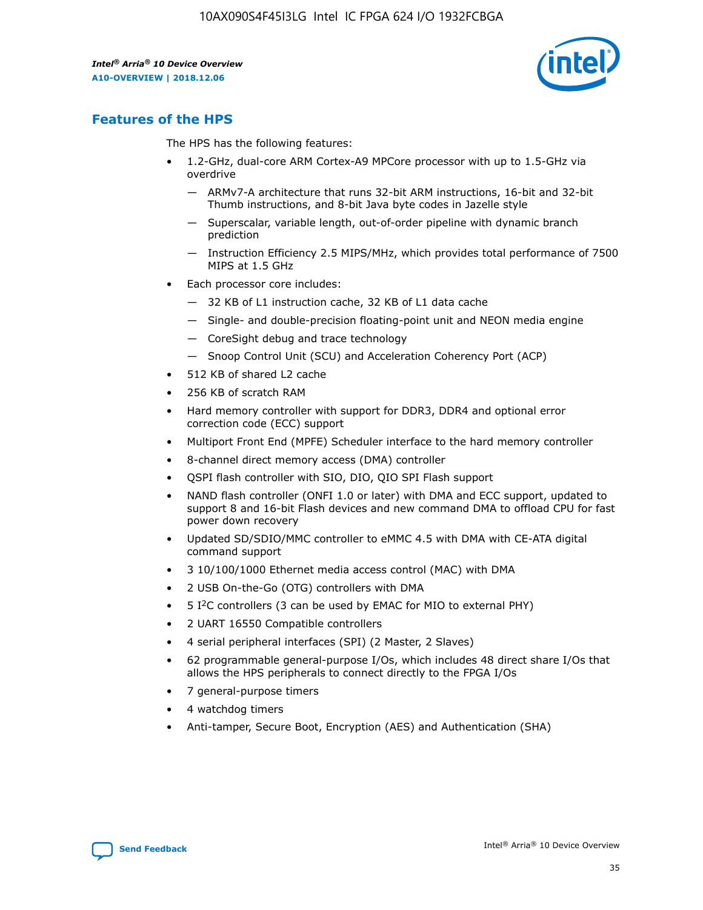## Features of the HPS

The HPS has the following features:

- 1.2-GHz, dual-core ARM Cortex-A9 MPCore processor with up to 1.5-GHz via overdrive
  - — ARMv7-A architecture that runs 32-bit ARM instructions, 16-bit and 32-bit Thumb instructions, and 8-bit Java byte codes in Jazelle style
  - — Superscalar, variable length, out-of-order pipeline with dynamic branch prediction
  - — Instruction Efficiency 2.5 MIPS/MHz, which provides total performance of 7500 MIPS at 1.5 GHz
- Each processor core includes:
  - — 32 KB of L1 instruction cache, 32 KB of L1 data cache
  - — Single- and double-precision floating-point unit and NEON media engine
  - — CoreSight debug and trace technology
  - — Snoop Control Unit (SCU) and Acceleration Coherency Port (ACP)
- 512 KB of shared L2 cache
- 256 KB of scratch RAM
- Hard memory controller with support for DDR3, DDR4 and optional error correction code (ECC) support
- Multiport Front End (MPFE) Scheduler interface to the hard memory controller
- 8-channel direct memory access (DMA) controller
- QSPI flash controller with SIO, DIO, QIO SPI Flash support
- NAND flash controller (ONFI 1.0 or later) with DMA and ECC support, updated to support 8 and 16-bit Flash devices and new command DMA to offload CPU for fast power down recovery
- Updated SD/SDIO/MMC controller to eMMC 4.5 with DMA with CE-ATA digital command support
- 3 10/100/1000 Ethernet media access control (MAC) with DMA
- 2 USB On-the-Go (OTG) controllers with DMA
- 5 I$^2$C controllers (3 can be used by EMAC for MIO to external PHY)
- 2 UART 16550 Compatible controllers
- 4 serial peripheral interfaces (SPI) (2 Master, 2 Slaves)
- 62 programmable general-purpose I/Os, which includes 48 direct share I/Os that allows the HPS peripherals to connect directly to the FPGA I/Os
- 7 general-purpose timers
- 4 watchdog timers
- Anti-tamper, Secure Boot, Encryption (AES) and Authentication (SHA)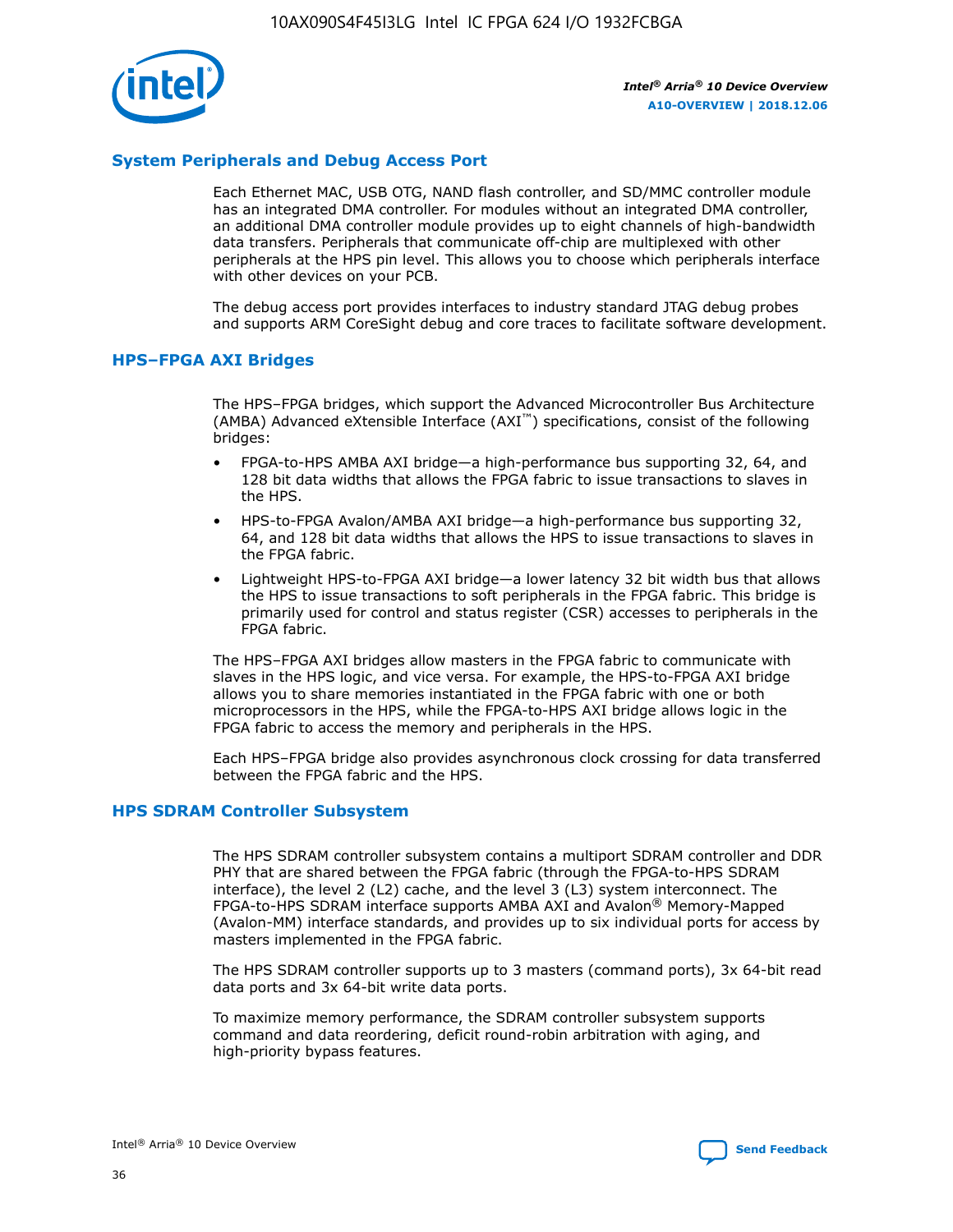## System Peripherals and Debug Access Port

Each Ethernet MAC, USB OTG, NAND flash controller, and SD/MMC controller module has an integrated DMA controller. For modules without an integrated DMA controller, an additional DMA controller module provides up to eight channels of high-bandwidth data transfers. Peripherals that communicate off-chip are multiplexed with other peripherals at the HPS pin level. This allows you to choose which peripherals interface with other devices on your PCB.

The debug access port provides interfaces to industry standard JTAG debug probes and supports ARM CoreSight debug and core traces to facilitate software development.

## HPS–FPGA AXI Bridges

The HPS–FPGA bridges, which support the Advanced Microcontroller Bus Architecture (AMBA) Advanced eXtensible Interface (AXI™) specifications, consist of the following bridges:

- FPGA-to-HPS AMBA AXI bridge—a high-performance bus supporting 32, 64, and 128 bit data widths that allows the FPGA fabric to issue transactions to slaves in the HPS.
- HPS-to-FPGA Avalon/AMBA AXI bridge—a high-performance bus supporting 32, 64, and 128 bit data widths that allows the HPS to issue transactions to slaves in the FPGA fabric.
- Lightweight HPS-to-FPGA AXI bridge—a lower latency 32 bit width bus that allows the HPS to issue transactions to soft peripherals in the FPGA fabric. This bridge is primarily used for control and status register (CSR) accesses to peripherals in the FPGA fabric.

The HPS–FPGA AXI bridges allow masters in the FPGA fabric to communicate with slaves in the HPS logic, and vice versa. For example, the HPS-to-FPGA AXI bridge allows you to share memories instantiated in the FPGA fabric with one or both microprocessors in the HPS, while the FPGA-to-HPS AXI bridge allows logic in the FPGA fabric to access the memory and peripherals in the HPS.

Each HPS–FPGA bridge also provides asynchronous clock crossing for data transferred between the FPGA fabric and the HPS.

## HPS SDRAM Controller Subsystem

The HPS SDRAM controller subsystem contains a multiport SDRAM controller and DDR PHY that are shared between the FPGA fabric (through the FPGA-to-HPS SDRAM interface), the level 2 (L2) cache, and the level 3 (L3) system interconnect. The FPGA-to-HPS SDRAM interface supports AMBA AXI and Avalon® Memory-Mapped (Avalon-MM) interface standards, and provides up to six individual ports for access by masters implemented in the FPGA fabric.

The HPS SDRAM controller supports up to 3 masters (command ports), 3x 64-bit read data ports and 3x 64-bit write data ports.

To maximize memory performance, the SDRAM controller subsystem supports command and data reordering, deficit round-robin arbitration with aging, and high-priority bypass features.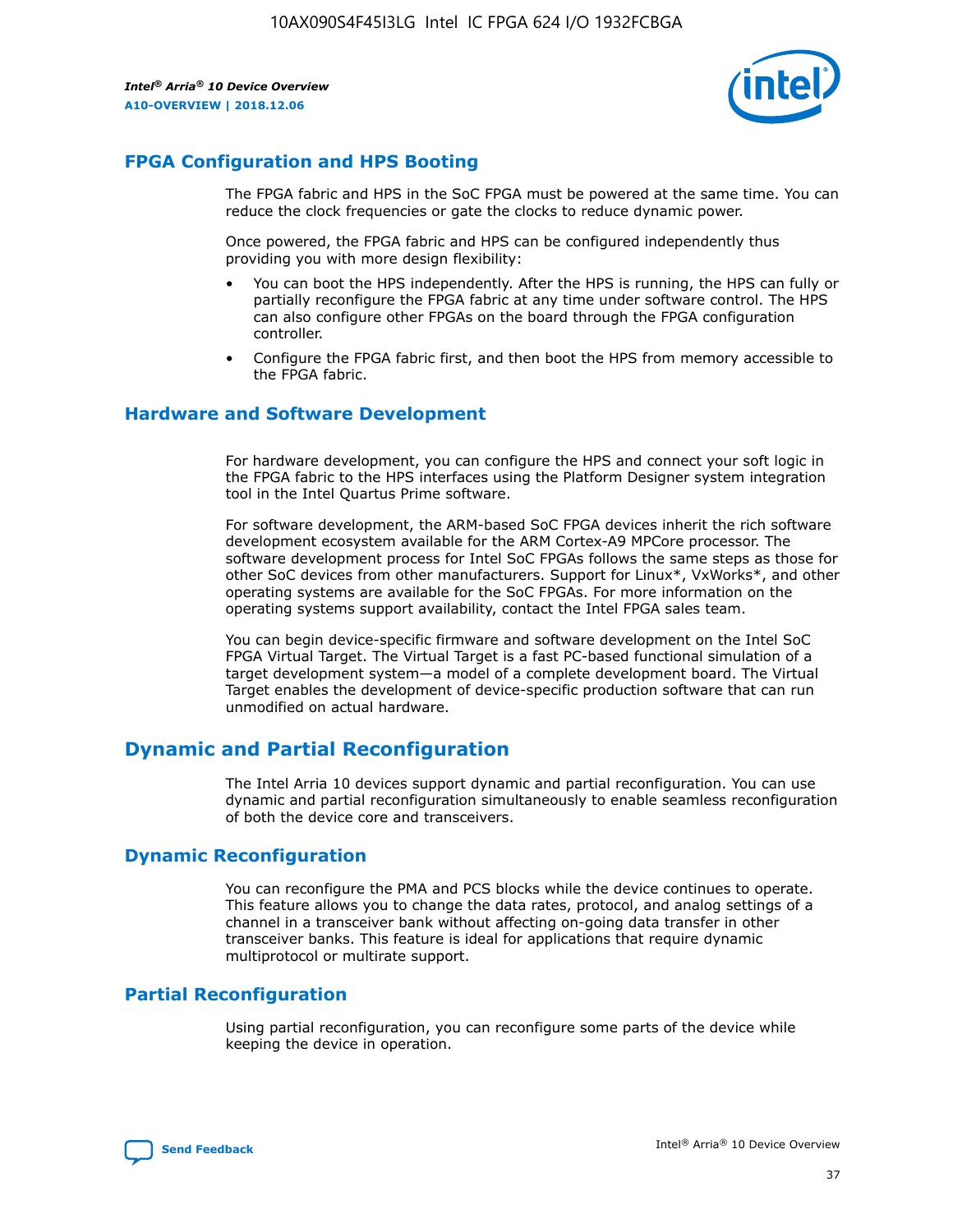## FPGA Configuration and HPS Booting

The FPGA fabric and HPS in the SoC FPGA must be powered at the same time. You can reduce the clock frequencies or gate the clocks to reduce dynamic power.

Once powered, the FPGA fabric and HPS can be configured independently thus providing you with more design flexibility:

- You can boot the HPS independently. After the HPS is running, the HPS can fully or partially reconfigure the FPGA fabric at any time under software control. The HPS can also configure other FPGAs on the board through the FPGA configuration controller.
- Configure the FPGA fabric first, and then boot the HPS from memory accessible to the FPGA fabric.

## Hardware and Software Development

For hardware development, you can configure the HPS and connect your soft logic in the FPGA fabric to the HPS interfaces using the Platform Designer system integration tool in the Intel Quartus Prime software.

For software development, the ARM-based SoC FPGA devices inherit the rich software development ecosystem available for the ARM Cortex-A9 MPCore processor. The software development process for Intel SoC FPGAs follows the same steps as those for other SoC devices from other manufacturers. Support for Linux*, VxWorks*, and other operating systems are available for the SoC FPGAs. For more information on the operating systems support availability, contact the Intel FPGA sales team.

You can begin device-specific firmware and software development on the Intel SoC FPGA Virtual Target. The Virtual Target is a fast PC-based functional simulation of a target development system—a model of a complete development board. The Virtual Target enables the development of device-specific production software that can run unmodified on actual hardware.

# Dynamic and Partial Reconfiguration

The Intel Arria 10 devices support dynamic and partial reconfiguration. You can use dynamic and partial reconfiguration simultaneously to enable seamless reconfiguration of both the device core and transceivers.

## Dynamic Reconfiguration

You can reconfigure the PMA and PCS blocks while the device continues to operate. This feature allows you to change the data rates, protocol, and analog settings of a channel in a transceiver bank without affecting on-going data transfer in other transceiver banks. This feature is ideal for applications that require dynamic multiprotocol or multirate support.

## Partial Reconfiguration

Using partial reconfiguration, you can reconfigure some parts of the device while keeping the device in operation.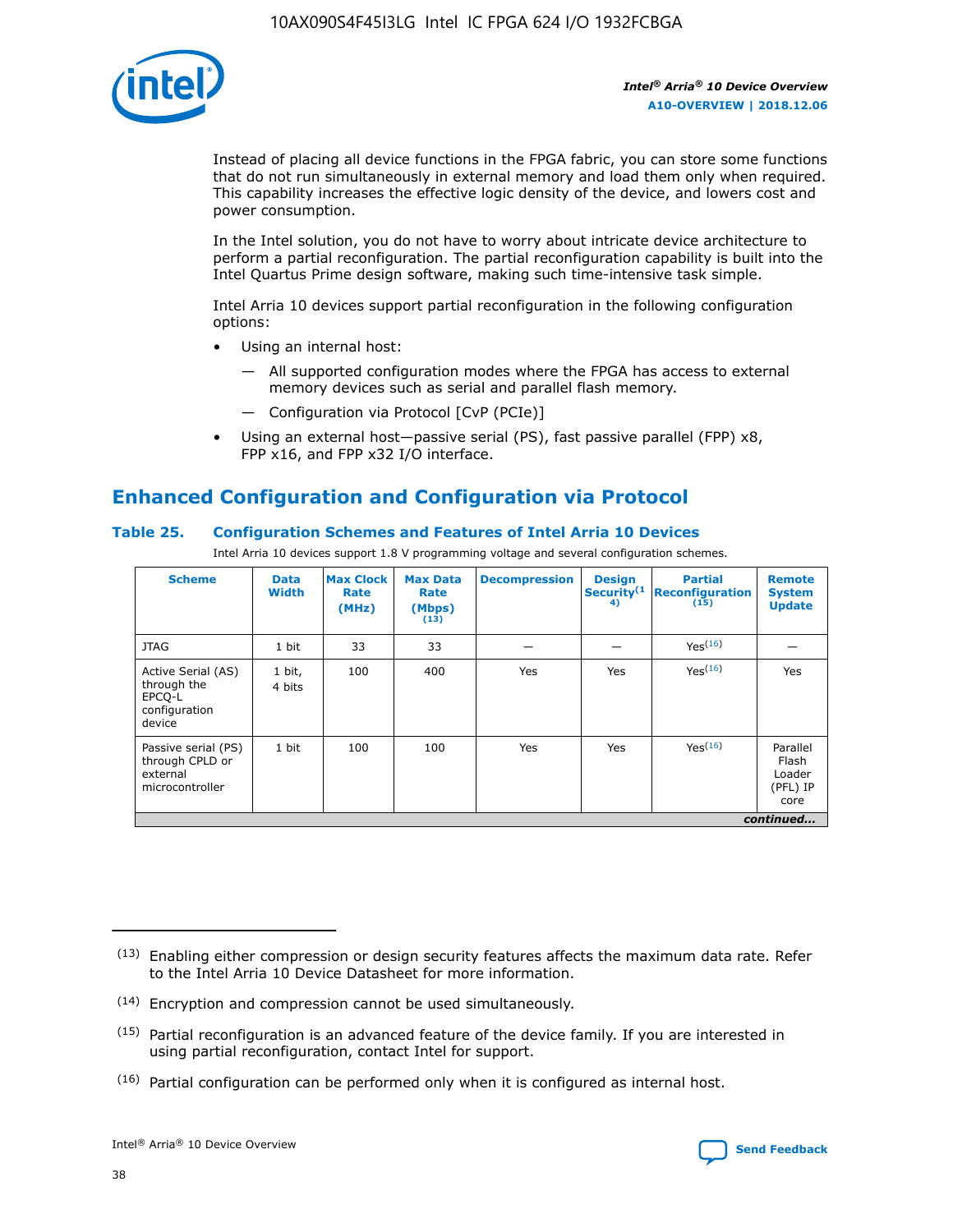Instead of placing all device functions in the FPGA fabric, you can store some functions that do not run simultaneously in external memory and load them only when required. This capability increases the effective logic density of the device, and lowers cost and power consumption.

In the Intel solution, you do not have to worry about intricate device architecture to perform a partial reconfiguration. The partial reconfiguration capability is built into the Intel Quartus Prime design software, making such time-intensive task simple.

Intel Arria 10 devices support partial reconfiguration in the following configuration options:

- Using an internal host:
  - — All supported configuration modes where the FPGA has access to external memory devices such as serial and parallel flash memory.
  - — Configuration via Protocol [CvP (PCIe)]
- Using an external host—passive serial (PS), fast passive parallel (FPP) x8, FPP x16, and FPP x32 I/O interface.

## Enhanced Configuration and Configuration via Protocol

### Table 25. Configuration Schemes and Features of Intel Arria 10 Devices

Intel Arria 10 devices support 1.8 V programming voltage and several configuration schemes.

| Scheme | Data Width | Max Clock Rate (MHz) | Max Data Rate (Mbps) (13) | Decompression | Design Security(14) | Partial Reconfiguration (15) | Remote System Update |
|---|---|---|---|---|---|---|---|
| JTAG | 1 bit | 33 | 33 | — | — | Yes(16) | — |
| Active Serial (AS) through the EPCQ-L configuration device | 1 bit, 4 bits | 100 | 400 | Yes | Yes | Yes(16) | Yes |
| Passive serial (PS) through CPLD or external microcontroller | 1 bit | 100 | 100 | Yes | Yes | Yes(16) | Parallel Flash Loader (PFL) IP core |
| *continued...* | | | | | | | |

(13) Enabling either compression or design security features affects the maximum data rate. Refer to the Intel Arria 10 Device Datasheet for more information.

(14) Encryption and compression cannot be used simultaneously.

(15) Partial reconfiguration is an advanced feature of the device family. If you are interested in using partial reconfiguration, contact Intel for support.

(16) Partial configuration can be performed only when it is configured as internal host.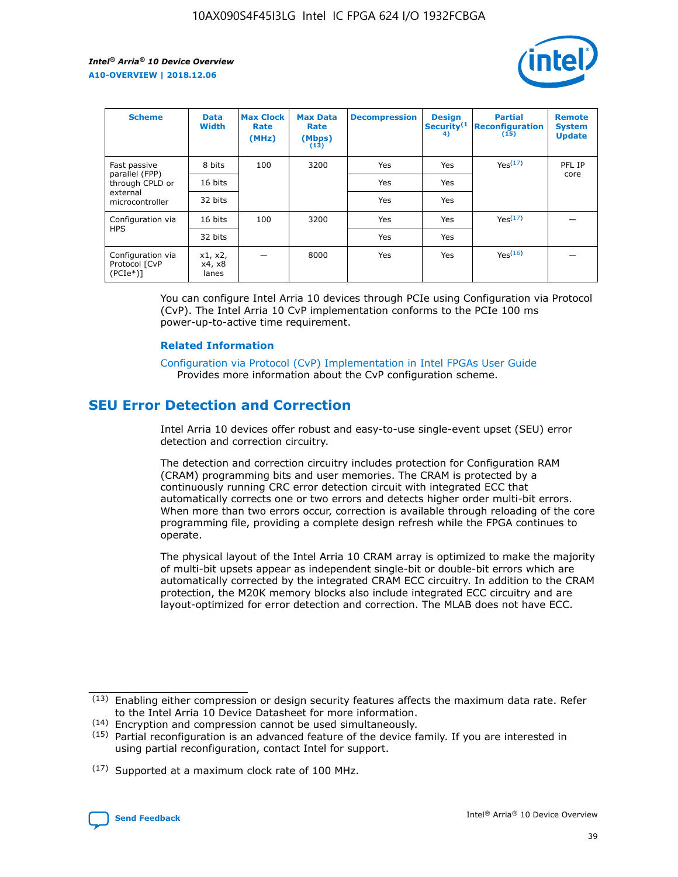| Scheme | Data Width | Max Clock Rate (MHz) | Max Data Rate (Mbps) (13) | Decompression | Design Security (14) | Partial Reconfiguration (15) | Remote System Update |
|---|---|---|---|---|---|---|---|
| Fast passive parallel (FPP) through CPLD or external microcontroller | 8 bits | 100 | 3200 | Yes | Yes | Yes(17) | PFL IP core |
| | 16 bits | | | Yes | Yes | | |
| | 32 bits | | | Yes | Yes | | |
| Configuration via HPS | 16 bits | 100 | 3200 | Yes | Yes | Yes(17) | — |
| | 32 bits | | | Yes | Yes | | |
| Configuration via Protocol [CvP (PCIe*)] | x1, x2, x4, x8 lanes | — | 8000 | Yes | Yes | Yes(16) | — |

You can configure Intel Arria 10 devices through PCIe using Configuration via Protocol (CvP). The Intel Arria 10 CvP implementation conforms to the PCIe 100 ms power-up-to-active time requirement.

### Related Information

Configuration via Protocol (CvP) Implementation in Intel FPGAs User Guide
Provides more information about the CvP configuration scheme.

## SEU Error Detection and Correction

Intel Arria 10 devices offer robust and easy-to-use single-event upset (SEU) error detection and correction circuitry.

The detection and correction circuitry includes protection for Configuration RAM (CRAM) programming bits and user memories. The CRAM is protected by a continuously running CRC error detection circuit with integrated ECC that automatically corrects one or two errors and detects higher order multi-bit errors. When more than two errors occur, correction is available through reloading of the core programming file, providing a complete design refresh while the FPGA continues to operate.

The physical layout of the Intel Arria 10 CRAM array is optimized to make the majority of multi-bit upsets appear as independent single-bit or double-bit errors which are automatically corrected by the integrated CRAM ECC circuitry. In addition to the CRAM protection, the M20K memory blocks also include integrated ECC circuitry and are layout-optimized for error detection and correction. The MLAB does not have ECC.

(13) Enabling either compression or design security features affects the maximum data rate. Refer to the Intel Arria 10 Device Datasheet for more information.

(14) Encryption and compression cannot be used simultaneously.

(15) Partial reconfiguration is an advanced feature of the device family. If you are interested in using partial reconfiguration, contact Intel for support.

(17) Supported at a maximum clock rate of 100 MHz.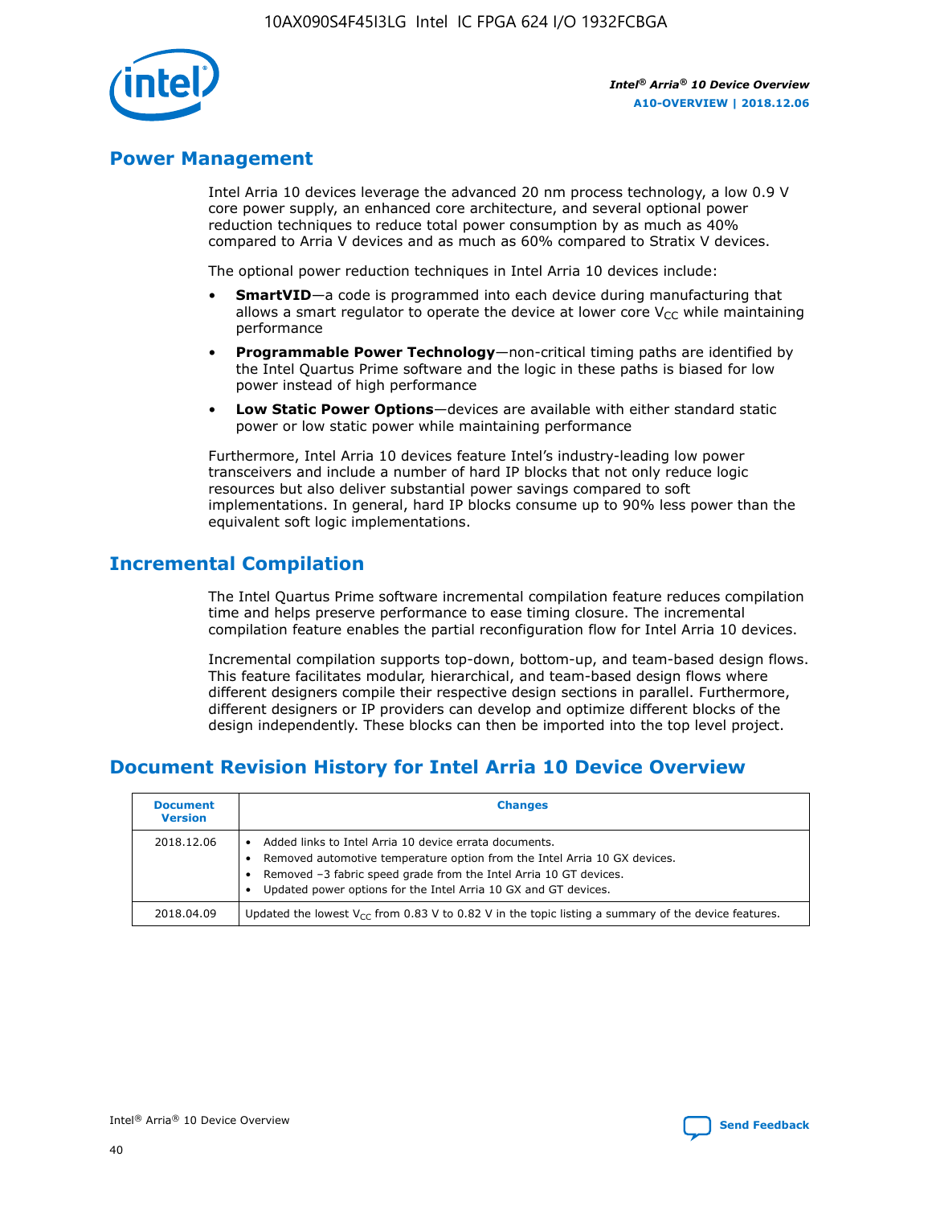## Power Management

Intel Arria 10 devices leverage the advanced 20 nm process technology, a low 0.9 V core power supply, an enhanced core architecture, and several optional power reduction techniques to reduce total power consumption by as much as 40% compared to Arria V devices and as much as 60% compared to Stratix V devices.

The optional power reduction techniques in Intel Arria 10 devices include:

- **SmartVID**—a code is programmed into each device during manufacturing that allows a smart regulator to operate the device at lower core $V_{CC}$ while maintaining performance
- **Programmable Power Technology**—non-critical timing paths are identified by the Intel Quartus Prime software and the logic in these paths is biased for low power instead of high performance
- **Low Static Power Options**—devices are available with either standard static power or low static power while maintaining performance

Furthermore, Intel Arria 10 devices feature Intel's industry-leading low power transceivers and include a number of hard IP blocks that not only reduce logic resources but also deliver substantial power savings compared to soft implementations. In general, hard IP blocks consume up to 90% less power than the equivalent soft logic implementations.

## Incremental Compilation

The Intel Quartus Prime software incremental compilation feature reduces compilation time and helps preserve performance to ease timing closure. The incremental compilation feature enables the partial reconfiguration flow for Intel Arria 10 devices.

Incremental compilation supports top-down, bottom-up, and team-based design flows. This feature facilitates modular, hierarchical, and team-based design flows where different designers compile their respective design sections in parallel. Furthermore, different designers or IP providers can develop and optimize different blocks of the design independently. These blocks can then be imported into the top level project.

## Document Revision History for Intel Arria 10 Device Overview

| Document Version | Changes |
| --- | --- |
| 2018.12.06 | • Added links to Intel Arria 10 device errata documents.<br>• Removed automotive temperature option from the Intel Arria 10 GX devices.<br>• Removed –3 fabric speed grade from the Intel Arria 10 GT devices.<br>• Updated power options for the Intel Arria 10 GX and GT devices. |
| 2018.04.09 | Updated the lowest $V_{CC}$ from 0.83 V to 0.82 V in the topic listing a summary of the device features. |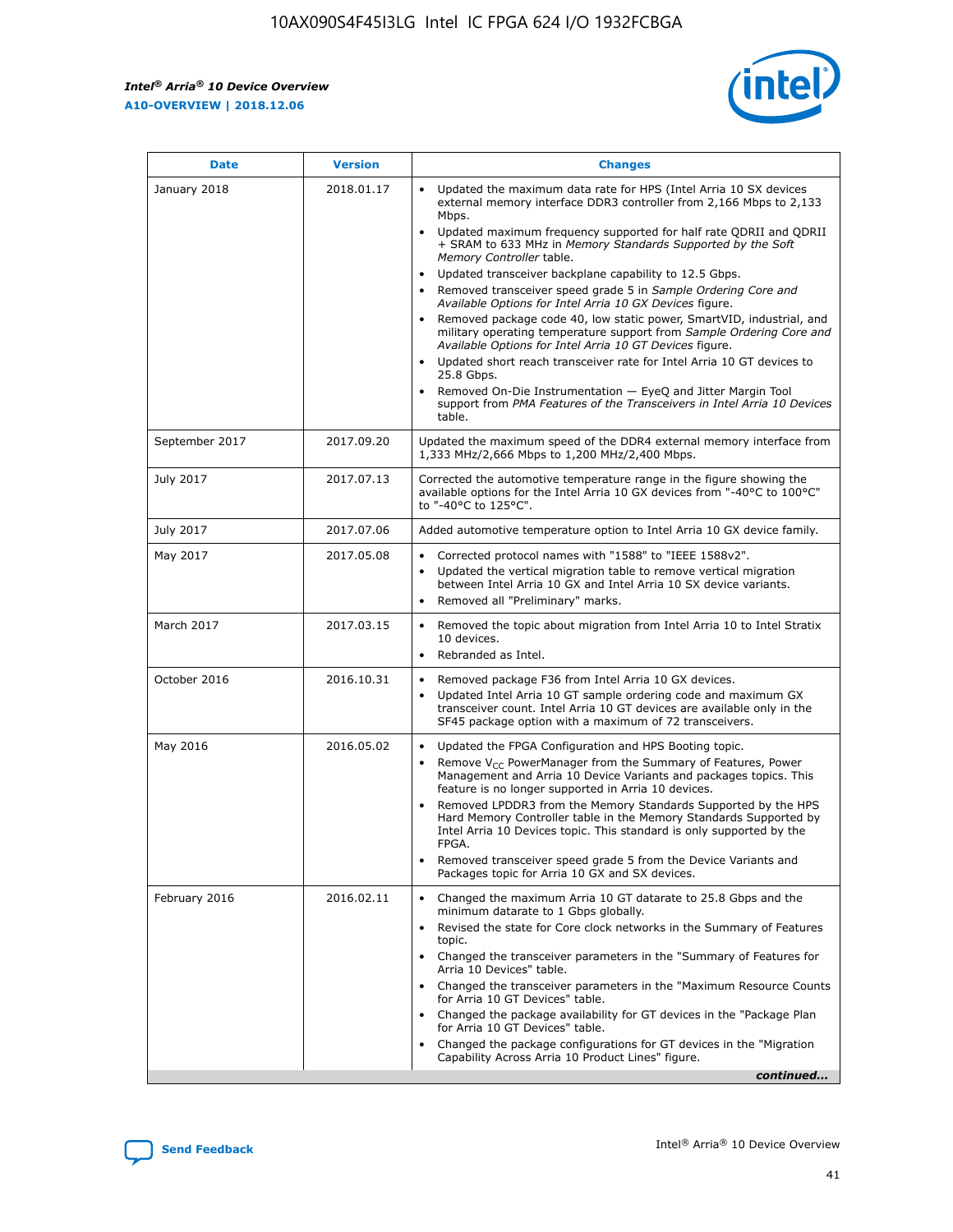| Date | Version | Changes |
| --- | --- | --- |
| January 2018 | 2018.01.17 | • Updated the maximum data rate for HPS (Intel Arria 10 SX devices external memory interface DDR3 controller from 2,166 Mbps to 2,133 Mbps.<br>• Updated maximum frequency supported for half rate QDRII and QDRII + SRAM to 633 MHz in *Memory Standards Supported by the Soft Memory Controller* table.<br>• Updated transceiver backplane capability to 12.5 Gbps.<br>• Removed transceiver speed grade 5 in *Sample Ordering Core and Available Options for Intel Arria 10 GX Devices* figure.<br>• Removed package code 40, low static power, SmartVID, industrial, and military operating temperature support from *Sample Ordering Core and Available Options for Intel Arria 10 GT Devices* figure.<br>• Updated short reach transceiver rate for Intel Arria 10 GT devices to 25.8 Gbps.<br>• Removed On-Die Instrumentation — EyeQ and Jitter Margin Tool support from *PMA Features of the Transceivers in Intel Arria 10 Devices* table. |
| September 2017 | 2017.09.20 | Updated the maximum speed of the DDR4 external memory interface from 1,333 MHz/2,666 Mbps to 1,200 MHz/2,400 Mbps. |
| July 2017 | 2017.07.13 | Corrected the automotive temperature range in the figure showing the available options for the Intel Arria 10 GX devices from "-40°C to 100°C" to "-40°C to 125°C". |
| July 2017 | 2017.07.06 | Added automotive temperature option to Intel Arria 10 GX device family. |
| May 2017 | 2017.05.08 | • Corrected protocol names with "1588" to "IEEE 1588v2".<br>• Updated the vertical migration table to remove vertical migration between Intel Arria 10 GX and Intel Arria 10 SX device variants.<br>• Removed all "Preliminary" marks. |
| March 2017 | 2017.03.15 | • Removed the topic about migration from Intel Arria 10 to Intel Stratix 10 devices.<br>• Rebranded as Intel. |
| October 2016 | 2016.10.31 | • Removed package F36 from Intel Arria 10 GX devices.<br>• Updated Intel Arria 10 GT sample ordering code and maximum GX transceiver count. Intel Arria 10 GT devices are available only in the SF45 package option with a maximum of 72 transceivers. |
| May 2016 | 2016.05.02 | • Updated the FPGA Configuration and HPS Booting topic.<br>• Remove $V_{CC}$ PowerManager from the Summary of Features, Power Management and Arria 10 Device Variants and packages topics. This feature is no longer supported in Arria 10 devices.<br>• Removed LPDDR3 from the Memory Standards Supported by the HPS Hard Memory Controller table in the Memory Standards Supported by Intel Arria 10 Devices topic. This standard is only supported by the FPGA.<br>• Removed transceiver speed grade 5 from the Device Variants and Packages topic for Arria 10 GX and SX devices. |
| February 2016 | 2016.02.11 | • Changed the maximum Arria 10 GT datarate to 25.8 Gbps and the minimum datarate to 1 Gbps globally.<br>• Revised the state for Core clock networks in the Summary of Features topic.<br>• Changed the transceiver parameters in the "Summary of Features for Arria 10 Devices" table.<br>• Changed the transceiver parameters in the "Maximum Resource Counts for Arria 10 GT Devices" table.<br>• Changed the package availability for GT devices in the "Package Plan for Arria 10 GT Devices" table.<br>• Changed the package configurations for GT devices in the "Migration Capability Across Arria 10 Product Lines" figure. |

*continued...*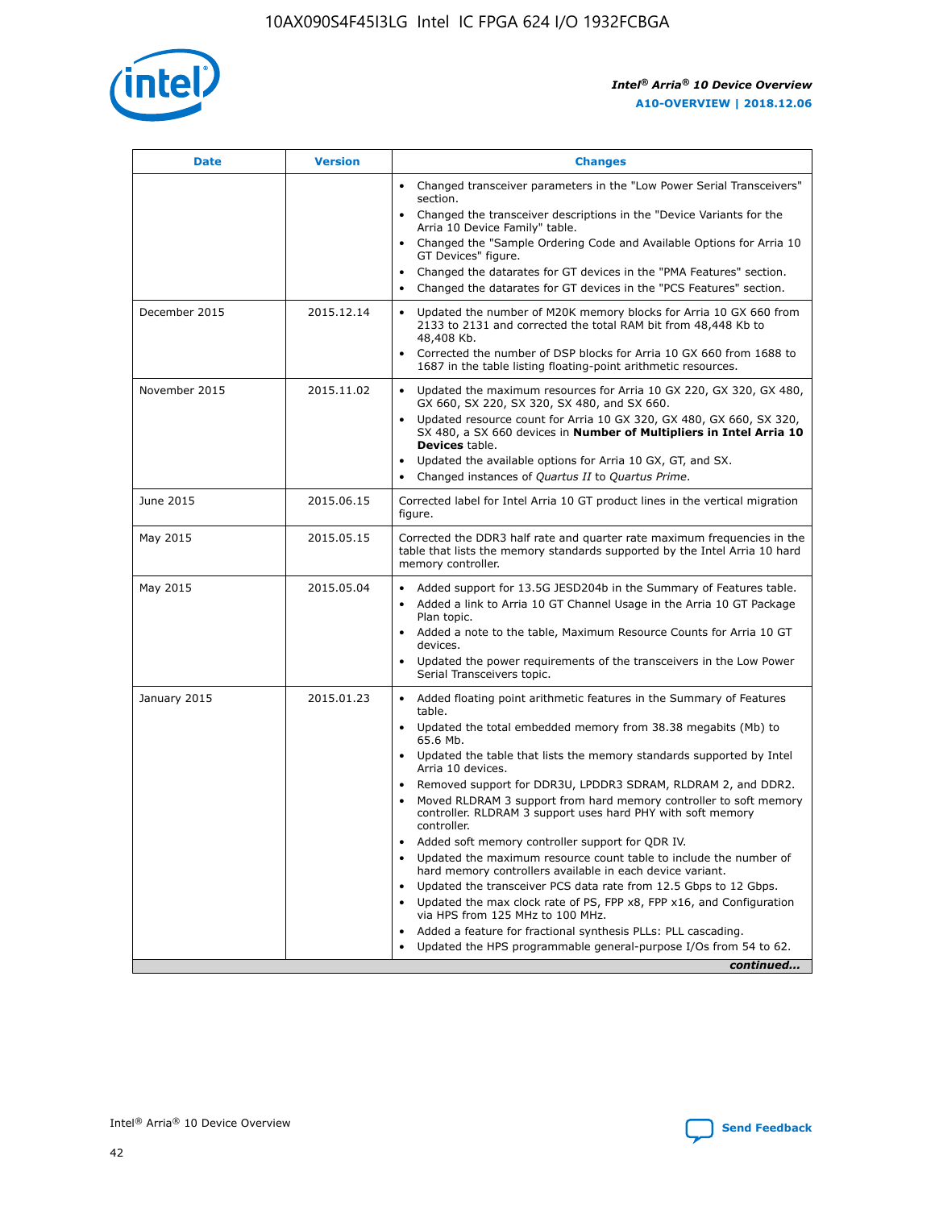| Date | Version | Changes |
| --- | --- | --- |
| | | • Changed transceiver parameters in the "Low Power Serial Transceivers" section.<br>• Changed the transceiver descriptions in the "Device Variants for the Arria 10 Device Family" table.<br>• Changed the "Sample Ordering Code and Available Options for Arria 10 GT Devices" figure.<br>• Changed the datarates for GT devices in the "PMA Features" section.<br>• Changed the datarates for GT devices in the "PCS Features" section. |
| December 2015 | 2015.12.14 | • Updated the number of M20K memory blocks for Arria 10 GX 660 from 2133 to 2131 and corrected the total RAM bit from 48,448 Kb to 48,408 Kb.<br>• Corrected the number of DSP blocks for Arria 10 GX 660 from 1688 to 1687 in the table listing floating-point arithmetic resources. |
| November 2015 | 2015.11.02 | • Updated the maximum resources for Arria 10 GX 220, GX 320, GX 480, GX 660, SX 220, SX 320, SX 480, and SX 660.<br>• Updated resource count for Arria 10 GX 320, GX 480, GX 660, SX 320, SX 480, a SX 660 devices in **Number of Multipliers in Intel Arria 10 Devices** table.<br>• Updated the available options for Arria 10 GX, GT, and SX.<br>• Changed instances of *Quartus II* to *Quartus Prime*. |
| June 2015 | 2015.06.15 | Corrected label for Intel Arria 10 GT product lines in the vertical migration figure. |
| May 2015 | 2015.05.15 | Corrected the DDR3 half rate and quarter rate maximum frequencies in the table that lists the memory standards supported by the Intel Arria 10 hard memory controller. |
| May 2015 | 2015.05.04 | • Added support for 13.5G JESD204b in the Summary of Features table.<br>• Added a link to Arria 10 GT Channel Usage in the Arria 10 GT Package Plan topic.<br>• Added a note to the table, Maximum Resource Counts for Arria 10 GT devices.<br>• Updated the power requirements of the transceivers in the Low Power Serial Transceivers topic. |
| January 2015 | 2015.01.23 | • Added floating point arithmetic features in the Summary of Features table.<br>• Updated the total embedded memory from 38.38 megabits (Mb) to 65.6 Mb.<br>• Updated the table that lists the memory standards supported by Intel Arria 10 devices.<br>• Removed support for DDR3U, LPDDR3 SDRAM, RLDRAM 2, and DDR2.<br>• Moved RLDRAM 3 support from hard memory controller to soft memory controller. RLDRAM 3 support uses hard PHY with soft memory controller.<br>• Added soft memory controller support for QDR IV.<br>• Updated the maximum resource count table to include the number of hard memory controllers available in each device variant.<br>• Updated the transceiver PCS data rate from 12.5 Gbps to 12 Gbps.<br>• Updated the max clock rate of PS, FPP x8, FPP x16, and Configuration via HPS from 125 MHz to 100 MHz.<br>• Added a feature for fractional synthesis PLLs: PLL cascading.<br>• Updated the HPS programmable general-purpose I/Os from 54 to 62. |

*continued...*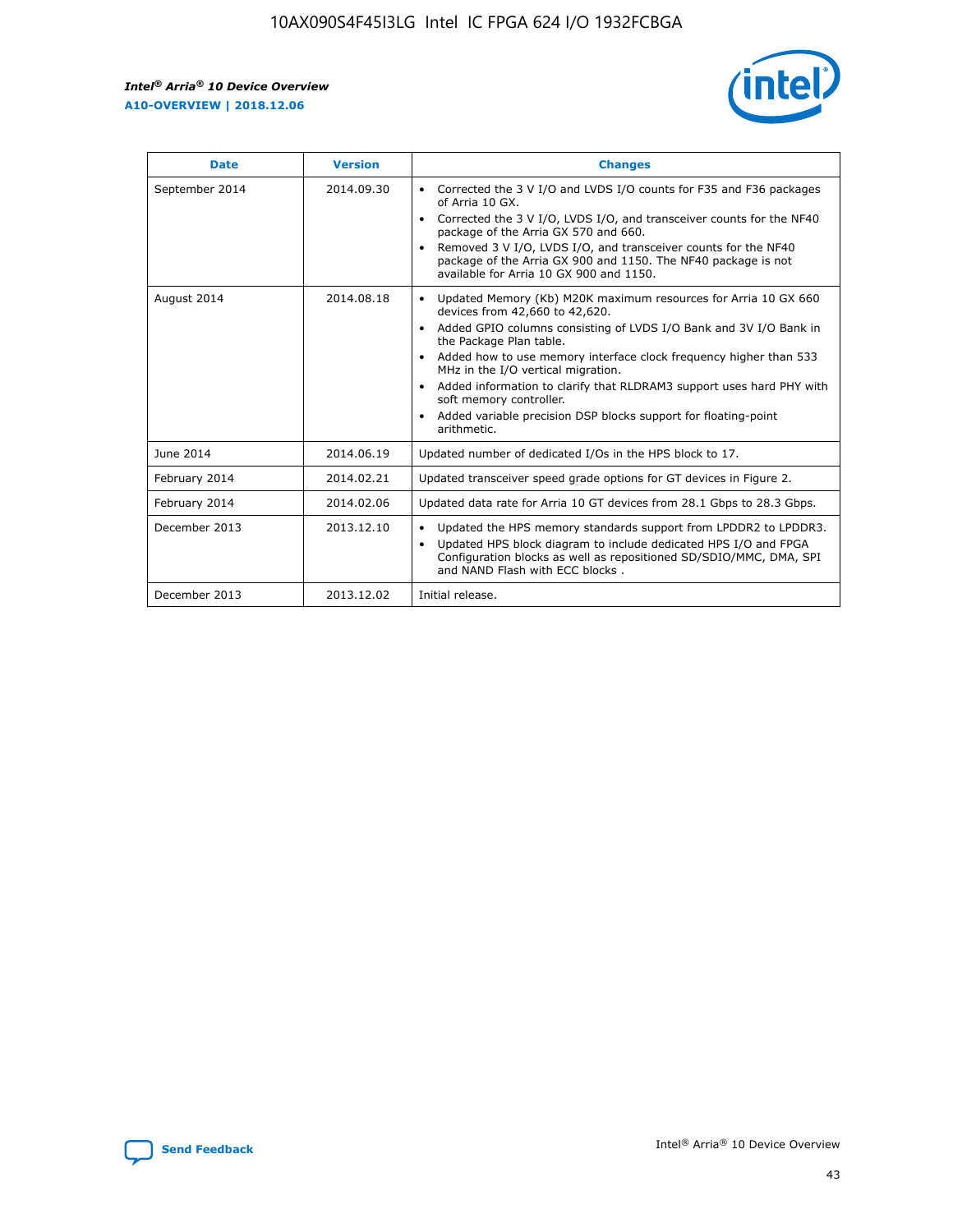| Date | Version | Changes |
| --- | --- | --- |
| September 2014 | 2014.09.30 | • Corrected the 3 V I/O and LVDS I/O counts for F35 and F36 packages of Arria 10 GX.<br>• Corrected the 3 V I/O, LVDS I/O, and transceiver counts for the NF40 package of the Arria GX 570 and 660.<br>• Removed 3 V I/O, LVDS I/O, and transceiver counts for the NF40 package of the Arria GX 900 and 1150. The NF40 package is not available for Arria 10 GX 900 and 1150. |
| August 2014 | 2014.08.18 | • Updated Memory (Kb) M20K maximum resources for Arria 10 GX 660 devices from 42,660 to 42,620.<br>• Added GPIO columns consisting of LVDS I/O Bank and 3V I/O Bank in the Package Plan table.<br>• Added how to use memory interface clock frequency higher than 533 MHz in the I/O vertical migration.<br>• Added information to clarify that RLDRAM3 support uses hard PHY with soft memory controller.<br>• Added variable precision DSP blocks support for floating-point arithmetic. |
| June 2014 | 2014.06.19 | Updated number of dedicated I/Os in the HPS block to 17. |
| February 2014 | 2014.02.21 | Updated transceiver speed grade options for GT devices in Figure 2. |
| February 2014 | 2014.02.06 | Updated data rate for Arria 10 GT devices from 28.1 Gbps to 28.3 Gbps. |
| December 2013 | 2013.12.10 | • Updated the HPS memory standards support from LPDDR2 to LPDDR3.<br>• Updated HPS block diagram to include dedicated HPS I/O and FPGA Configuration blocks as well as repositioned SD/SDIO/MMC, DMA, SPI and NAND Flash with ECC blocks . |
| December 2013 | 2013.12.02 | Initial release. |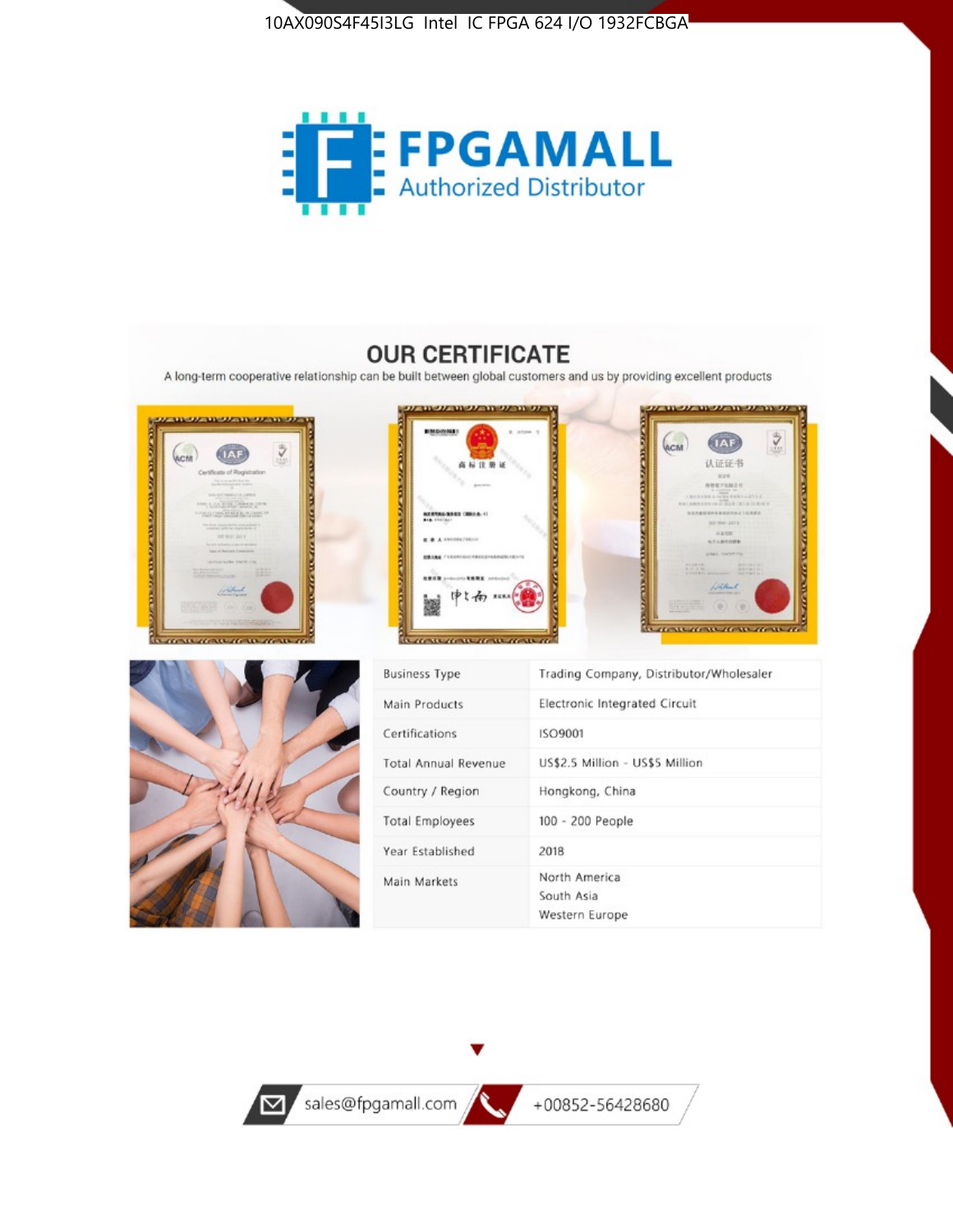FPGAMALL

Authorized Distributor

# OUR CERTIFICATE

A long-term cooperative relationship can be built between global customers and us by providing excellent products

| | |
|---|---|
| Business Type | Trading Company, Distributor/Wholesaler |
| Main Products | Electronic Integrated Circuit |
| Certifications | ISO9001 |
| Total Annual Revenue | US$2.5 Million - US$5 Million |
| Country / Region | Hongkong, China |
| Total Employees | 100 - 200 People |
| Year Established | 2018 |
| Main Markets | North America<br>South Asia<br>Western Europe |

sales@fpgamall.com

+00852-56428680